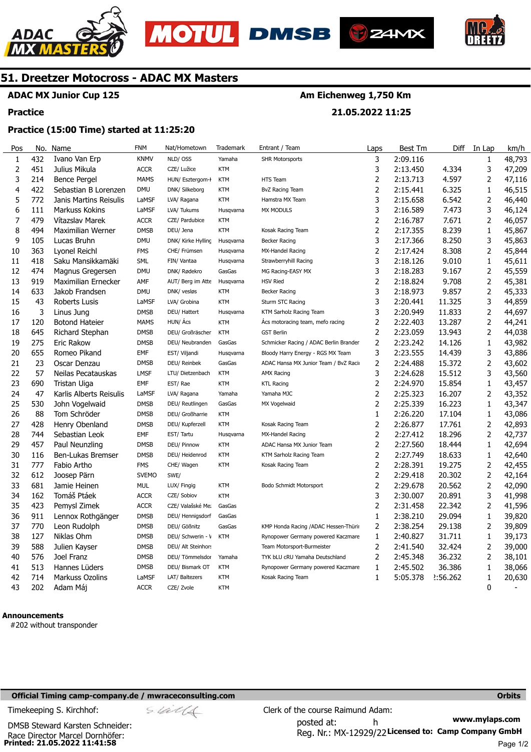# 51. Dreetzer Motocross - ADAC MX Masters

**ADAC MX Junior Cup 125** — **Am Eichenweg 1,750 Km**

**Practice** — **21.05.2022 11:25**

### Practice (15:00 Time) started at 11:25:20

| Pos | No. | Name | FNM | Nat/Hometown | Trademark | Entrant / Team | Laps | Best Tm | Diff | In Lap | km/h |
|---|---|---|---|---|---|---|---|---|---|---|---|
| 1 | 432 | Ivano Van Erp | KNMV | NLD/ OSS | Yamaha | SHR Motorsports | 3 | 2:09.116 | | 1 | 48,793 |
| 2 | 451 | Julius Mikula | ACCR | CZE/ Lužice | KTM | | 3 | 2:13.450 | 4.334 | 3 | 47,209 |
| 3 | 214 | Bence Pergel | MAMS | HUN/ Esztergom-I | KTM | HTS Team | 2 | 2:13.713 | 4.597 | 2 | 47,116 |
| 4 | 422 | Sebastian B Lorenzen | DMU | DNK/ Silkeborg | KTM | BvZ Racing Team | 2 | 2:15.441 | 6.325 | 1 | 46,515 |
| 5 | 772 | Janis Martins Reisulis | LaMSF | LVA/ Ragana | KTM | Hamstra MX Team | 3 | 2:15.658 | 6.542 | 2 | 46,440 |
| 6 | 111 | Markuss Kokins | LaMSF | LVA/ Tukums | Husqvarna | MX MODULS | 3 | 2:16.589 | 7.473 | 3 | 46,124 |
| 7 | 479 | Vítazslav Marek | ACCR | CZE/ Pardubice | KTM | | 2 | 2:16.787 | 7.671 | 2 | 46,057 |
| 8 | 494 | Maximilian Werner | DMSB | DEU/ Jena | KTM | Kosak Racing Team | 2 | 2:17.355 | 8.239 | 1 | 45,867 |
| 9 | 105 | Lucas Bruhn | DMU | DNK/ Kirke Hylling | Husqvarna | Becker Racing | 3 | 2:17.366 | 8.250 | 3 | 45,863 |
| 10 | 363 | Lyonel Reichl | FMS | CHE/ Frümsen | Husqvarna | MX-Handel Racing | 2 | 2:17.424 | 8.308 | 2 | 45,844 |
| 11 | 418 | Saku Mansikkamäki | SML | FIN/ Vantaa | Husqvarna | Strawberryhill Racing | 3 | 2:18.126 | 9.010 | 1 | 45,611 |
| 12 | 474 | Magnus Gregersen | DMU | DNK/ Rødekro | GasGas | MG Racing-EASY MX | 3 | 2:18.283 | 9.167 | 2 | 45,559 |
| 13 | 919 | Maximilian Ernecker | AMF | AUT/ Berg im Atte | Husqvarna | HSV Ried | 2 | 2:18.824 | 9.708 | 2 | 45,381 |
| 14 | 633 | Jakob Frandsen | DMU | DNK/ vesløs | KTM | Becker Racing | 3 | 2:18.973 | 9.857 | 2 | 45,333 |
| 15 | 43 | Roberts Lusis | LaMSF | LVA/ Grobina | KTM | Sturm STC Racing | 3 | 2:20.441 | 11.325 | 3 | 44,859 |
| 16 | 3 | Linus Jung | DMSB | DEU/ Hattert | Husqvarna | KTM Sarholz Racing Team | 3 | 2:20.949 | 11.833 | 2 | 44,697 |
| 17 | 120 | Botond Hateier | MAMS | HUN/ Ács | KTM | Ács motoracing team, mefo racing | 2 | 2:22.403 | 13.287 | 2 | 44,241 |
| 18 | 645 | Richard Stephan | DMSB | DEU/ Großräscher | KTM | GST Berlin | 2 | 2:23.059 | 13.943 | 2 | 44,038 |
| 19 | 275 | Eric Rakow | DMSB | DEU/ Neubranden | GasGas | Schmicker Racing / ADAC Berlin Brander | 2 | 2:23.242 | 14.126 | 1 | 43,982 |
| 20 | 655 | Romeo Pikand | EMF | EST/ Viljandi | Husqvarna | Bloody Harry Energy - RGS MX Team | 3 | 2:23.555 | 14.439 | 3 | 43,886 |
| 21 | 23 | Oscar Denzau | DMSB | DEU/ Reinbek | GasGas | ADAC Hansa MX Junior Team / BvZ Racii | 2 | 2:24.488 | 15.372 | 2 | 43,602 |
| 22 | 57 | Neilas Pecatauskas | LMSF | LTU/ Dietzenbach | KTM | AMX Racing | 3 | 2:24.628 | 15.512 | 3 | 43,560 |
| 23 | 690 | Tristan Uiga | EMF | EST/ Rae | KTM | KTL Racing | 2 | 2:24.970 | 15.854 | 1 | 43,457 |
| 24 | 47 | Karlis Alberts Reisulis | LaMSF | LVA/ Ragana | Yamaha | Yamaha MJC | 2 | 2:25.323 | 16.207 | 2 | 43,352 |
| 25 | 530 | John Vogelwaid | DMSB | DEU/ Reutlingen | GasGas | MX Vogelwaid | 2 | 2:25.339 | 16.223 | 1 | 43,347 |
| 26 | 88 | Tom Schröder | DMSB | DEU/ Großharrie | KTM | | 1 | 2:26.220 | 17.104 | 1 | 43,086 |
| 27 | 428 | Henry Obenland | DMSB | DEU/ Kupferzell | KTM | Kosak Racing Team | 2 | 2:26.877 | 17.761 | 2 | 42,893 |
| 28 | 744 | Sebastian Leok | EMF | EST/ Tartu | Husqvarna | MX-Handel Racing | 2 | 2:27.412 | 18.296 | 2 | 42,737 |
| 29 | 457 | Paul Neunzling | DMSB | DEU/ Pinnow | KTM | ADAC Hansa MX Junior Team | 2 | 2:27.560 | 18.444 | 1 | 42,694 |
| 30 | 116 | Ben-Lukas Bremser | DMSB | DEU/ Heidenrod | KTM | KTM Sarholz Racing Team | 2 | 2:27.749 | 18.633 | 1 | 42,640 |
| 31 | 777 | Fabio Artho | FMS | CHE/ Wagen | KTM | Kosak Racing Team | 2 | 2:28.391 | 19.275 | 2 | 42,455 |
| 32 | 612 | Joosep Pärn | SVEMO | SWE/ | | | 2 | 2:29.418 | 20.302 | 2 | 42,164 |
| 33 | 681 | Jamie Heinen | MUL | LUX/ Fingig | KTM | Bodo Schmidt Motorsport | 2 | 2:29.678 | 20.562 | 2 | 42,090 |
| 34 | 162 | Tomáš Ptáek | ACCR | CZE/ Sobiov | KTM | | 3 | 2:30.007 | 20.891 | 3 | 41,998 |
| 35 | 423 | Pemysl Zimek | ACCR | CZE/ Valašské Me: | GasGas | | 2 | 2:31.458 | 22.342 | 2 | 41,596 |
| 36 | 911 | Lennox Rothgänger | DMSB | DEU/ Hennigsdorf | GasGas | | 1 | 2:38.210 | 29.094 | 1 | 39,820 |
| 37 | 770 | Leon Rudolph | DMSB | DEU/ Gößnitz | GasGas | KMP Honda Racing /ADAC Hessen-Thürir | 2 | 2:38.254 | 29.138 | 2 | 39,809 |
| 38 | 127 | Niklas Ohm | DMSB | DEU/ Schwerin - V | KTM | Rynopower Germany powered Kaczmare | 1 | 2:40.827 | 31.711 | 1 | 39,173 |
| 39 | 588 | Julien Kayser | DMSB | DEU/ Alt Steinhors | | Team Motorsport-Burmeister | 2 | 2:41.540 | 32.424 | 2 | 39,000 |
| 40 | 576 | Joel Franz | DMSB | DEU/ Tömmelsdor | Yamaha | TYK bLU cRU Yamaha Deutschland | 2 | 2:45.348 | 36.232 | 2 | 38,101 |
| 41 | 513 | Hannes Lüders | DMSB | DEU/ Bismark OT | KTM | Rynopower Germany powered Kaczmare | 1 | 2:45.502 | 36.386 | 1 | 38,066 |
| 42 | 714 | Markuss Ozolins | LaMSF | LAT/ Baltezers | KTM | Kosak Racing Team | 1 | 5:05.378 | 2:56.262 | 1 | 20,630 |
| 43 | 202 | Adam Máj | ACCR | CZE/ Zvole | KTM | | | | | 0 | - |

**Announcements**

#202 without transponder

**Official Timing camp-company.de / mwraceconsulting.com** — **Orbits**

Timekeeping S. Kirchhof:

Clerk of the course Raimund Adam:

DMSB Steward Karsten Schneider:

posted at: h

Race Director Marcel Dornhöfer:

Reg. Nr.: MX-12929/22

**www.mylaps.com**

**Licensed to: Camp Company GmbH**

**Printed: 21.05.2022 11:41:58**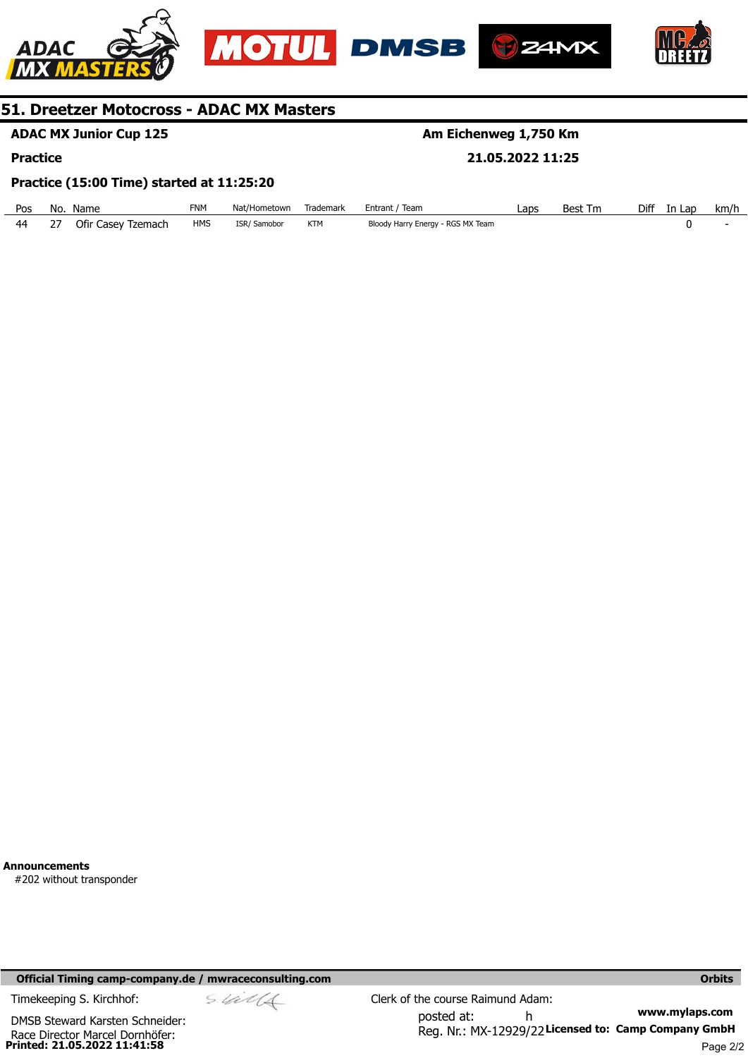## 51. Dreetzer Motocross - ADAC MX Masters

**ADAC MX Junior Cup 125** — **Am Eichenweg 1,750 Km**

**Practice** — **21.05.2022 11:25**

**Practice (15:00 Time) started at 11:25:20**

| Pos | No. | Name | FNM | Nat/Hometown | Trademark | Entrant / Team | Laps | Best Tm | Diff | In Lap | km/h |
|---|---|---|---|---|---|---|---|---|---|---|---|
| 44 | 27 | Ofir Casey Tzemach | HMS | ISR/ Samobor | KTM | Bloody Harry Energy - RGS MX Team | | | | 0 | - |

**Announcements**

#202 without transponder

**Official Timing camp-company.de / mwraceconsulting.com** — **Orbits**

Timekeeping S. Kirchhof:

Clerk of the course Raimund Adam:

DMSB Steward Karsten Schneider:

posted at: h

Race Director Marcel Dornhöfer:

Reg. Nr.: MX-12929/22

**www.mylaps.com**

**Licensed to: Camp Company GmbH**

**Printed: 21.05.2022 11:41:58**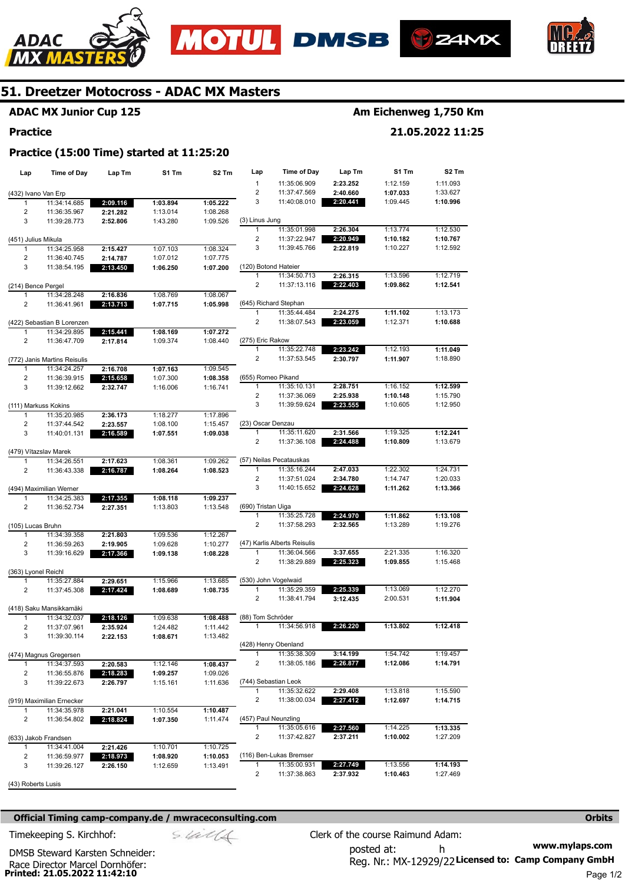# 51. Dreetzer Motocross - ADAC MX Masters

**ADAC MX Junior Cup 125** — **Am Eichenweg 1,750 Km**

**Practice** — **21.05.2022 11:25**

## Practice (15:00 Time) started at 11:25:20

| Lap | Time of Day | Lap Tm | S1 Tm | S2 Tm |
|---|---|---|---|---|
| **(432) Ivano Van Erp** | | | | |
| 1 | 11:34:14.685 | **2:09.116** | **1:03.894** | **1:05.222** |
| 2 | 11:36:35.967 | 2:21.282 | 1:13.014 | 1:08.268 |
| 3 | 11:39:28.773 | 2:52.806 | 1:43.280 | 1:09.526 |
| **(451) Julius Mikula** | | | | |
| 1 | 11:34:25.958 | 2:15.427 | 1:07.103 | 1:08.324 |
| 2 | 11:36:40.745 | 2:14.787 | 1:07.012 | 1:07.775 |
| 3 | 11:38:54.195 | **2:13.450** | **1:06.250** | **1:07.200** |
| **(214) Bence Pergel** | | | | |
| 1 | 11:34:28.248 | 2:16.836 | 1:08.769 | 1:08.067 |
| 2 | 11:36:41.961 | **2:13.713** | **1:07.715** | **1:05.998** |
| **(422) Sebastian B Lorenzen** | | | | |
| 1 | 11:34:29.895 | **2:15.441** | **1:08.169** | **1:07.272** |
| 2 | 11:36:47.709 | 2:17.814 | 1:09.374 | 1:08.440 |
| **(772) Janis Martins Reisulis** | | | | |
| 1 | 11:34:24.257 | 2:16.708 | **1:07.163** | 1:09.545 |
| 2 | 11:36:39.915 | **2:15.658** | 1:07.300 | **1:08.358** |
| 3 | 11:39:12.662 | 2:32.747 | 1:16.006 | 1:16.741 |
| **(111) Markuss Kokins** | | | | |
| 1 | 11:35:20.985 | 2:36.173 | 1:18.277 | 1:17.896 |
| 2 | 11:37:44.542 | 2:23.557 | 1:08.100 | 1:15.457 |
| 3 | 11:40:01.131 | **2:16.589** | **1:07.551** | **1:09.038** |
| **(479) Vítazslav Marek** | | | | |
| 1 | 11:34:26.551 | 2:17.623 | 1:08.361 | 1:09.262 |
| 2 | 11:36:43.338 | **2:16.787** | **1:08.264** | **1:08.523** |
| **(494) Maximilian Werner** | | | | |
| 1 | 11:34:25.383 | **2:17.355** | **1:08.118** | **1:09.237** |
| 2 | 11:36:52.734 | 2:27.351 | 1:13.803 | 1:13.548 |
| **(105) Lucas Bruhn** | | | | |
| 1 | 11:34:39.358 | 2:21.803 | 1:09.536 | 1:12.267 |
| 2 | 11:36:59.263 | 2:19.905 | 1:09.628 | 1:10.277 |
| 3 | 11:39:16.629 | **2:17.366** | **1:09.138** | **1:08.228** |
| **(363) Lyonel Reichl** | | | | |
| 1 | 11:35:27.884 | 2:29.651 | 1:15.966 | 1:13.685 |
| 2 | 11:37:45.308 | **2:17.424** | **1:08.689** | **1:08.735** |
| **(418) Saku Mansikkamäki** | | | | |
| 1 | 11:34:32.037 | **2:18.126** | 1:09.638 | **1:08.488** |
| 2 | 11:37:07.961 | 2:35.924 | 1:24.482 | 1:11.442 |
| 3 | 11:39:30.114 | 2:22.153 | **1:08.671** | 1:13.482 |
| **(474) Magnus Gregersen** | | | | |
| 1 | 11:34:37.593 | 2:20.583 | 1:12.146 | **1:08.437** |
| 2 | 11:36:55.876 | **2:18.283** | **1:09.257** | 1:09.026 |
| 3 | 11:39:22.673 | 2:26.797 | 1:15.161 | 1:11.636 |
| **(919) Maximilian Ernecker** | | | | |
| 1 | 11:34:35.978 | 2:21.041 | 1:10.554 | **1:10.487** |
| 2 | 11:36:54.802 | **2:18.824** | **1:07.350** | 1:11.474 |
| **(633) Jakob Frandsen** | | | | |
| 1 | 11:34:41.004 | 2:21.426 | 1:10.701 | 1:10.725 |
| 2 | 11:36:59.977 | **2:18.973** | **1:08.920** | **1:10.053** |
| 3 | 11:39:26.127 | 2:26.150 | 1:12.659 | 1:13.491 |
| **(43) Roberts Lusis** | | | | |
| 1 | 11:35:06.909 | 2:23.252 | 1:12.159 | 1:11.093 |
| 2 | 11:37:47.569 | 2:40.660 | **1:07.033** | 1:33.627 |
| 3 | 11:40:08.010 | **2:20.441** | 1:09.445 | **1:10.996** |
| **(3) Linus Jung** | | | | |
| 1 | 11:35:01.998 | 2:26.304 | 1:13.774 | 1:12.530 |
| 2 | 11:37:22.947 | **2:20.949** | **1:10.182** | **1:10.767** |
| 3 | 11:39:45.766 | 2:22.819 | 1:10.227 | 1:12.592 |
| **(120) Botond Hateier** | | | | |
| 1 | 11:34:50.713 | 2:26.315 | 1:13.596 | 1:12.719 |
| 2 | 11:37:13.116 | **2:22.403** | **1:09.862** | **1:12.541** |
| **(645) Richard Stephan** | | | | |
| 1 | 11:35:44.484 | 2:24.275 | **1:11.102** | 1:13.173 |
| 2 | 11:38:07.543 | **2:23.059** | 1:12.371 | **1:10.688** |
| **(275) Eric Rakow** | | | | |
| 1 | 11:35:22.748 | **2:23.242** | 1:12.193 | **1:11.049** |
| 2 | 11:37:53.545 | 2:30.797 | **1:11.907** | 1:18.890 |
| **(655) Romeo Pikand** | | | | |
| 1 | 11:35:10.131 | 2:28.751 | 1:16.152 | **1:12.599** |
| 2 | 11:37:36.069 | 2:25.938 | **1:10.148** | 1:15.790 |
| 3 | 11:39:59.624 | **2:23.555** | 1:10.605 | 1:12.950 |
| **(23) Oscar Denzau** | | | | |
| 1 | 11:35:11.620 | 2:31.566 | 1:19.325 | **1:12.241** |
| 2 | 11:37:36.108 | **2:24.488** | **1:10.809** | 1:13.679 |
| **(57) Neilas Pecatauskas** | | | | |
| 1 | 11:35:16.244 | 2:47.033 | 1:22.302 | 1:24.731 |
| 2 | 11:37:51.024 | 2:34.780 | 1:14.747 | 1:20.033 |
| 3 | 11:40:15.652 | **2:24.628** | **1:11.262** | **1:13.366** |
| **(690) Tristan Uiga** | | | | |
| 1 | 11:35:25.728 | **2:24.970** | **1:11.862** | **1:13.108** |
| 2 | 11:37:58.293 | 2:32.565 | 1:13.289 | 1:19.276 |
| **(47) Karlis Alberts Reisulis** | | | | |
| 1 | 11:36:04.566 | 3:37.655 | 2:21.335 | 1:16.320 |
| 2 | 11:38:29.889 | **2:25.323** | **1:09.855** | 1:15.468 |
| **(530) John Vogelwaid** | | | | |
| 1 | 11:35:29.359 | **2:25.339** | 1:13.069 | 1:12.270 |
| 2 | 11:38:41.794 | 3:12.435 | 2:00.531 | **1:11.904** |
| **(88) Tom Schröder** | | | | |
| 1 | 11:34:56.918 | **2:26.220** | **1:13.802** | **1:12.418** |
| **(428) Henry Obenland** | | | | |
| 1 | 11:35:38.309 | 3:14.199 | 1:54.742 | 1:19.457 |
| 2 | 11:38:05.186 | **2:26.877** | **1:12.086** | **1:14.791** |
| **(744) Sebastian Leok** | | | | |
| 1 | 11:35:32.622 | 2:29.408 | 1:13.818 | 1:15.590 |
| 2 | 11:38:00.034 | **2:27.412** | **1:12.697** | **1:14.715** |
| **(457) Paul Neunzling** | | | | |
| 1 | 11:35:05.616 | **2:27.560** | 1:14.225 | **1:13.335** |
| 2 | 11:37:42.827 | 2:37.211 | **1:10.002** | 1:27.209 |
| **(116) Ben-Lukas Bremser** | | | | |
| 1 | 11:35:00.931 | **2:27.749** | 1:13.556 | **1:14.193** |
| 2 | 11:37:38.863 | 2:37.932 | **1:10.463** | 1:27.469 |

**Official Timing camp-company.de / mwraceconsulting.com** — **Orbits**

Timekeeping S. Kirchhof:

DMSB Steward Karsten Schneider:

Race Director Marcel Dornhöfer:

Clerk of the course Raimund Adam:

posted at: h

Reg. Nr.: MX-12929/22

www.mylaps.com

Licensed to: Camp Company GmbH

**Printed: 21.05.2022 11:42:10**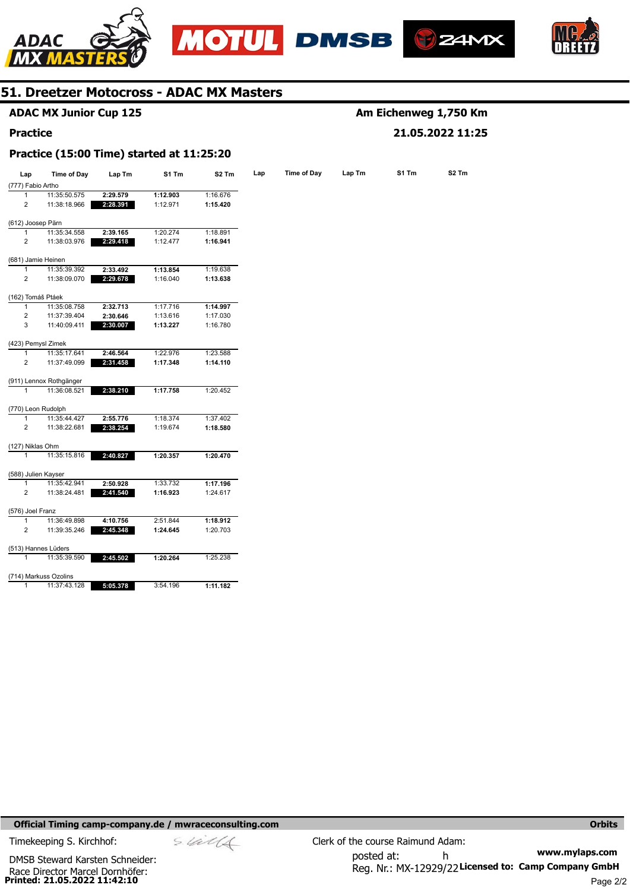# 51. Dreetzer Motocross - ADAC MX Masters

**ADAC MX Junior Cup 125** — **Am Eichenweg 1,750 Km**

**Practice** — **21.05.2022 11:25**

**Practice (15:00 Time) started at 11:25:20**

| Lap | Time of Day | Lap Tm | S1 Tm | S2 Tm |
|---|---|---|---|---|
| **(777) Fabio Artho** | | | | |
| 1 | 11:35:50.575 | **2:29.579** | **1:12.903** | 1:16.676 |
| 2 | 11:38:18.966 | **2:28.391** | 1:12.971 | **1:15.420** |
| **(612) Joosep Pärn** | | | | |
| 1 | 11:35:34.558 | **2:39.165** | 1:20.274 | 1:18.891 |
| 2 | 11:38:03.976 | **2:29.418** | 1:12.477 | **1:16.941** |
| **(681) Jamie Heinen** | | | | |
| 1 | 11:35:39.392 | **2:33.492** | **1:13.854** | 1:19.638 |
| 2 | 11:38:09.070 | **2:29.678** | 1:16.040 | **1:13.638** |
| **(162) Tomáš Ptáek** | | | | |
| 1 | 11:35:08.758 | **2:32.713** | 1:17.716 | **1:14.997** |
| 2 | 11:37:39.404 | **2:30.646** | 1:13.616 | 1:17.030 |
| 3 | 11:40:09.411 | **2:30.007** | **1:13.227** | 1:16.780 |
| **(423) Pemysl Zimek** | | | | |
| 1 | 11:35:17.641 | **2:46.564** | 1:22.976 | 1:23.588 |
| 2 | 11:37:49.099 | **2:31.458** | **1:17.348** | **1:14.110** |
| **(911) Lennox Rothgänger** | | | | |
| 1 | 11:36:08.521 | **2:38.210** | **1:17.758** | 1:20.452 |
| **(770) Leon Rudolph** | | | | |
| 1 | 11:35:44.427 | **2:55.776** | 1:18.374 | 1:37.402 |
| 2 | 11:38:22.681 | **2:38.254** | 1:19.674 | **1:18.580** |
| **(127) Niklas Ohm** | | | | |
| 1 | 11:35:15.816 | **2:40.827** | **1:20.357** | **1:20.470** |
| **(588) Julien Kayser** | | | | |
| 1 | 11:35:42.941 | **2:50.928** | 1:33.732 | **1:17.196** |
| 2 | 11:38:24.481 | **2:41.540** | **1:16.923** | 1:24.617 |
| **(576) Joel Franz** | | | | |
| 1 | 11:36:49.898 | **4:10.756** | 2:51.844 | **1:18.912** |
| 2 | 11:39:35.246 | **2:45.348** | **1:24.645** | 1:20.703 |
| **(513) Hannes Lüders** | | | | |
| 1 | 11:35:39.590 | **2:45.502** | **1:20.264** | 1:25.238 |
| **(714) Markuss Ozolins** | | | | |
| 1 | 11:37:43.128 | **5:05.378** | 3:54.196 | **1:11.182** |

**Official Timing camp-company.de / mwraceconsulting.com** — **Orbits**

Timekeeping S. Kirchhof:

DMSB Steward Karsten Schneider:

Race Director Marcel Dornhöfer:

Clerk of the course Raimund Adam:

posted at: h

Reg. Nr.: MX-12929/22

**www.mylaps.com**

**Licensed to: Camp Company GmbH**

**Printed: 21.05.2022 11:42:10**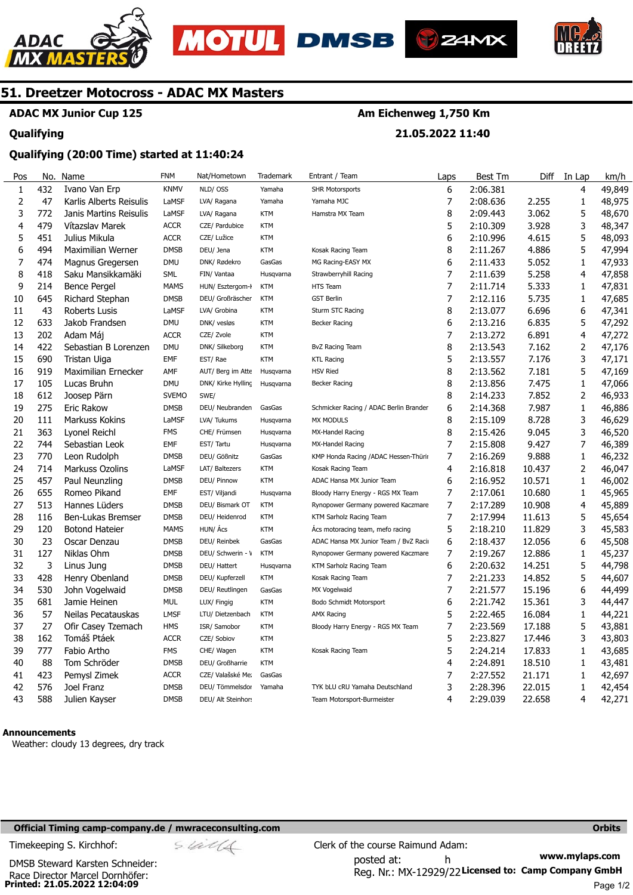## 51. Dreetzer Motocross - ADAC MX Masters

**ADAC MX Junior Cup 125** — **Am Eichenweg 1,750 Km**

**Qualifying** — **21.05.2022 11:40**

**Qualifying (20:00 Time) started at 11:40:24**

| Pos | No. | Name | FNM | Nat/Hometown | Trademark | Entrant / Team | Laps | Best Tm | Diff | In Lap | km/h |
|---|---|---|---|---|---|---|---|---|---|---|---|
| 1 | 432 | Ivano Van Erp | KNMV | NLD/ OSS | Yamaha | SHR Motorsports | 6 | 2:06.381 | | 4 | 49,849 |
| 2 | 47 | Karlis Alberts Reisulis | LaMSF | LVA/ Ragana | Yamaha | Yamaha MJC | 7 | 2:08.636 | 2.255 | 1 | 48,975 |
| 3 | 772 | Janis Martins Reisulis | LaMSF | LVA/ Ragana | KTM | Hamstra MX Team | 8 | 2:09.443 | 3.062 | 5 | 48,670 |
| 4 | 479 | Vítazslav Marek | ACCR | CZE/ Pardubice | KTM | | 5 | 2:10.309 | 3.928 | 3 | 48,347 |
| 5 | 451 | Julius Mikula | ACCR | CZE/ Lužice | KTM | | 6 | 2:10.996 | 4.615 | 5 | 48,093 |
| 6 | 494 | Maximilian Werner | DMSB | DEU/ Jena | KTM | Kosak Racing Team | 8 | 2:11.267 | 4.886 | 5 | 47,994 |
| 7 | 474 | Magnus Gregersen | DMU | DNK/ Rødekro | GasGas | MG Racing-EASY MX | 6 | 2:11.433 | 5.052 | 1 | 47,933 |
| 8 | 418 | Saku Mansikkamäki | SML | FIN/ Vantaa | Husqvarna | Strawberryhill Racing | 7 | 2:11.639 | 5.258 | 4 | 47,858 |
| 9 | 214 | Bence Pergel | MAMS | HUN/ Esztergom-H | KTM | HTS Team | 7 | 2:11.714 | 5.333 | 1 | 47,831 |
| 10 | 645 | Richard Stephan | DMSB | DEU/ Großräscher | KTM | GST Berlin | 7 | 2:12.116 | 5.735 | 1 | 47,685 |
| 11 | 43 | Roberts Lusis | LaMSF | LVA/ Grobina | KTM | Sturm STC Racing | 8 | 2:13.077 | 6.696 | 6 | 47,341 |
| 12 | 633 | Jakob Frandsen | DMU | DNK/ vesløs | KTM | Becker Racing | 6 | 2:13.216 | 6.835 | 5 | 47,292 |
| 13 | 202 | Adam Máj | ACCR | CZE/ Zvole | KTM | | 7 | 2:13.272 | 6.891 | 4 | 47,272 |
| 14 | 422 | Sebastian B Lorenzen | DMU | DNK/ Silkeborg | KTM | BvZ Racing Team | 8 | 2:13.543 | 7.162 | 2 | 47,176 |
| 15 | 690 | Tristan Uiga | EMF | EST/ Rae | KTM | KTL Racing | 5 | 2:13.557 | 7.176 | 3 | 47,171 |
| 16 | 919 | Maximilian Ernecker | AMF | AUT/ Berg im Atte | Husqvarna | HSV Ried | 8 | 2:13.562 | 7.181 | 5 | 47,169 |
| 17 | 105 | Lucas Bruhn | DMU | DNK/ Kirke Hylling | Husqvarna | Becker Racing | 8 | 2:13.856 | 7.475 | 1 | 47,066 |
| 18 | 612 | Joosep Pärn | SVEMO | SWE/ | | | 8 | 2:14.233 | 7.852 | 2 | 46,933 |
| 19 | 275 | Eric Rakow | DMSB | DEU/ Neubranden | GasGas | Schmicker Racing / ADAC Berlin Brander | 6 | 2:14.368 | 7.987 | 1 | 46,886 |
| 20 | 111 | Markuss Kokins | LaMSF | LVA/ Tukums | Husqvarna | MX MODULS | 8 | 2:15.109 | 8.728 | 3 | 46,629 |
| 21 | 363 | Lyonel Reichl | FMS | CHE/ Frümsen | Husqvarna | MX-Handel Racing | 8 | 2:15.426 | 9.045 | 3 | 46,520 |
| 22 | 744 | Sebastian Leok | EMF | EST/ Tartu | Husqvarna | MX-Handel Racing | 7 | 2:15.808 | 9.427 | 7 | 46,389 |
| 23 | 770 | Leon Rudolph | DMSB | DEU/ Gößnitz | GasGas | KMP Honda Racing /ADAC Hessen-Thürir | 7 | 2:16.269 | 9.888 | 1 | 46,232 |
| 24 | 714 | Markuss Ozolins | LaMSF | LAT/ Baltezers | KTM | Kosak Racing Team | 4 | 2:16.818 | 10.437 | 2 | 46,047 |
| 25 | 457 | Paul Neunzling | DMSB | DEU/ Pinnow | KTM | ADAC Hansa MX Junior Team | 6 | 2:16.952 | 10.571 | 1 | 46,002 |
| 26 | 655 | Romeo Pikand | EMF | EST/ Viljandi | Husqvarna | Bloody Harry Energy - RGS MX Team | 7 | 2:17.061 | 10.680 | 1 | 45,965 |
| 27 | 513 | Hannes Lüders | DMSB | DEU/ Bismark OT | KTM | Rynopower Germany powered Kaczmare | 7 | 2:17.289 | 10.908 | 4 | 45,889 |
| 28 | 116 | Ben-Lukas Bremser | DMSB | DEU/ Heidenrod | KTM | KTM Sarholz Racing Team | 7 | 2:17.994 | 11.613 | 5 | 45,654 |
| 29 | 120 | Botond Hateier | MAMS | HUN/ Ács | KTM | Ács motoracing team, mefo racing | 5 | 2:18.210 | 11.829 | 3 | 45,583 |
| 30 | 23 | Oscar Denzau | DMSB | DEU/ Reinbek | GasGas | ADAC Hansa MX Junior Team / BvZ Racii | 6 | 2:18.437 | 12.056 | 6 | 45,508 |
| 31 | 127 | Niklas Ohm | DMSB | DEU/ Schwerin - V | KTM | Rynopower Germany powered Kaczmare | 7 | 2:19.267 | 12.886 | 1 | 45,237 |
| 32 | 3 | Linus Jung | DMSB | DEU/ Hattert | Husqvarna | KTM Sarholz Racing Team | 6 | 2:20.632 | 14.251 | 5 | 44,798 |
| 33 | 428 | Henry Obenland | DMSB | DEU/ Kupferzell | KTM | Kosak Racing Team | 7 | 2:21.233 | 14.852 | 5 | 44,607 |
| 34 | 530 | John Vogelwaid | DMSB | DEU/ Reutlingen | GasGas | MX Vogelwaid | 7 | 2:21.577 | 15.196 | 6 | 44,499 |
| 35 | 681 | Jamie Heinen | MUL | LUX/ Fingig | KTM | Bodo Schmidt Motorsport | 6 | 2:21.742 | 15.361 | 3 | 44,447 |
| 36 | 57 | Neilas Pecatauskas | LMSF | LTU/ Dietzenbach | KTM | AMX Racing | 5 | 2:22.465 | 16.084 | 1 | 44,221 |
| 37 | 27 | Ofir Casey Tzemach | HMS | ISR/ Samobor | KTM | Bloody Harry Energy - RGS MX Team | 7 | 2:23.569 | 17.188 | 5 | 43,881 |
| 38 | 162 | Tomáš Ptáek | ACCR | CZE/ Sobiov | KTM | | 5 | 2:23.827 | 17.446 | 3 | 43,803 |
| 39 | 777 | Fabio Artho | FMS | CHE/ Wagen | KTM | Kosak Racing Team | 5 | 2:24.214 | 17.833 | 1 | 43,685 |
| 40 | 88 | Tom Schröder | DMSB | DEU/ Großharrie | KTM | | 4 | 2:24.891 | 18.510 | 1 | 43,481 |
| 41 | 423 | Pemysl Zimek | ACCR | CZE/ Valašské Me: | GasGas | | 7 | 2:27.552 | 21.171 | 1 | 42,697 |
| 42 | 576 | Joel Franz | DMSB | DEU/ Tömmelsdor | Yamaha | TYK bLU cRU Yamaha Deutschland | 3 | 2:28.396 | 22.015 | 1 | 42,454 |
| 43 | 588 | Julien Kayser | DMSB | DEU/ Alt Steinhors | | Team Motorsport-Burmeister | 4 | 2:29.039 | 22.658 | 4 | 42,271 |

**Announcements**

Weather: cloudy 13 degrees, dry track

**Official Timing camp-company.de / mwraceconsulting.com** — **Orbits**

Timekeeping S. Kirchhof:

DMSB Steward Karsten Schneider:

Race Director Marcel Dornhöfer:

Clerk of the course Raimund Adam:

posted at: h

Reg. Nr.: MX-12929/22

www.mylaps.com

**Licensed to: Camp Company GmbH**

**Printed: 21.05.2022 12:04:09**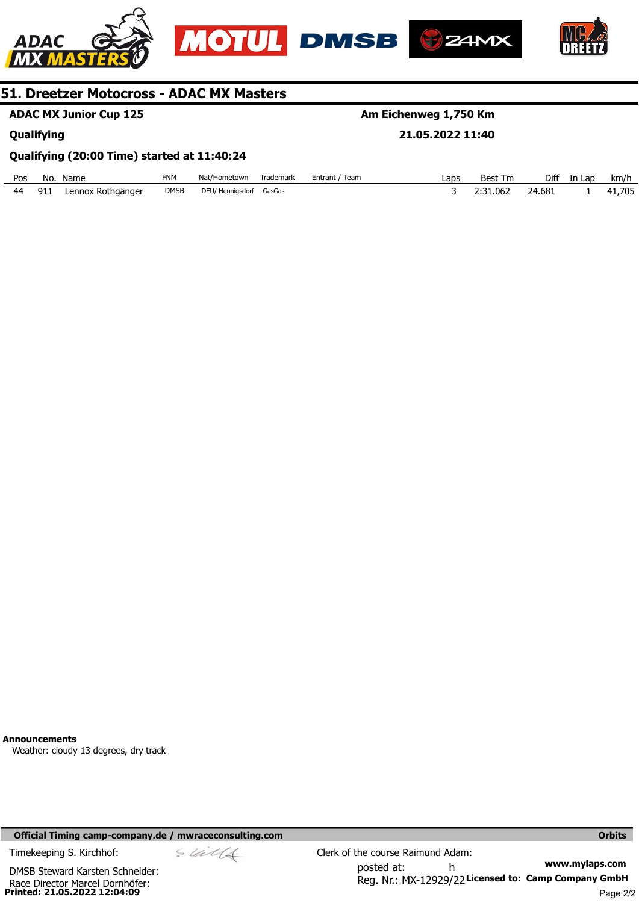## 51. Dreetzer Motocross - ADAC MX Masters

**ADAC MX Junior Cup 125** — **Am Eichenweg 1,750 Km**

**Qualifying** — **21.05.2022 11:40**

**Qualifying (20:00 Time) started at 11:40:24**

| Pos | No. | Name | FNM | Nat/Hometown | Trademark | Entrant / Team | Laps | Best Tm | Diff | In Lap | km/h |
|---|---|---|---|---|---|---|---|---|---|---|---|
| 44 | 911 | Lennox Rothgänger | DMSB | DEU/ Hennigsdorf | GasGas | | 3 | 2:31.062 | 24.681 | 1 | 41,705 |

**Announcements**

Weather: cloudy 13 degrees, dry track

**Official Timing camp-company.de / mwraceconsulting.com** — **Orbits**

Timekeeping S. Kirchhof:

DMSB Steward Karsten Schneider:

Race Director Marcel Dornhöfer:

Clerk of the course Raimund Adam:

posted at: h

Reg. Nr.: MX-12929/22

www.mylaps.com

**Licensed to: Camp Company GmbH**

**Printed: 21.05.2022 12:04:09**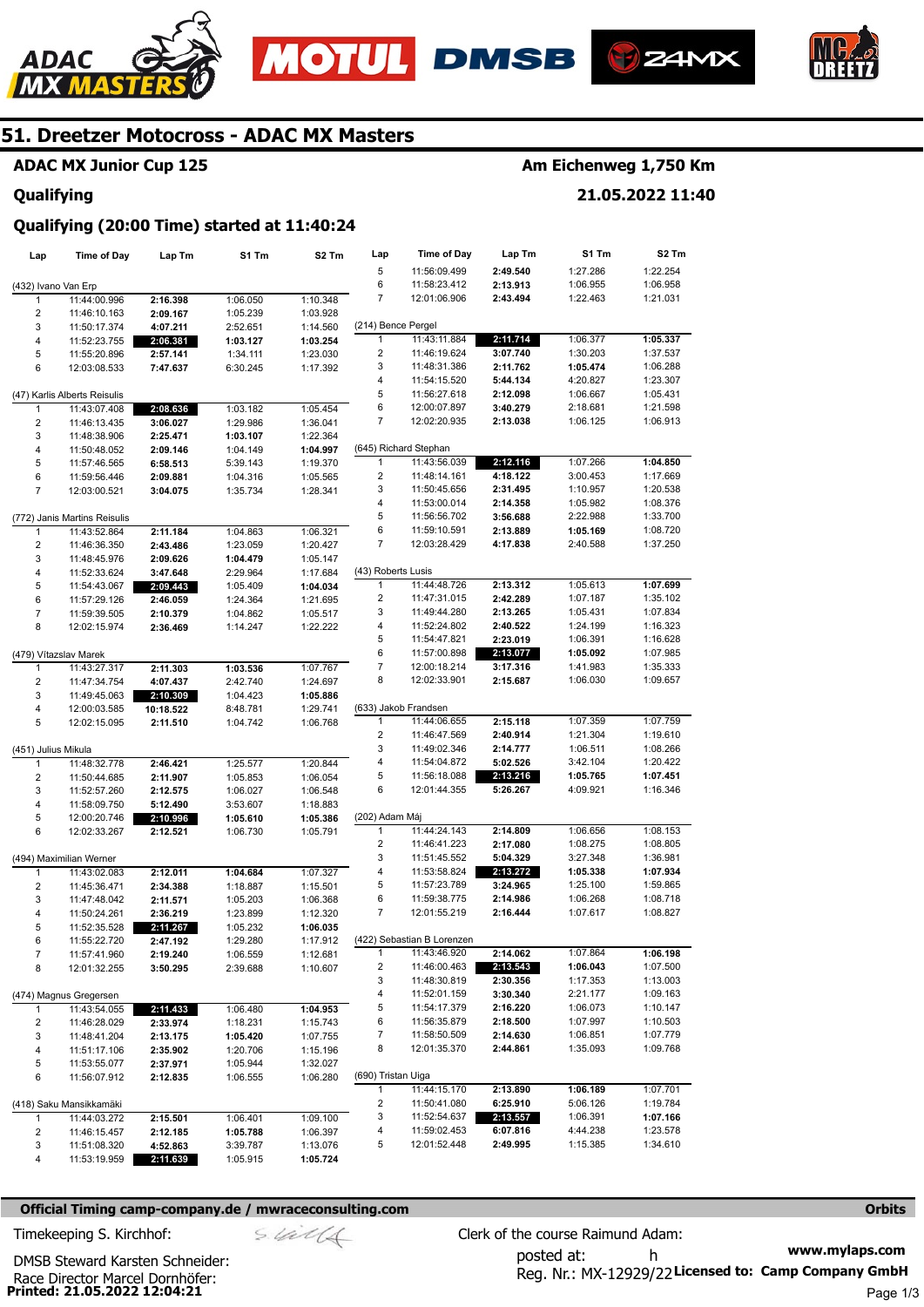# 51. Dreetzer Motocross - ADAC MX Masters

## ADAC MX Junior Cup 125

**Am Eichenweg 1,750 Km**

## Qualifying

**21.05.2022 11:40**

### Qualifying (20:00 Time) started at 11:40:24

| Lap | Time of Day | Lap Tm | S1 Tm | S2 Tm |
|---|---|---|---|---|
| **(432) Ivano Van Erp** | | | | |
| 1 | 11:44:00.996 | **2:16.398** | 1:06.050 | 1:10.348 |
| 2 | 11:46:10.163 | **2:09.167** | 1:05.239 | 1:03.928 |
| 3 | 11:50:17.374 | **4:07.211** | 2:52.651 | 1:14.560 |
| 4 | 11:52:23.755 | **2:06.381** | **1:03.127** | **1:03.254** |
| 5 | 11:55:20.896 | **2:57.141** | 1:34.111 | 1:23.030 |
| 6 | 12:03:08.533 | **7:47.637** | 6:30.245 | 1:17.392 |
| **(47) Karlis Alberts Reisulis** | | | | |
| 1 | 11:43:07.408 | **2:08.636** | 1:03.182 | 1:05.454 |
| 2 | 11:46:13.435 | **3:06.027** | 1:29.986 | 1:36.041 |
| 3 | 11:48:38.906 | **2:25.471** | **1:03.107** | 1:22.364 |
| 4 | 11:50:48.052 | **2:09.146** | 1:04.149 | **1:04.997** |
| 5 | 11:57:46.565 | **6:58.513** | 5:39.143 | 1:19.370 |
| 6 | 11:59:56.446 | **2:09.881** | 1:04.316 | 1:05.565 |
| 7 | 12:03:00.521 | **3:04.075** | 1:35.734 | 1:28.341 |
| **(772) Janis Martins Reisulis** | | | | |
| 1 | 11:43:52.864 | **2:11.184** | 1:04.863 | 1:06.321 |
| 2 | 11:46:36.350 | **2:43.486** | 1:23.059 | 1:20.427 |
| 3 | 11:48:45.976 | **2:09.626** | **1:04.479** | 1:05.147 |
| 4 | 11:52:33.624 | **3:47.648** | 2:29.964 | 1:17.684 |
| 5 | 11:54:43.067 | **2:09.443** | 1:05.409 | **1:04.034** |
| 6 | 11:57:29.126 | **2:46.059** | 1:24.364 | 1:21.695 |
| 7 | 11:59:39.505 | **2:10.379** | 1:04.862 | 1:05.517 |
| 8 | 12:02:15.974 | **2:36.469** | 1:14.247 | 1:22.222 |
| **(479) Vítazslav Marek** | | | | |
| 1 | 11:43:27.317 | **2:11.303** | **1:03.536** | 1:07.767 |
| 2 | 11:47:34.754 | **4:07.437** | 2:42.740 | 1:24.697 |
| 3 | 11:49:45.063 | **2:10.309** | 1:04.423 | **1:05.886** |
| 4 | 12:00:03.585 | **10:18.522** | 8:48.781 | 1:29.741 |
| 5 | 12:02:15.095 | **2:11.510** | 1:04.742 | 1:06.768 |
| **(451) Julius Mikula** | | | | |
| 1 | 11:48:32.778 | **2:46.421** | 1:25.577 | 1:20.844 |
| 2 | 11:50:44.685 | **2:11.907** | 1:05.853 | 1:06.054 |
| 3 | 11:52:57.260 | **2:12.575** | 1:06.027 | 1:06.548 |
| 4 | 11:58:09.750 | **5:12.490** | 3:53.607 | 1:18.883 |
| 5 | 12:00:20.746 | **2:10.996** | **1:05.610** | **1:05.386** |
| 6 | 12:02:33.267 | **2:12.521** | 1:06.730 | 1:05.791 |
| **(494) Maximilian Werner** | | | | |
| 1 | 11:43:02.083 | **2:12.011** | **1:04.684** | 1:07.327 |
| 2 | 11:45:36.471 | **2:34.388** | 1:18.887 | 1:15.501 |
| 3 | 11:47:48.042 | **2:11.571** | 1:05.203 | 1:06.368 |
| 4 | 11:50:24.261 | **2:36.219** | 1:23.899 | 1:12.320 |
| 5 | 11:52:35.528 | **2:11.267** | 1:05.232 | **1:06.035** |
| 6 | 11:55:22.720 | **2:47.192** | 1:29.280 | 1:17.912 |
| 7 | 11:57:41.960 | **2:19.240** | 1:06.559 | 1:12.681 |
| 8 | 12:01:32.255 | **3:50.295** | 2:39.688 | 1:10.607 |
| **(474) Magnus Gregersen** | | | | |
| 1 | 11:43:54.055 | **2:11.433** | 1:06.480 | **1:04.953** |
| 2 | 11:46:28.029 | **2:33.974** | 1:18.231 | 1:15.743 |
| 3 | 11:48:41.204 | **2:13.175** | **1:05.420** | 1:07.755 |
| 4 | 11:51:17.106 | **2:35.902** | 1:20.706 | 1:15.196 |
| 5 | 11:53:55.077 | **2:37.971** | 1:05.944 | 1:32.027 |
| 6 | 11:56:07.912 | **2:12.835** | 1:06.555 | 1:06.280 |
| **(418) Saku Mansikkamäki** | | | | |
| 1 | 11:44:03.272 | **2:15.501** | 1:06.401 | 1:09.100 |
| 2 | 11:46:15.457 | **2:12.185** | **1:05.788** | 1:06.397 |
| 3 | 11:51:08.320 | **4:52.863** | 3:39.787 | 1:13.076 |
| 4 | 11:53:19.959 | **2:11.639** | 1:05.915 | **1:05.724** |
| 5 | 11:56:09.499 | **2:49.540** | 1:27.286 | 1:22.254 |
| 6 | 11:58:23.412 | **2:13.913** | 1:06.955 | 1:06.958 |
| 7 | 12:01:06.906 | **2:43.494** | 1:22.463 | 1:21.031 |
| **(214) Bence Pergel** | | | | |
| 1 | 11:43:11.884 | **2:11.714** | 1:06.377 | **1:05.337** |
| 2 | 11:46:19.624 | **3:07.740** | 1:30.203 | 1:37.537 |
| 3 | 11:48:31.386 | **2:11.762** | **1:05.474** | 1:06.288 |
| 4 | 11:54:15.520 | **5:44.134** | 4:20.827 | 1:23.307 |
| 5 | 11:56:27.618 | **2:12.098** | 1:06.667 | 1:05.431 |
| 6 | 12:00:07.897 | **3:40.279** | 2:18.681 | 1:21.598 |
| 7 | 12:02:20.935 | **2:13.038** | 1:06.125 | 1:06.913 |
| **(645) Richard Stephan** | | | | |
| 1 | 11:43:56.039 | **2:12.116** | 1:07.266 | **1:04.850** |
| 2 | 11:48:14.161 | **4:18.122** | 3:00.453 | 1:17.669 |
| 3 | 11:50:45.656 | **2:31.495** | 1:10.957 | 1:20.538 |
| 4 | 11:53:00.014 | **2:14.358** | 1:05.982 | 1:08.376 |
| 5 | 11:56:56.702 | **3:56.688** | 2:22.988 | 1:33.700 |
| 6 | 11:59:10.591 | **2:13.889** | **1:05.169** | 1:08.720 |
| 7 | 12:03:28.429 | **4:17.838** | 2:40.588 | 1:37.250 |
| **(43) Roberts Lusis** | | | | |
| 1 | 11:44:48.726 | **2:13.312** | 1:05.613 | **1:07.699** |
| 2 | 11:47:31.015 | **2:42.289** | 1:07.187 | 1:35.102 |
| 3 | 11:49:44.280 | **2:13.265** | 1:05.431 | 1:07.834 |
| 4 | 11:52:24.802 | **2:40.522** | 1:24.199 | 1:16.323 |
| 5 | 11:54:47.821 | **2:23.019** | 1:06.391 | 1:16.628 |
| 6 | 11:57:00.898 | **2:13.077** | **1:05.092** | 1:07.985 |
| 7 | 12:00:18.214 | **3:17.316** | 1:41.983 | 1:35.333 |
| 8 | 12:02:33.901 | **2:15.687** | 1:06.030 | 1:09.657 |
| **(633) Jakob Frandsen** | | | | |
| 1 | 11:44:06.655 | **2:15.118** | 1:07.359 | 1:07.759 |
| 2 | 11:46:47.569 | **2:40.914** | 1:21.304 | 1:19.610 |
| 3 | 11:49:02.346 | **2:14.777** | 1:06.511 | 1:08.266 |
| 4 | 11:54:04.872 | **5:02.526** | 3:42.104 | 1:20.422 |
| 5 | 11:56:18.088 | **2:13.216** | **1:05.765** | **1:07.451** |
| 6 | 12:01:44.355 | **5:26.267** | 4:09.921 | 1:16.346 |
| **(202) Adam Máj** | | | | |
| 1 | 11:44:24.143 | **2:14.809** | 1:06.656 | 1:08.153 |
| 2 | 11:46:41.223 | **2:17.080** | 1:08.275 | 1:08.805 |
| 3 | 11:51:45.552 | **5:04.329** | 3:27.348 | 1:36.981 |
| 4 | 11:53:58.824 | **2:13.272** | **1:05.338** | **1:07.934** |
| 5 | 11:57:23.789 | **3:24.965** | 1:25.100 | 1:59.865 |
| 6 | 11:59:38.775 | **2:14.986** | 1:06.268 | 1:08.718 |
| 7 | 12:01:55.219 | **2:16.444** | 1:07.617 | 1:08.827 |
| **(422) Sebastian B Lorenzen** | | | | |
| 1 | 11:43:46.920 | **2:14.062** | 1:07.864 | **1:06.198** |
| 2 | 11:46:00.463 | **2:13.543** | **1:06.043** | 1:07.500 |
| 3 | 11:48:30.819 | **2:30.356** | 1:17.353 | 1:13.003 |
| 4 | 11:52:01.159 | **3:30.340** | 2:21.177 | 1:09.163 |
| 5 | 11:54:17.379 | **2:16.220** | 1:06.073 | 1:10.147 |
| 6 | 11:56:35.879 | **2:18.500** | 1:07.997 | 1:10.503 |
| 7 | 11:58:50.509 | **2:14.630** | 1:06.851 | 1:07.779 |
| 8 | 12:01:35.370 | **2:44.861** | 1:35.093 | 1:09.768 |
| **(690) Tristan Uiga** | | | | |
| 1 | 11:44:15.170 | **2:13.890** | **1:06.189** | 1:07.701 |
| 2 | 11:50:41.080 | **6:25.910** | 5:06.126 | 1:19.784 |
| 3 | 11:52:54.637 | **2:13.557** | 1:06.391 | **1:07.166** |
| 4 | 11:59:02.453 | **6:07.816** | 4:44.238 | 1:23.578 |
| 5 | 12:01:52.448 | **2:49.995** | 1:15.385 | 1:34.610 |

**Official Timing camp-company.de / mwraceconsulting.com** — Orbits

Timekeeping S. Kirchhof:

DMSB Steward Karsten Schneider:

Race Director Marcel Dornhöfer:

Clerk of the course Raimund Adam:

posted at: h

Reg. Nr.: MX-12929/22

www.mylaps.com

Licensed to: Camp Company GmbH

**Printed: 21.05.2022 12:04:21**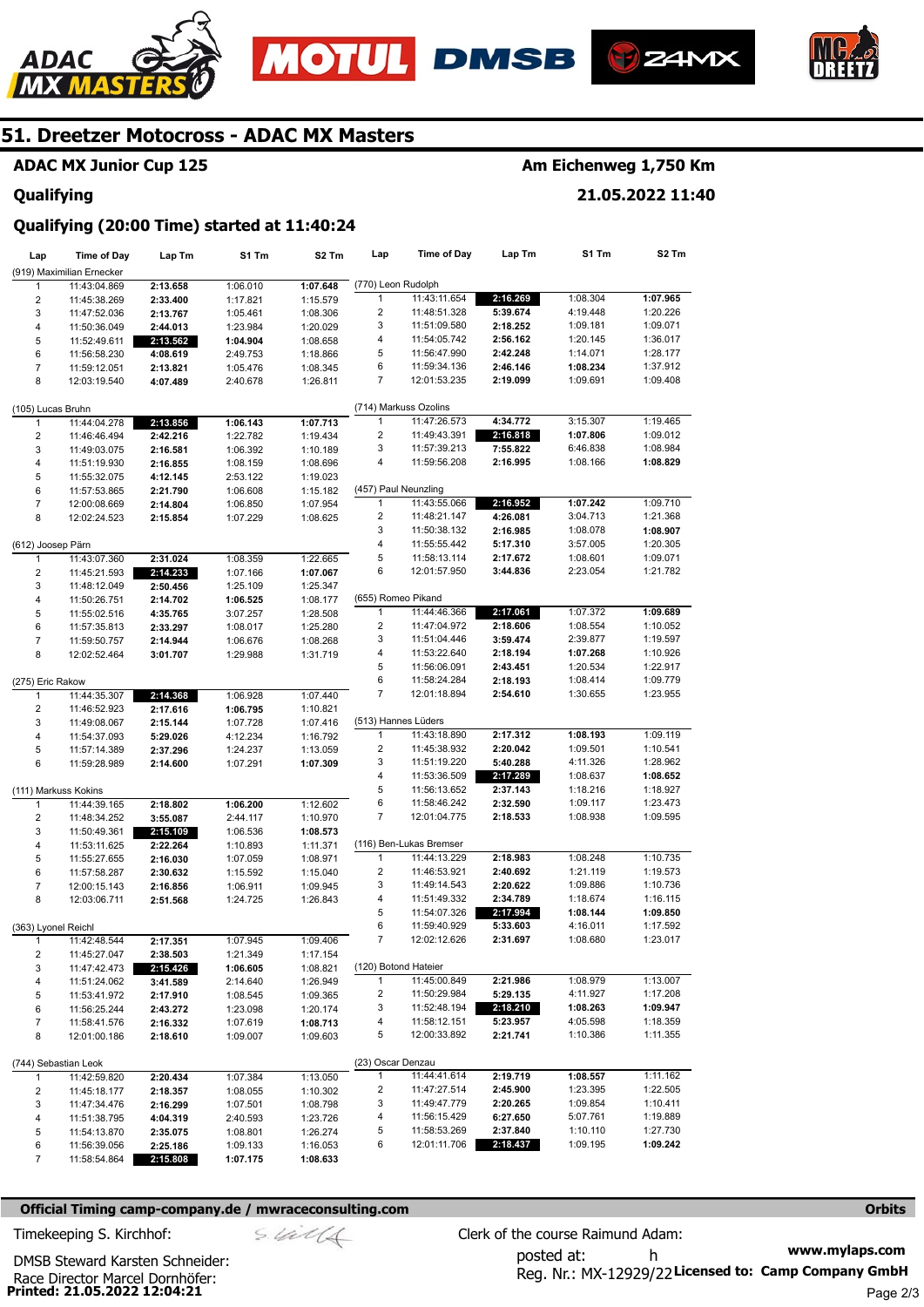# 51. Dreetzer Motocross - ADAC MX Masters

## ADAC MX Junior Cup 125

**Am Eichenweg 1,750 Km**

## Qualifying

**21.05.2022 11:40**

### Qualifying (20:00 Time) started at 11:40:24

| Lap | Time of Day | Lap Tm | S1 Tm | S2 Tm |
|---|---|---|---|---|
| **(919) Maximilian Ernecker** | | | | |
| 1 | 11:43:04.869 | 2:13.658 | 1:06.010 | 1:07.648 |
| 2 | 11:45:38.269 | 2:33.400 | 1:17.821 | 1:15.579 |
| 3 | 11:47:52.036 | 2:13.767 | 1:05.461 | 1:08.306 |
| 4 | 11:50:36.049 | 2:44.013 | 1:23.984 | 1:20.029 |
| 5 | 11:52:49.611 | 2:13.562 | 1:04.904 | 1:08.658 |
| 6 | 11:56:58.230 | 4:08.619 | 2:49.753 | 1:18.866 |
| 7 | 11:59:12.051 | 2:13.821 | 1:05.476 | 1:08.345 |
| 8 | 12:03:19.540 | 4:07.489 | 2:40.678 | 1:26.811 |
| **(105) Lucas Bruhn** | | | | |
| 1 | 11:44:04.278 | 2:13.856 | 1:06.143 | 1:07.713 |
| 2 | 11:46:46.494 | 2:42.216 | 1:22.782 | 1:19.434 |
| 3 | 11:49:03.075 | 2:16.581 | 1:06.392 | 1:10.189 |
| 4 | 11:51:19.930 | 2:16.855 | 1:08.159 | 1:08.696 |
| 5 | 11:55:32.075 | 4:12.145 | 2:53.122 | 1:19.023 |
| 6 | 11:57:53.865 | 2:21.790 | 1:06.608 | 1:15.182 |
| 7 | 12:00:08.669 | 2:14.804 | 1:06.850 | 1:07.954 |
| 8 | 12:02:24.523 | 2:15.854 | 1:07.229 | 1:08.625 |
| **(612) Joosep Pärn** | | | | |
| 1 | 11:43:07.360 | 2:31.024 | 1:08.359 | 1:22.665 |
| 2 | 11:45:21.593 | 2:14.233 | 1:07.166 | 1:07.067 |
| 3 | 11:48:12.049 | 2:50.456 | 1:25.109 | 1:25.347 |
| 4 | 11:50:26.751 | 2:14.702 | 1:06.525 | 1:08.177 |
| 5 | 11:55:02.516 | 4:35.765 | 3:07.257 | 1:28.508 |
| 6 | 11:57:35.813 | 2:33.297 | 1:08.017 | 1:25.280 |
| 7 | 11:59:50.757 | 2:14.944 | 1:06.676 | 1:08.268 |
| 8 | 12:02:52.464 | 3:01.707 | 1:29.988 | 1:31.719 |
| **(275) Eric Rakow** | | | | |
| 1 | 11:44:35.307 | 2:14.368 | 1:06.928 | 1:07.440 |
| 2 | 11:46:52.923 | 2:17.616 | 1:06.795 | 1:10.821 |
| 3 | 11:49:08.067 | 2:15.144 | 1:07.728 | 1:07.416 |
| 4 | 11:54:37.093 | 5:29.026 | 4:12.234 | 1:16.792 |
| 5 | 11:57:14.389 | 2:37.296 | 1:24.237 | 1:13.059 |
| 6 | 11:59:28.989 | 2:14.600 | 1:07.291 | 1:07.309 |
| **(111) Markuss Kokins** | | | | |
| 1 | 11:44:39.165 | 2:18.802 | 1:06.200 | 1:12.602 |
| 2 | 11:48:34.252 | 3:55.087 | 2:44.117 | 1:10.970 |
| 3 | 11:50:49.361 | 2:15.109 | 1:06.536 | 1:08.573 |
| 4 | 11:53:11.625 | 2:22.264 | 1:10.893 | 1:11.371 |
| 5 | 11:55:27.655 | 2:16.030 | 1:07.059 | 1:08.971 |
| 6 | 11:57:58.287 | 2:30.632 | 1:15.592 | 1:15.040 |
| 7 | 12:00:15.143 | 2:16.856 | 1:06.911 | 1:09.945 |
| 8 | 12:03:06.711 | 2:51.568 | 1:24.725 | 1:26.843 |
| **(363) Lyonel Reichl** | | | | |
| 1 | 11:42:48.544 | 2:17.351 | 1:07.945 | 1:09.406 |
| 2 | 11:45:27.047 | 2:38.503 | 1:21.349 | 1:17.154 |
| 3 | 11:47:42.473 | 2:15.426 | 1:06.605 | 1:08.821 |
| 4 | 11:51:24.062 | 3:41.589 | 2:14.640 | 1:26.949 |
| 5 | 11:53:41.972 | 2:17.910 | 1:08.545 | 1:09.365 |
| 6 | 11:56:25.244 | 2:43.272 | 1:23.098 | 1:20.174 |
| 7 | 11:58:41.576 | 2:16.332 | 1:07.619 | 1:08.713 |
| 8 | 12:01:00.186 | 2:18.610 | 1:09.007 | 1:09.603 |
| **(744) Sebastian Leok** | | | | |
| 1 | 11:42:59.820 | 2:20.434 | 1:07.384 | 1:13.050 |
| 2 | 11:45:18.177 | 2:18.357 | 1:08.055 | 1:10.302 |
| 3 | 11:47:34.476 | 2:16.299 | 1:07.501 | 1:08.798 |
| 4 | 11:51:38.795 | 4:04.319 | 2:40.593 | 1:23.726 |
| 5 | 11:54:13.870 | 2:35.075 | 1:08.801 | 1:26.274 |
| 6 | 11:56:39.056 | 2:25.186 | 1:09.133 | 1:16.053 |
| 7 | 11:58:54.864 | 2:15.808 | 1:07.175 | 1:08.633 |
| **(770) Leon Rudolph** | | | | |
| 1 | 11:43:11.654 | 2:16.269 | 1:08.304 | 1:07.965 |
| 2 | 11:48:51.328 | 5:39.674 | 4:19.448 | 1:20.226 |
| 3 | 11:51:09.580 | 2:18.252 | 1:09.181 | 1:09.071 |
| 4 | 11:54:05.742 | 2:56.162 | 1:20.145 | 1:36.017 |
| 5 | 11:56:47.990 | 2:42.248 | 1:14.071 | 1:28.177 |
| 6 | 11:59:34.136 | 2:46.146 | 1:08.234 | 1:37.912 |
| 7 | 12:01:53.235 | 2:19.099 | 1:09.691 | 1:09.408 |
| **(714) Markuss Ozolins** | | | | |
| 1 | 11:47:26.573 | 4:34.772 | 3:15.307 | 1:19.465 |
| 2 | 11:49:43.391 | 2:16.818 | 1:07.806 | 1:09.012 |
| 3 | 11:57:39.213 | 7:55.822 | 6:46.838 | 1:08.984 |
| 4 | 11:59:56.208 | 2:16.995 | 1:08.166 | 1:08.829 |
| **(457) Paul Neunzling** | | | | |
| 1 | 11:43:55.066 | 2:16.952 | 1:07.242 | 1:09.710 |
| 2 | 11:48:21.147 | 4:26.081 | 3:04.713 | 1:21.368 |
| 3 | 11:50:38.132 | 2:16.985 | 1:08.078 | 1:08.907 |
| 4 | 11:55:55.442 | 5:17.310 | 3:57.005 | 1:20.305 |
| 5 | 11:58:13.114 | 2:17.672 | 1:08.601 | 1:09.071 |
| 6 | 12:01:57.950 | 3:44.836 | 2:23.054 | 1:21.782 |
| **(655) Romeo Pikand** | | | | |
| 1 | 11:44:46.366 | 2:17.061 | 1:07.372 | 1:09.689 |
| 2 | 11:47:04.972 | 2:18.606 | 1:08.554 | 1:10.052 |
| 3 | 11:51:04.446 | 3:59.474 | 2:39.877 | 1:19.597 |
| 4 | 11:53:22.640 | 2:18.194 | 1:07.268 | 1:10.926 |
| 5 | 11:56:06.091 | 2:43.451 | 1:20.534 | 1:22.917 |
| 6 | 11:58:24.284 | 2:18.193 | 1:08.414 | 1:09.779 |
| 7 | 12:01:18.894 | 2:54.610 | 1:30.655 | 1:23.955 |
| **(513) Hannes Lüders** | | | | |
| 1 | 11:43:18.890 | 2:17.312 | 1:08.193 | 1:09.119 |
| 2 | 11:45:38.932 | 2:20.042 | 1:09.501 | 1:10.541 |
| 3 | 11:51:19.220 | 5:40.288 | 4:11.326 | 1:28.962 |
| 4 | 11:53:36.509 | 2:17.289 | 1:08.637 | 1:08.652 |
| 5 | 11:56:13.652 | 2:37.143 | 1:18.216 | 1:18.927 |
| 6 | 11:58:46.242 | 2:32.590 | 1:09.117 | 1:23.473 |
| 7 | 12:01:04.775 | 2:18.533 | 1:08.938 | 1:09.595 |
| **(116) Ben-Lukas Bremser** | | | | |
| 1 | 11:44:13.229 | 2:18.983 | 1:08.248 | 1:10.735 |
| 2 | 11:46:53.921 | 2:40.692 | 1:21.119 | 1:19.573 |
| 3 | 11:49:14.543 | 2:20.622 | 1:09.886 | 1:10.736 |
| 4 | 11:51:49.332 | 2:34.789 | 1:18.674 | 1:16.115 |
| 5 | 11:54:07.326 | 2:17.994 | 1:08.144 | 1:09.850 |
| 6 | 11:59:40.929 | 5:33.603 | 4:16.011 | 1:17.592 |
| 7 | 12:02:12.626 | 2:31.697 | 1:08.680 | 1:23.017 |
| **(120) Botond Hateier** | | | | |
| 1 | 11:45:00.849 | 2:21.986 | 1:08.979 | 1:13.007 |
| 2 | 11:50:29.984 | 5:29.135 | 4:11.927 | 1:17.208 |
| 3 | 11:52:48.194 | 2:18.210 | 1:08.263 | 1:09.947 |
| 4 | 11:58:12.151 | 5:23.957 | 4:05.598 | 1:18.359 |
| 5 | 12:00:33.892 | 2:21.741 | 1:10.386 | 1:11.355 |
| **(23) Oscar Denzau** | | | | |
| 1 | 11:44:41.614 | 2:19.719 | 1:08.557 | 1:11.162 |
| 2 | 11:47:27.514 | 2:45.900 | 1:23.395 | 1:22.505 |
| 3 | 11:49:47.779 | 2:20.265 | 1:09.854 | 1:10.411 |
| 4 | 11:56:15.429 | 6:27.650 | 5:07.761 | 1:19.889 |
| 5 | 11:58:53.269 | 2:37.840 | 1:10.110 | 1:27.730 |
| 6 | 12:01:11.706 | 2:18.437 | 1:09.195 | 1:09.242 |

**Official Timing camp-company.de / mwraceconsulting.com** — **Orbits**

Timekeeping S. Kirchhof:
DMSB Steward Karsten Schneider:
Race Director Marcel Dornhöfer:

Clerk of the course Raimund Adam:
posted at: h
Reg. Nr.: MX-12929/22

www.mylaps.com
**Licensed to: Camp Company GmbH**

**Printed: 21.05.2022 12:04:21**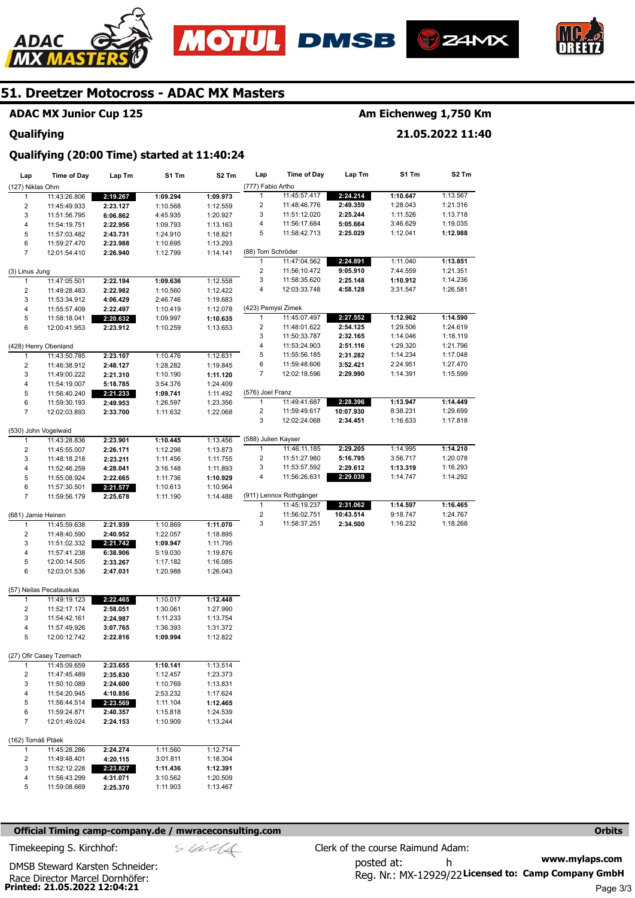# 51. Dreetzer Motocross - ADAC MX Masters

## ADAC MX Junior Cup 125

**Am Eichenweg 1,750 Km**

**Qualifying**

**21.05.2022 11:40**

### Qualifying (20:00 Time) started at 11:40:24

**(127) Niklas Ohm**

| Lap | Time of Day | Lap Tm | S1 Tm | S2 Tm |
|---|---|---|---|---|
| 1 | 11:43:26.806 | **2:19.267** | **1:09.294** | **1:09.973** |
| 2 | 11:45:49.933 | **2:23.127** | 1:10.568 | 1:12.559 |
| 3 | 11:51:56.795 | **6:06.862** | 4:45.935 | 1:20.927 |
| 4 | 11:54:19.751 | **2:22.956** | 1:09.793 | 1:13.163 |
| 5 | 11:57:03.482 | **2:43.731** | 1:24.910 | 1:18.821 |
| 6 | 11:59:27.470 | **2:23.988** | 1:10.695 | 1:13.293 |
| 7 | 12:01:54.410 | **2:26.940** | 1:12.799 | 1:14.141 |

**(3) Linus Jung**

| Lap | Time of Day | Lap Tm | S1 Tm | S2 Tm |
|---|---|---|---|---|
| 1 | 11:47:05.501 | **2:22.194** | **1:09.636** | 1:12.558 |
| 2 | 11:49:28.483 | **2:22.982** | 1:10.560 | 1:12.422 |
| 3 | 11:53:34.912 | **4:06.429** | 2:46.746 | 1:19.683 |
| 4 | 11:55:57.409 | **2:22.497** | 1:10.419 | 1:12.078 |
| 5 | 11:58:18.041 | **2:20.632** | 1:09.997 | **1:10.635** |
| 6 | 12:00:41.953 | **2:23.912** | 1:10.259 | 1:13.653 |

**(428) Henry Obenland**

| Lap | Time of Day | Lap Tm | S1 Tm | S2 Tm |
|---|---|---|---|---|
| 1 | 11:43:50.785 | **2:23.107** | 1:10.476 | 1:12.631 |
| 2 | 11:46:38.912 | **2:48.127** | 1:28.282 | 1:19.845 |
| 3 | 11:49:00.222 | **2:21.310** | 1:10.190 | **1:11.120** |
| 4 | 11:54:19.007 | **5:18.785** | 3:54.376 | 1:24.409 |
| 5 | 11:56:40.240 | **2:21.233** | **1:09.741** | 1:11.492 |
| 6 | 11:59:30.193 | **2:49.953** | 1:26.597 | 1:23.356 |
| 7 | 12:02:03.893 | **2:33.700** | 1:11.632 | 1:22.068 |

**(530) John Vogelwaid**

| Lap | Time of Day | Lap Tm | S1 Tm | S2 Tm |
|---|---|---|---|---|
| 1 | 11:43:28.836 | **2:23.901** | **1:10.445** | 1:13.456 |
| 2 | 11:45:55.007 | **2:26.171** | 1:12.298 | 1:13.873 |
| 3 | 11:48:18.218 | **2:23.211** | 1:11.456 | 1:11.755 |
| 4 | 11:52:46.259 | **4:28.041** | 3:16.148 | 1:11.893 |
| 5 | 11:55:08.924 | **2:22.665** | 1:11.736 | **1:10.929** |
| 6 | 11:57:30.501 | **2:21.577** | 1:10.613 | 1:10.964 |
| 7 | 11:59:56.179 | **2:25.678** | 1:11.190 | 1:14.488 |

**(681) Jamie Heinen**

| Lap | Time of Day | Lap Tm | S1 Tm | S2 Tm |
|---|---|---|---|---|
| 1 | 11:45:59.638 | **2:21.939** | 1:10.869 | **1:11.070** |
| 2 | 11:48:40.590 | **2:40.952** | 1:22.057 | 1:18.895 |
| 3 | 11:51:02.332 | **2:21.742** | **1:09.947** | 1:11.795 |
| 4 | 11:57:41.238 | **6:38.906** | 5:19.030 | 1:19.876 |
| 5 | 12:00:14.505 | **2:33.267** | 1:17.182 | 1:16.085 |
| 6 | 12:03:01.536 | **2:47.031** | 1:20.988 | 1:26.043 |

**(57) Neilas Pecatauskas**

| Lap | Time of Day | Lap Tm | S1 Tm | S2 Tm |
|---|---|---|---|---|
| 1 | 11:49:19.123 | **2:22.465** | 1:10.017 | **1:12.448** |
| 2 | 11:52:17.174 | **2:58.051** | 1:30.061 | 1:27.990 |
| 3 | 11:54:42.161 | **2:24.987** | 1:11.233 | 1:13.754 |
| 4 | 11:57:49.926 | **3:07.765** | 1:36.393 | 1:31.372 |
| 5 | 12:00:12.742 | **2:22.816** | **1:09.994** | 1:12.822 |

**(27) Ofir Casey Tzemach**

| Lap | Time of Day | Lap Tm | S1 Tm | S2 Tm |
|---|---|---|---|---|
| 1 | 11:45:09.659 | **2:23.655** | **1:10.141** | 1:13.514 |
| 2 | 11:47:45.489 | **2:35.830** | 1:12.457 | 1:23.373 |
| 3 | 11:50:10.089 | **2:24.600** | 1:10.769 | 1:13.831 |
| 4 | 11:54:20.945 | **4:10.856** | 2:53.232 | 1:17.624 |
| 5 | 11:56:44.514 | **2:23.569** | 1:11.104 | **1:12.465** |
| 6 | 11:59:24.871 | **2:40.357** | 1:15.818 | 1:24.539 |
| 7 | 12:01:49.024 | **2:24.153** | 1:10.909 | 1:13.244 |

**(162) Tomáš Ptáek**

| Lap | Time of Day | Lap Tm | S1 Tm | S2 Tm |
|---|---|---|---|---|
| 1 | 11:45:28.286 | **2:24.274** | 1:11.560 | 1:12.714 |
| 2 | 11:49:48.401 | **4:20.115** | 3:01.811 | 1:18.304 |
| 3 | 11:52:12.228 | **2:23.827** | **1:11.436** | **1:12.391** |
| 4 | 11:56:43.299 | **4:31.071** | 3:10.562 | 1:20.509 |
| 5 | 11:59:08.669 | **2:25.370** | 1:11.903 | 1:13.467 |

**(777) Fabio Artho**

| Lap | Time of Day | Lap Tm | S1 Tm | S2 Tm |
|---|---|---|---|---|
| 1 | 11:45:57.417 | **2:24.214** | **1:10.647** | 1:13.567 |
| 2 | 11:48:46.776 | **2:49.359** | 1:28.043 | 1:21.316 |
| 3 | 11:51:12.020 | **2:25.244** | 1:11.526 | 1:13.718 |
| 4 | 11:56:17.684 | **5:05.664** | 3:46.629 | 1:19.035 |
| 5 | 11:58:42.713 | **2:25.029** | 1:12.041 | **1:12.988** |

**(88) Tom Schröder**

| Lap | Time of Day | Lap Tm | S1 Tm | S2 Tm |
|---|---|---|---|---|
| 1 | 11:47:04.562 | **2:24.891** | 1:11.040 | **1:13.851** |
| 2 | 11:56:10.472 | **9:05.910** | 7:44.559 | 1:21.351 |
| 3 | 11:58:35.620 | **2:25.148** | **1:10.912** | 1:14.236 |
| 4 | 12:03:33.748 | **4:58.128** | 3:31.547 | 1:26.581 |

**(423) Pemysl Zimek**

| Lap | Time of Day | Lap Tm | S1 Tm | S2 Tm |
|---|---|---|---|---|
| 1 | 11:45:07.497 | **2:27.552** | **1:12.962** | **1:14.590** |
| 2 | 11:48:01.622 | **2:54.125** | 1:29.506 | 1:24.619 |
| 3 | 11:50:33.787 | **2:32.165** | 1:14.046 | 1:18.119 |
| 4 | 11:53:24.903 | **2:51.116** | 1:29.320 | 1:21.796 |
| 5 | 11:55:56.185 | **2:31.282** | 1:14.234 | 1:17.048 |
| 6 | 11:59:48.606 | **3:52.421** | 2:24.951 | 1:27.470 |
| 7 | 12:02:18.596 | **2:29.990** | 1:14.391 | 1:15.599 |

**(576) Joel Franz**

| Lap | Time of Day | Lap Tm | S1 Tm | S2 Tm |
|---|---|---|---|---|
| 1 | 11:49:41.687 | **2:28.396** | **1:13.947** | **1:14.449** |
| 2 | 11:59:49.617 | **10:07.930** | 8:38.231 | 1:29.699 |
| 3 | 12:02:24.068 | **2:34.451** | 1:16.633 | 1:17.818 |

**(588) Julien Kayser**

| Lap | Time of Day | Lap Tm | S1 Tm | S2 Tm |
|---|---|---|---|---|
| 1 | 11:46:11.185 | **2:29.205** | 1:14.995 | **1:14.210** |
| 2 | 11:51:27.980 | **5:16.795** | 3:56.717 | 1:20.078 |
| 3 | 11:53:57.592 | **2:29.612** | **1:13.319** | 1:16.293 |
| 4 | 11:56:26.631 | **2:29.039** | 1:14.747 | 1:14.292 |

**(911) Lennox Rothgänger**

| Lap | Time of Day | Lap Tm | S1 Tm | S2 Tm |
|---|---|---|---|---|
| 1 | 11:45:19.237 | **2:31.062** | **1:14.597** | **1:16.465** |
| 2 | 11:56:02.751 | **10:43.514** | 9:18.747 | 1:24.767 |
| 3 | 11:58:37.251 | **2:34.500** | 1:16.232 | 1:18.268 |

**Official Timing camp-company.de / mwraceconsulting.com** — Orbits

Timekeeping S. Kirchhof:

Clerk of the course Raimund Adam:

DMSB Steward Karsten Schneider:

posted at: h

Race Director Marcel Dornhöfer:

Reg. Nr.: MX-12929/22

www.mylaps.com

Licensed to: Camp Company GmbH

Printed: 21.05.2022 12:04:21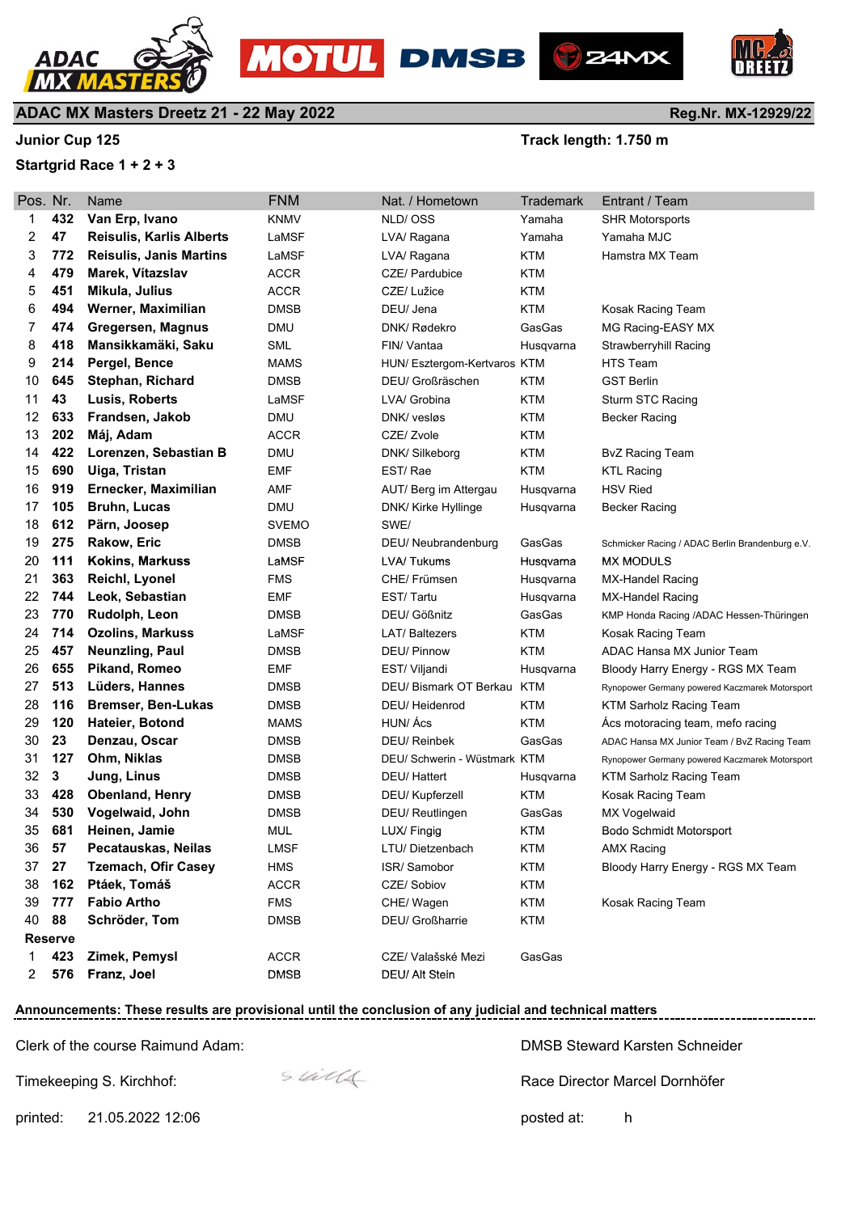## ADAC MX Masters Dreetz 21 - 22 May 2022

**Reg.Nr. MX-12929/22**

**Junior Cup 125**

**Track length: 1.750 m**

**Startgrid Race 1 + 2 + 3**

| Pos. | Nr. | Name | FNM | Nat. / Hometown | Trademark | Entrant / Team |
|---|---|---|---|---|---|---|
| 1 | **432** | **Van Erp, Ivano** | KNMV | NLD/ OSS | Yamaha | SHR Motorsports |
| 2 | **47** | **Reisulis, Karlis Alberts** | LaMSF | LVA/ Ragana | Yamaha | Yamaha MJC |
| 3 | **772** | **Reisulis, Janis Martins** | LaMSF | LVA/ Ragana | KTM | Hamstra MX Team |
| 4 | **479** | **Marek, Vítazslav** | ACCR | CZE/ Pardubice | KTM | |
| 5 | **451** | **Mikula, Julius** | ACCR | CZE/ Lužice | KTM | |
| 6 | **494** | **Werner, Maximilian** | DMSB | DEU/ Jena | KTM | Kosak Racing Team |
| 7 | **474** | **Gregersen, Magnus** | DMU | DNK/ Rødekro | GasGas | MG Racing-EASY MX |
| 8 | **418** | **Mansikkamäki, Saku** | SML | FIN/ Vantaa | Husqvarna | Strawberryhill Racing |
| 9 | **214** | **Pergel, Bence** | MAMS | HUN/ Esztergom-Kertvaros | KTM | HTS Team |
| 10 | **645** | **Stephan, Richard** | DMSB | DEU/ Großräschen | KTM | GST Berlin |
| 11 | **43** | **Lusis, Roberts** | LaMSF | LVA/ Grobina | KTM | Sturm STC Racing |
| 12 | **633** | **Frandsen, Jakob** | DMU | DNK/ vesløs | KTM | Becker Racing |
| 13 | **202** | **Máj, Adam** | ACCR | CZE/ Zvole | KTM | |
| 14 | **422** | **Lorenzen, Sebastian B** | DMU | DNK/ Silkeborg | KTM | BvZ Racing Team |
| 15 | **690** | **Uiga, Tristan** | EMF | EST/ Rae | KTM | KTL Racing |
| 16 | **919** | **Ernecker, Maximilian** | AMF | AUT/ Berg im Attergau | Husqvarna | HSV Ried |
| 17 | **105** | **Bruhn, Lucas** | DMU | DNK/ Kirke Hyllinge | Husqvarna | Becker Racing |
| 18 | **612** | **Pärn, Joosep** | SVEMO | SWE/ | | |
| 19 | **275** | **Rakow, Eric** | DMSB | DEU/ Neubrandenburg | GasGas | Schmicker Racing / ADAC Berlin Brandenburg e.V. |
| 20 | **111** | **Kokins, Markuss** | LaMSF | LVA/ Tukums | Husqvarna | MX MODULS |
| 21 | **363** | **Reichl, Lyonel** | FMS | CHE/ Frümsen | Husqvarna | MX-Handel Racing |
| 22 | **744** | **Leok, Sebastian** | EMF | EST/ Tartu | Husqvarna | MX-Handel Racing |
| 23 | **770** | **Rudolph, Leon** | DMSB | DEU/ Gößnitz | GasGas | KMP Honda Racing /ADAC Hessen-Thüringen |
| 24 | **714** | **Ozolins, Markuss** | LaMSF | LAT/ Baltezers | KTM | Kosak Racing Team |
| 25 | **457** | **Neunzling, Paul** | DMSB | DEU/ Pinnow | KTM | ADAC Hansa MX Junior Team |
| 26 | **655** | **Pikand, Romeo** | EMF | EST/ Viljandi | Husqvarna | Bloody Harry Energy - RGS MX Team |
| 27 | **513** | **Lüders, Hannes** | DMSB | DEU/ Bismark OT Berkau | KTM | Rynopower Germany powered Kaczmarek Motorsport |
| 28 | **116** | **Bremser, Ben-Lukas** | DMSB | DEU/ Heidenrod | KTM | KTM Sarholz Racing Team |
| 29 | **120** | **Hateier, Botond** | MAMS | HUN/ Ács | KTM | Ács motoracing team, mefo racing |
| 30 | **23** | **Denzau, Oscar** | DMSB | DEU/ Reinbek | GasGas | ADAC Hansa MX Junior Team / BvZ Racing Team |
| 31 | **127** | **Ohm, Niklas** | DMSB | DEU/ Schwerin - Wüstmark | KTM | Rynopower Germany powered Kaczmarek Motorsport |
| 32 | **3** | **Jung, Linus** | DMSB | DEU/ Hattert | Husqvarna | KTM Sarholz Racing Team |
| 33 | **428** | **Obenland, Henry** | DMSB | DEU/ Kupferzell | KTM | Kosak Racing Team |
| 34 | **530** | **Vogelwaid, John** | DMSB | DEU/ Reutlingen | GasGas | MX Vogelwaid |
| 35 | **681** | **Heinen, Jamie** | MUL | LUX/ Fingig | KTM | Bodo Schmidt Motorsport |
| 36 | **57** | **Pecatauskas, Neilas** | LMSF | LTU/ Dietzenbach | KTM | AMX Racing |
| 37 | **27** | **Tzemach, Ofir Casey** | HMS | ISR/ Samobor | KTM | Bloody Harry Energy - RGS MX Team |
| 38 | **162** | **Ptáek, Tomáš** | ACCR | CZE/ Sobiov | KTM | |
| 39 | **777** | **Fabio Artho** | FMS | CHE/ Wagen | KTM | Kosak Racing Team |
| 40 | **88** | **Schröder, Tom** | DMSB | DEU/ Großharrie | KTM | |
| **Reserve** | | | | | | |
| 1 | **423** | **Zimek, Pemysl** | ACCR | CZE/ Valašské Mezi | GasGas | |
| 2 | **576** | **Franz, Joel** | DMSB | DEU/ Alt Stein | | |

**Announcements: These results are provisional until the conclusion of any judicial and technical matters**

Clerk of the course Raimund Adam:

DMSB Steward Karsten Schneider

Timekeeping S. Kirchhof:

Race Director Marcel Dornhöfer

printed: 21.05.2022 12:06

posted at: h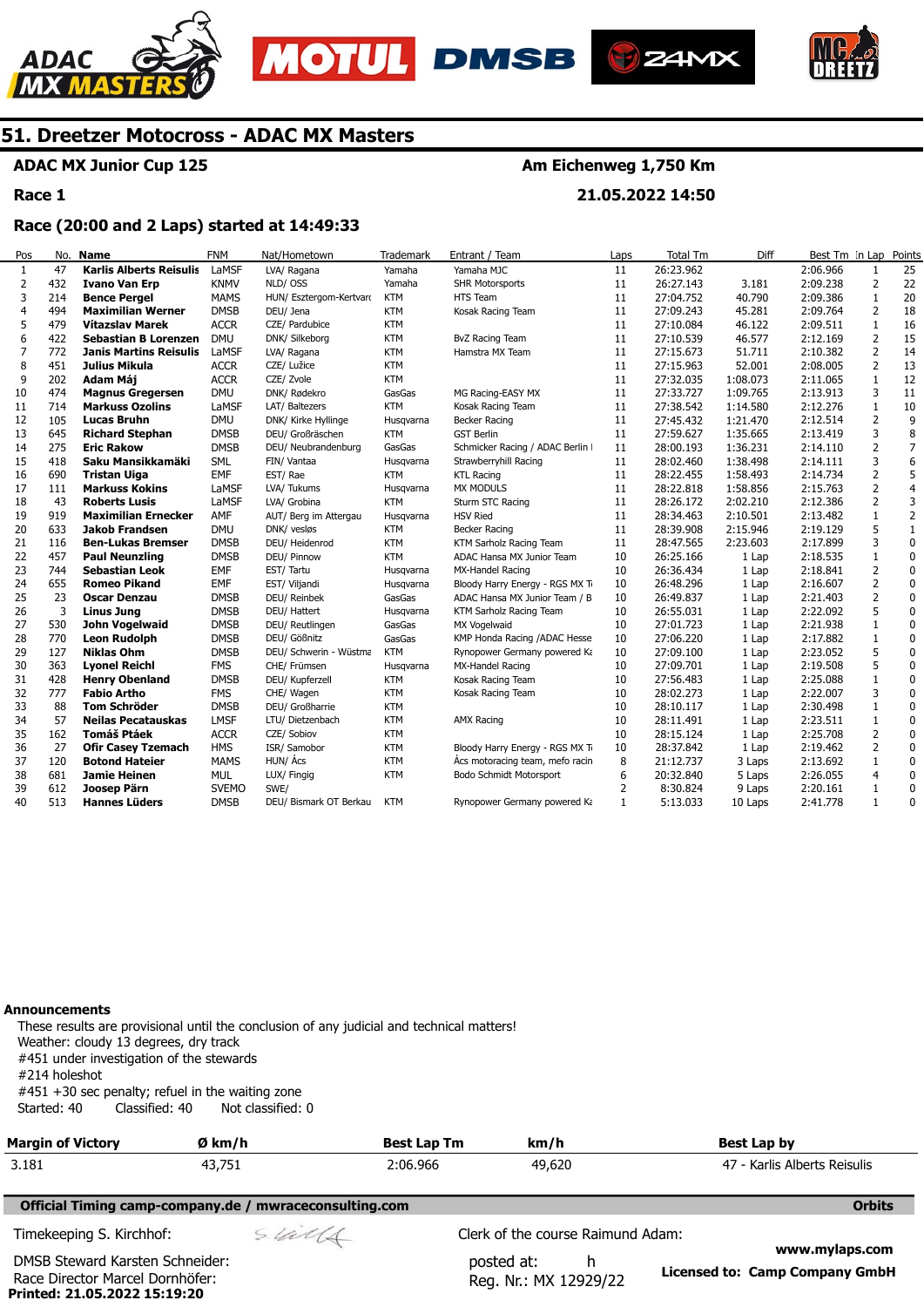# 51. Dreetzer Motocross - ADAC MX Masters

**ADAC MX Junior Cup 125** — **Am Eichenweg 1,750 Km**

**Race 1** — **21.05.2022 14:50**

**Race (20:00 and 2 Laps) started at 14:49:33**

| Pos | No. | Name | FNM | Nat/Hometown | Trademark | Entrant / Team | Laps | Total Tm | Diff | Best Tm | In Lap | Points |
|---|---|---|---|---|---|---|---|---|---|---|---|---|
| 1 | 47 | **Karlis Alberts Reisulis** | LaMSF | LVA/ Ragana | Yamaha | Yamaha MJC | 11 | 26:23.962 | | 2:06.966 | 1 | 25 |
| 2 | 432 | **Ivano Van Erp** | KNMV | NLD/ OSS | Yamaha | SHR Motorsports | 11 | 26:27.143 | 3.181 | 2:09.238 | 2 | 22 |
| 3 | 214 | **Bence Pergel** | MAMS | HUN/ Esztergom-Kertvarc | KTM | HTS Team | 11 | 27:04.752 | 40.790 | 2:09.386 | 1 | 20 |
| 4 | 494 | **Maximilian Werner** | DMSB | DEU/ Jena | KTM | Kosak Racing Team | 11 | 27:09.243 | 45.281 | 2:09.764 | 2 | 18 |
| 5 | 479 | **Vítazslav Marek** | ACCR | CZE/ Pardubice | KTM | | 11 | 27:10.084 | 46.122 | 2:09.511 | 1 | 16 |
| 6 | 422 | **Sebastian B Lorenzen** | DMU | DNK/ Silkeborg | KTM | BvZ Racing Team | 11 | 27:10.539 | 46.577 | 2:12.169 | 2 | 15 |
| 7 | 772 | **Janis Martins Reisulis** | LaMSF | LVA/ Ragana | KTM | Hamstra MX Team | 11 | 27:15.673 | 51.711 | 2:10.382 | 2 | 14 |
| 8 | 451 | **Julius Mikula** | ACCR | CZE/ Lužice | KTM | | 11 | 27:15.963 | 52.001 | 2:08.005 | 2 | 13 |
| 9 | 202 | **Adam Máj** | ACCR | CZE/ Zvole | KTM | | 11 | 27:32.035 | 1:08.073 | 2:11.065 | 1 | 12 |
| 10 | 474 | **Magnus Gregersen** | DMU | DNK/ Rødekro | GasGas | MG Racing-EASY MX | 11 | 27:33.727 | 1:09.765 | 2:13.913 | 3 | 11 |
| 11 | 714 | **Markuss Ozolins** | LaMSF | LAT/ Baltezers | KTM | Kosak Racing Team | 11 | 27:38.542 | 1:14.580 | 2:12.276 | 1 | 10 |
| 12 | 105 | **Lucas Bruhn** | DMU | DNK/ Kirke Hyllinge | Husqvarna | Becker Racing | 11 | 27:45.432 | 1:21.470 | 2:12.514 | 2 | 9 |
| 13 | 645 | **Richard Stephan** | DMSB | DEU/ Großräschen | KTM | GST Berlin | 11 | 27:59.627 | 1:35.665 | 2:13.419 | 3 | 8 |
| 14 | 275 | **Eric Rakow** | DMSB | DEU/ Neubrandenburg | GasGas | Schmicker Racing / ADAC Berlin I | 11 | 28:00.193 | 1:36.231 | 2:14.110 | 2 | 7 |
| 15 | 418 | **Saku Mansikkamäki** | SML | FIN/ Vantaa | Husqvarna | Strawberryhill Racing | 11 | 28:02.460 | 1:38.498 | 2:14.111 | 3 | 6 |
| 16 | 690 | **Tristan Uiga** | EMF | EST/ Rae | KTM | KTL Racing | 11 | 28:22.455 | 1:58.493 | 2:14.734 | 2 | 5 |
| 17 | 111 | **Markuss Kokins** | LaMSF | LVA/ Tukums | Husqvarna | MX MODULS | 11 | 28:22.818 | 1:58.856 | 2:15.763 | 2 | 4 |
| 18 | 43 | **Roberts Lusis** | LaMSF | LVA/ Grobina | KTM | Sturm STC Racing | 11 | 28:26.172 | 2:02.210 | 2:12.386 | 2 | 3 |
| 19 | 919 | **Maximilian Ernecker** | AMF | AUT/ Berg im Attergau | Husqvarna | HSV Ried | 11 | 28:34.463 | 2:10.501 | 2:13.482 | 1 | 2 |
| 20 | 633 | **Jakob Frandsen** | DMU | DNK/ vesløs | KTM | Becker Racing | 11 | 28:39.908 | 2:15.946 | 2:19.129 | 5 | 1 |
| 21 | 116 | **Ben-Lukas Bremser** | DMSB | DEU/ Heidenrod | KTM | KTM Sarholz Racing Team | 11 | 28:47.565 | 2:23.603 | 2:17.899 | 3 | 0 |
| 22 | 457 | **Paul Neunzling** | DMSB | DEU/ Pinnow | KTM | ADAC Hansa MX Junior Team | 10 | 26:25.166 | 1 Lap | 2:18.535 | 1 | 0 |
| 23 | 744 | **Sebastian Leok** | EMF | EST/ Tartu | Husqvarna | MX-Handel Racing | 10 | 26:36.434 | 1 Lap | 2:18.841 | 2 | 0 |
| 24 | 655 | **Romeo Pikand** | EMF | EST/ Viljandi | Husqvarna | Bloody Harry Energy - RGS MX Te | 10 | 26:48.296 | 1 Lap | 2:16.607 | 2 | 0 |
| 25 | 23 | **Oscar Denzau** | DMSB | DEU/ Reinbek | GasGas | ADAC Hansa MX Junior Team / B | 10 | 26:49.837 | 1 Lap | 2:21.403 | 2 | 0 |
| 26 | 3 | **Linus Jung** | DMSB | DEU/ Hattert | Husqvarna | KTM Sarholz Racing Team | 10 | 26:55.031 | 1 Lap | 2:22.092 | 5 | 0 |
| 27 | 530 | **John Vogelwaid** | DMSB | DEU/ Reutlingen | GasGas | MX Vogelwaid | 10 | 27:01.723 | 1 Lap | 2:21.938 | 1 | 0 |
| 28 | 770 | **Leon Rudolph** | DMSB | DEU/ Gößnitz | GasGas | KMP Honda Racing /ADAC Hesse | 10 | 27:06.220 | 1 Lap | 2:17.882 | 1 | 0 |
| 29 | 127 | **Niklas Ohm** | DMSB | DEU/ Schwerin - Wüstma | KTM | Rynopower Germany powered Ka | 10 | 27:09.100 | 1 Lap | 2:23.052 | 5 | 0 |
| 30 | 363 | **Lyonel Reichl** | FMS | CHE/ Frümsen | Husqvarna | MX-Handel Racing | 10 | 27:09.701 | 1 Lap | 2:19.508 | 5 | 0 |
| 31 | 428 | **Henry Obenland** | DMSB | DEU/ Kupferzell | KTM | Kosak Racing Team | 10 | 27:56.483 | 1 Lap | 2:25.088 | 1 | 0 |
| 32 | 777 | **Fabio Artho** | FMS | CHE/ Wagen | KTM | Kosak Racing Team | 10 | 28:02.273 | 1 Lap | 2:22.007 | 3 | 0 |
| 33 | 88 | **Tom Schröder** | DMSB | DEU/ Großharrie | KTM | | 10 | 28:10.117 | 1 Lap | 2:30.498 | 1 | 0 |
| 34 | 57 | **Neilas Pecatauskas** | LMSF | LTU/ Dietzenbach | KTM | AMX Racing | 10 | 28:11.491 | 1 Lap | 2:23.511 | 1 | 0 |
| 35 | 162 | **Tomáš Ptáek** | ACCR | CZE/ Sobiov | KTM | | 10 | 28:15.124 | 1 Lap | 2:25.708 | 2 | 0 |
| 36 | 27 | **Ofir Casey Tzemach** | HMS | ISR/ Samobor | KTM | Bloody Harry Energy - RGS MX Te | 10 | 28:37.842 | 1 Lap | 2:19.462 | 2 | 0 |
| 37 | 120 | **Botond Hateier** | MAMS | HUN/ Ács | KTM | Ács motoracing team, mefo racin | 8 | 21:12.737 | 3 Laps | 2:13.692 | 1 | 0 |
| 38 | 681 | **Jamie Heinen** | MUL | LUX/ Fingig | KTM | Bodo Schmidt Motorsport | 6 | 20:32.840 | 5 Laps | 2:26.055 | 4 | 0 |
| 39 | 612 | **Joosep Pärn** | SVEMO | SWE/ | | | 2 | 8:30.824 | 9 Laps | 2:20.161 | 1 | 0 |
| 40 | 513 | **Hannes Lüders** | DMSB | DEU/ Bismark OT Berkau | KTM | Rynopower Germany powered Ka | 1 | 5:13.033 | 10 Laps | 2:41.778 | 1 | 0 |

**Announcements**

These results are provisional until the conclusion of any judicial and technical matters!
Weather: cloudy 13 degrees, dry track
#451 under investigation of the stewards
#214 holeshot
#451 +30 sec penalty; refuel in the waiting zone
Started: 40 Classified: 40 Not classified: 0

| Margin of Victory | Ø km/h | Best Lap Tm | km/h | Best Lap by |
|---|---|---|---|---|
| 3.181 | 43,751 | 2:06.966 | 49,620 | 47 - Karlis Alberts Reisulis |

**Official Timing camp-company.de / mwraceconsulting.com** — **Orbits**

Timekeeping S. Kirchhof:

Clerk of the course Raimund Adam:

DMSB Steward Karsten Schneider:

Race Director Marcel Dornhöfer:

posted at: h

Reg. Nr.: MX 12929/22

www.mylaps.com

Licensed to: Camp Company GmbH

**Printed: 21.05.2022 15:19:20**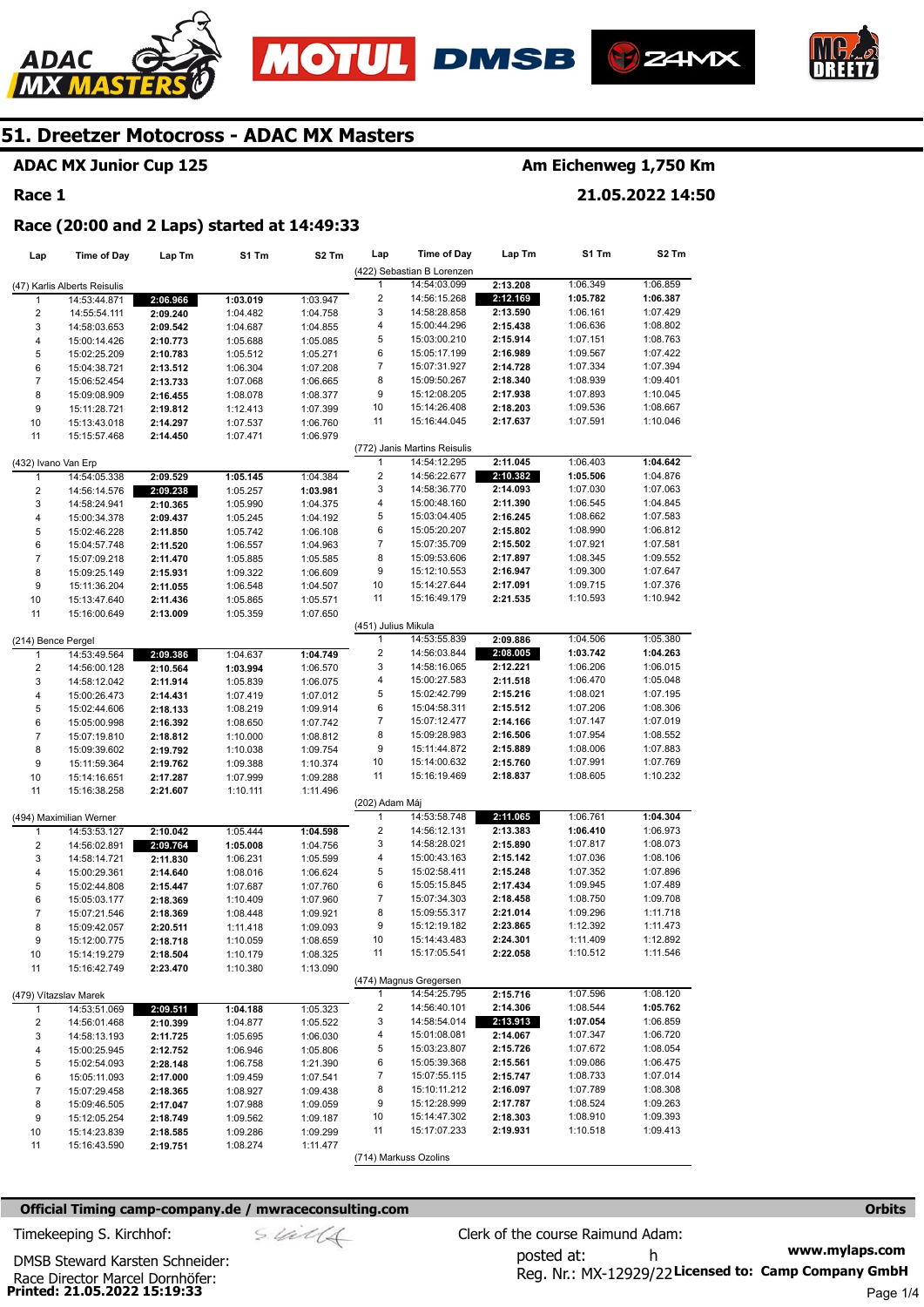# 51. Dreetzer Motocross - ADAC MX Masters

**ADAC MX Junior Cup 125** — **Am Eichenweg 1,750 Km**

**Race 1** — **21.05.2022 14:50**

**Race (20:00 and 2 Laps) started at 14:49:33**

| Lap | Time of Day | Lap Tm | S1 Tm | S2 Tm |
|---|---|---|---|---|
| **(47) Karlis Alberts Reisulis** | | | | |
| 1 | 14:53:44.871 | **2:06.966** | **1:03.019** | 1:03.947 |
| 2 | 14:55:54.111 | **2:09.240** | 1:04.482 | 1:04.758 |
| 3 | 14:58:03.653 | **2:09.542** | 1:04.687 | 1:04.855 |
| 4 | 15:00:14.426 | **2:10.773** | 1:05.688 | 1:05.085 |
| 5 | 15:02:25.209 | **2:10.783** | 1:05.512 | 1:05.271 |
| 6 | 15:04:38.721 | **2:13.512** | 1:06.304 | 1:07.208 |
| 7 | 15:06:52.454 | **2:13.733** | 1:07.068 | 1:06.665 |
| 8 | 15:09:08.909 | **2:16.455** | 1:08.078 | 1:08.377 |
| 9 | 15:11:28.721 | **2:19.812** | 1:12.413 | 1:07.399 |
| 10 | 15:13:43.018 | **2:14.297** | 1:07.537 | 1:06.760 |
| 11 | 15:15:57.468 | **2:14.450** | 1:07.471 | 1:06.979 |
| **(432) Ivano Van Erp** | | | | |
| 1 | 14:54:05.338 | **2:09.529** | **1:05.145** | 1:04.384 |
| 2 | 14:56:14.576 | **2:09.238** | 1:05.257 | **1:03.981** |
| 3 | 14:58:24.941 | **2:10.365** | 1:05.990 | 1:04.375 |
| 4 | 15:00:34.378 | **2:09.437** | 1:05.245 | 1:04.192 |
| 5 | 15:02:46.228 | **2:11.850** | 1:05.742 | 1:06.108 |
| 6 | 15:04:57.748 | **2:11.520** | 1:06.557 | 1:04.963 |
| 7 | 15:07:09.218 | **2:11.470** | 1:05.885 | 1:05.585 |
| 8 | 15:09:25.149 | **2:15.931** | 1:09.322 | 1:06.609 |
| 9 | 15:11:36.204 | **2:11.055** | 1:06.548 | 1:04.507 |
| 10 | 15:13:47.640 | **2:11.436** | 1:05.865 | 1:05.571 |
| 11 | 15:16:00.649 | **2:13.009** | 1:05.359 | 1:07.650 |
| **(214) Bence Pergel** | | | | |
| 1 | 14:53:49.564 | **2:09.386** | 1:04.637 | **1:04.749** |
| 2 | 14:56:00.128 | **2:10.564** | **1:03.994** | 1:06.570 |
| 3 | 14:58:12.042 | **2:11.914** | 1:05.839 | 1:06.075 |
| 4 | 15:00:26.473 | **2:14.431** | 1:07.419 | 1:07.012 |
| 5 | 15:02:44.606 | **2:18.133** | 1:08.219 | 1:09.914 |
| 6 | 15:05:00.998 | **2:16.392** | 1:08.650 | 1:07.742 |
| 7 | 15:07:19.810 | **2:18.812** | 1:10.000 | 1:08.812 |
| 8 | 15:09:39.602 | **2:19.792** | 1:10.038 | 1:09.754 |
| 9 | 15:11:59.364 | **2:19.762** | 1:09.388 | 1:10.374 |
| 10 | 15:14:16.651 | **2:17.287** | 1:07.999 | 1:09.288 |
| 11 | 15:16:38.258 | **2:21.607** | 1:10.111 | 1:11.496 |
| **(494) Maximilian Werner** | | | | |
| 1 | 14:53:53.127 | **2:10.042** | 1:05.444 | **1:04.598** |
| 2 | 14:56:02.891 | **2:09.764** | **1:05.008** | 1:04.756 |
| 3 | 14:58:14.721 | **2:11.830** | 1:06.231 | 1:05.599 |
| 4 | 15:00:29.361 | **2:14.640** | 1:08.016 | 1:06.624 |
| 5 | 15:02:44.808 | **2:15.447** | 1:07.687 | 1:07.760 |
| 6 | 15:05:03.177 | **2:18.369** | 1:10.409 | 1:07.960 |
| 7 | 15:07:21.546 | **2:18.369** | 1:08.448 | 1:09.921 |
| 8 | 15:09:42.057 | **2:20.511** | 1:11.418 | 1:09.093 |
| 9 | 15:12:00.775 | **2:18.718** | 1:10.059 | 1:08.659 |
| 10 | 15:14:19.279 | **2:18.504** | 1:10.179 | 1:08.325 |
| 11 | 15:16:42.749 | **2:23.470** | 1:10.380 | 1:13.090 |
| **(479) Vítazslav Marek** | | | | |
| 1 | 14:53:51.069 | **2:09.511** | **1:04.188** | 1:05.323 |
| 2 | 14:56:01.468 | **2:10.399** | 1:04.877 | 1:05.522 |
| 3 | 14:58:13.193 | **2:11.725** | 1:05.695 | 1:06.030 |
| 4 | 15:00:25.945 | **2:12.752** | 1:06.946 | 1:05.806 |
| 5 | 15:02:54.093 | **2:28.148** | 1:06.758 | 1:21.390 |
| 6 | 15:05:11.093 | **2:17.000** | 1:09.459 | 1:07.541 |
| 7 | 15:07:29.458 | **2:18.365** | 1:08.927 | 1:09.438 |
| 8 | 15:09:46.505 | **2:17.047** | 1:07.988 | 1:09.059 |
| 9 | 15:12:05.254 | **2:18.749** | 1:09.562 | 1:09.187 |
| 10 | 15:14:23.839 | **2:18.585** | 1:09.286 | 1:09.299 |
| 11 | 15:16:43.590 | **2:19.751** | 1:08.274 | 1:11.477 |
| **(422) Sebastian B Lorenzen** | | | | |
| 1 | 14:54:03.099 | **2:13.208** | 1:06.349 | 1:06.859 |
| 2 | 14:56:15.268 | **2:12.169** | **1:05.782** | **1:06.387** |
| 3 | 14:58:28.858 | **2:13.590** | 1:06.161 | 1:07.429 |
| 4 | 15:00:44.296 | **2:15.438** | 1:06.636 | 1:08.802 |
| 5 | 15:03:00.210 | **2:15.914** | 1:07.151 | 1:08.763 |
| 6 | 15:05:17.199 | **2:16.989** | 1:09.567 | 1:07.422 |
| 7 | 15:07:31.927 | **2:14.728** | 1:07.334 | 1:07.394 |
| 8 | 15:09:50.267 | **2:18.340** | 1:08.939 | 1:09.401 |
| 9 | 15:12:08.205 | **2:17.938** | 1:07.893 | 1:10.045 |
| 10 | 15:14:26.408 | **2:18.203** | 1:09.536 | 1:08.667 |
| 11 | 15:16:44.045 | **2:17.637** | 1:07.591 | 1:10.046 |
| **(772) Janis Martins Reisulis** | | | | |
| 1 | 14:54:12.295 | **2:11.045** | 1:06.403 | **1:04.642** |
| 2 | 14:56:22.677 | **2:10.382** | **1:05.506** | 1:04.876 |
| 3 | 14:58:36.770 | **2:14.093** | 1:07.030 | 1:07.063 |
| 4 | 15:00:48.160 | **2:11.390** | 1:06.545 | 1:04.845 |
| 5 | 15:03:04.405 | **2:16.245** | 1:08.662 | 1:07.583 |
| 6 | 15:05:20.207 | **2:15.802** | 1:08.990 | 1:06.812 |
| 7 | 15:07:35.709 | **2:15.502** | 1:07.921 | 1:07.581 |
| 8 | 15:09:53.606 | **2:17.897** | 1:08.345 | 1:09.552 |
| 9 | 15:12:10.553 | **2:16.947** | 1:09.300 | 1:07.647 |
| 10 | 15:14:27.644 | **2:17.091** | 1:09.715 | 1:07.376 |
| 11 | 15:16:49.179 | **2:21.535** | 1:10.593 | 1:10.942 |
| **(451) Julius Mikula** | | | | |
| 1 | 14:53:55.839 | **2:09.886** | 1:04.506 | 1:05.380 |
| 2 | 14:56:03.844 | **2:08.005** | **1:03.742** | **1:04.263** |
| 3 | 14:58:16.065 | **2:12.221** | 1:06.206 | 1:06.015 |
| 4 | 15:00:27.583 | **2:11.518** | 1:06.470 | 1:05.048 |
| 5 | 15:02:42.799 | **2:15.216** | 1:08.021 | 1:07.195 |
| 6 | 15:04:58.311 | **2:15.512** | 1:07.206 | 1:08.306 |
| 7 | 15:07:12.477 | **2:14.166** | 1:07.147 | 1:07.019 |
| 8 | 15:09:28.983 | **2:16.506** | 1:07.954 | 1:08.552 |
| 9 | 15:11:44.872 | **2:15.889** | 1:08.006 | 1:07.883 |
| 10 | 15:14:00.632 | **2:15.760** | 1:07.991 | 1:07.769 |
| 11 | 15:16:19.469 | **2:18.837** | 1:08.605 | 1:10.232 |
| **(202) Adam Máj** | | | | |
| 1 | 14:53:58.748 | **2:11.065** | 1:06.761 | **1:04.304** |
| 2 | 14:56:12.131 | **2:13.383** | **1:06.410** | 1:06.973 |
| 3 | 14:58:28.021 | **2:15.890** | 1:07.817 | 1:08.073 |
| 4 | 15:00:43.163 | **2:15.142** | 1:07.036 | 1:08.106 |
| 5 | 15:02:58.411 | **2:15.248** | 1:07.352 | 1:07.896 |
| 6 | 15:05:15.845 | **2:17.434** | 1:09.945 | 1:07.489 |
| 7 | 15:07:34.303 | **2:18.458** | 1:08.750 | 1:09.708 |
| 8 | 15:09:55.317 | **2:21.014** | 1:09.296 | 1:11.718 |
| 9 | 15:12:19.182 | **2:23.865** | 1:12.392 | 1:11.473 |
| 10 | 15:14:43.483 | **2:24.301** | 1:11.409 | 1:12.892 |
| 11 | 15:17:05.541 | **2:22.058** | 1:10.512 | 1:11.546 |
| **(474) Magnus Gregersen** | | | | |
| 1 | 14:54:25.795 | **2:15.716** | 1:07.596 | 1:08.120 |
| 2 | 14:56:40.101 | **2:14.306** | 1:08.544 | **1:05.762** |
| 3 | 14:58:54.014 | **2:13.913** | **1:07.054** | 1:06.859 |
| 4 | 15:01:08.081 | **2:14.067** | 1:07.347 | 1:06.720 |
| 5 | 15:03:23.807 | **2:15.726** | 1:07.672 | 1:08.054 |
| 6 | 15:05:39.368 | **2:15.561** | 1:09.086 | 1:06.475 |
| 7 | 15:07:55.115 | **2:15.747** | 1:08.733 | 1:07.014 |
| 8 | 15:10:11.212 | **2:16.097** | 1:07.789 | 1:08.308 |
| 9 | 15:12:28.999 | **2:17.787** | 1:08.524 | 1:09.263 |
| 10 | 15:14:47.302 | **2:18.303** | 1:08.910 | 1:09.393 |
| 11 | 15:17:07.233 | **2:19.931** | 1:10.518 | 1:09.413 |
| **(714) Markuss Ozolins** | | | | |

**Official Timing camp-company.de / mwraceconsulting.com** — **Orbits**

Timekeeping S. Kirchhof:

DMSB Steward Karsten Schneider:

Race Director Marcel Dornhöfer:

Clerk of the course Raimund Adam:

posted at: h

Reg. Nr.: MX-12929/22

**www.mylaps.com**

**Licensed to: Camp Company GmbH**

**Printed: 21.05.2022 15:19:33**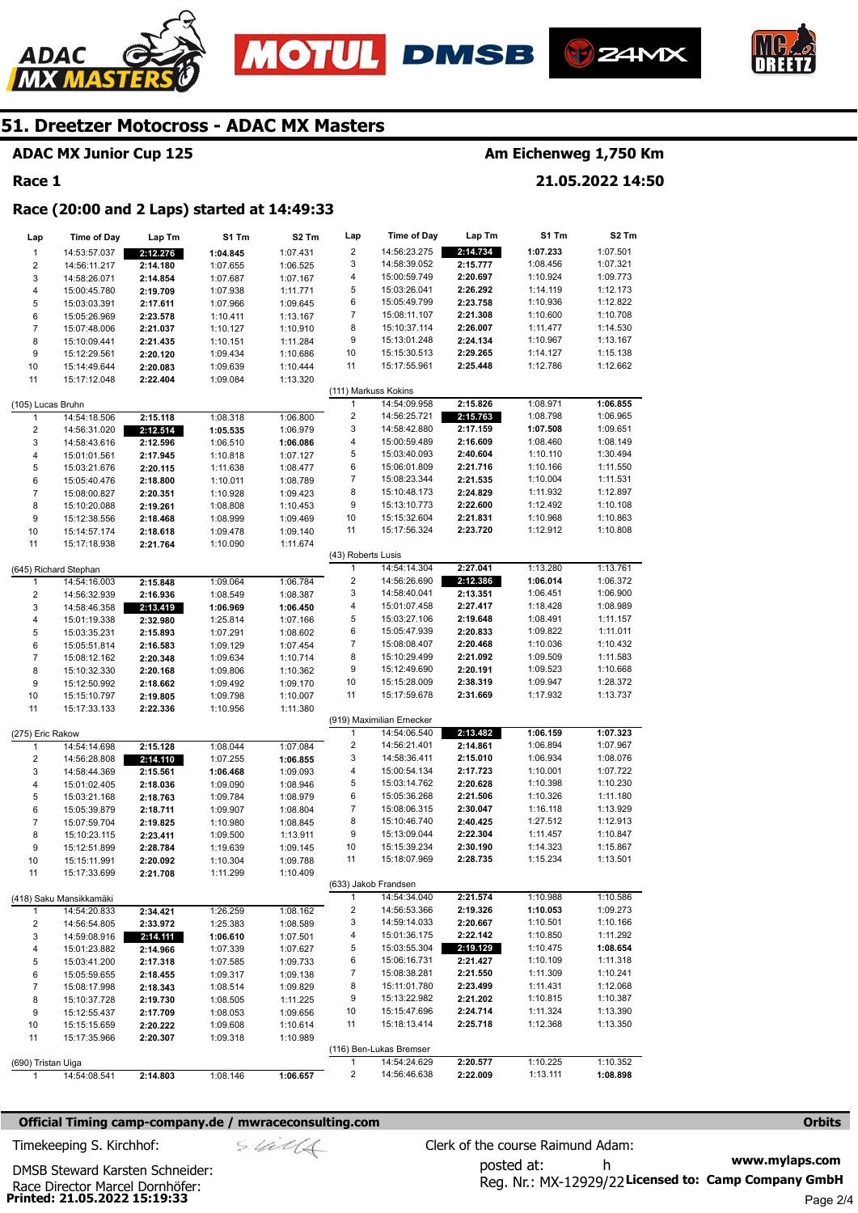## 51. Dreetzer Motocross - ADAC MX Masters

**ADAC MX Junior Cup 125** — **Am Eichenweg 1,750 Km**

**Race 1** — **21.05.2022 14:50**

### Race (20:00 and 2 Laps) started at 14:49:33

| Lap | Time of Day | Lap Tm | S1 Tm | S2 Tm |
|---|---|---|---|---|
| 1 | 14:53:57.037 | **2:12.276** | **1:04.845** | 1:07.431 |
| 2 | 14:56:11.217 | **2:14.180** | 1:07.655 | 1:06.525 |
| 3 | 14:58:26.071 | **2:14.854** | 1:07.687 | 1:07.167 |
| 4 | 15:00:45.780 | **2:19.709** | 1:07.938 | 1:11.771 |
| 5 | 15:03:03.391 | **2:17.611** | 1:07.966 | 1:09.645 |
| 6 | 15:05:26.969 | **2:23.578** | 1:10.411 | 1:13.167 |
| 7 | 15:07:48.006 | **2:21.037** | 1:10.127 | 1:10.910 |
| 8 | 15:10:09.441 | **2:21.435** | 1:10.151 | 1:11.284 |
| 9 | 15:12:29.561 | **2:20.120** | 1:09.434 | 1:10.686 |
| 10 | 15:14:49.644 | **2:20.083** | 1:09.639 | 1:10.444 |
| 11 | 15:17:12.048 | **2:22.404** | 1:09.084 | 1:13.320 |

**(105) Lucas Bruhn**

| Lap | Time of Day | Lap Tm | S1 Tm | S2 Tm |
|---|---|---|---|---|
| 1 | 14:54:18.506 | **2:15.118** | 1:08.318 | 1:06.800 |
| 2 | 14:56:31.020 | **2:12.514** | **1:05.535** | 1:06.979 |
| 3 | 14:58:43.616 | **2:12.596** | 1:06.510 | **1:06.086** |
| 4 | 15:01:01.561 | **2:17.945** | 1:10.818 | 1:07.127 |
| 5 | 15:03:21.676 | **2:20.115** | 1:11.638 | 1:08.477 |
| 6 | 15:05:40.476 | **2:18.800** | 1:10.011 | 1:08.789 |
| 7 | 15:08:00.827 | **2:20.351** | 1:10.928 | 1:09.423 |
| 8 | 15:10:20.088 | **2:19.261** | 1:08.808 | 1:10.453 |
| 9 | 15:12:38.556 | **2:18.468** | 1:08.999 | 1:09.469 |
| 10 | 15:14:57.174 | **2:18.618** | 1:09.478 | 1:09.140 |
| 11 | 15:17:18.938 | **2:21.764** | 1:10.090 | 1:11.674 |

**(645) Richard Stephan**

| Lap | Time of Day | Lap Tm | S1 Tm | S2 Tm |
|---|---|---|---|---|
| 1 | 14:54:16.003 | **2:15.848** | 1:09.064 | 1:06.784 |
| 2 | 14:56:32.939 | **2:16.936** | 1:08.549 | 1:08.387 |
| 3 | 14:58:46.358 | **2:13.419** | **1:06.969** | **1:06.450** |
| 4 | 15:01:19.338 | **2:32.980** | 1:25.814 | 1:07.166 |
| 5 | 15:03:35.231 | **2:15.893** | 1:07.291 | 1:08.602 |
| 6 | 15:05:51.814 | **2:16.583** | 1:09.129 | 1:07.454 |
| 7 | 15:08:12.162 | **2:20.348** | 1:09.634 | 1:10.714 |
| 8 | 15:10:32.330 | **2:20.168** | 1:09.806 | 1:10.362 |
| 9 | 15:12:50.992 | **2:18.662** | 1:09.492 | 1:09.170 |
| 10 | 15:15:10.797 | **2:19.805** | 1:09.798 | 1:10.007 |
| 11 | 15:17:33.133 | **2:22.336** | 1:10.956 | 1:11.380 |

**(275) Eric Rakow**

| Lap | Time of Day | Lap Tm | S1 Tm | S2 Tm |
|---|---|---|---|---|
| 1 | 14:54:14.698 | **2:15.128** | 1:08.044 | 1:07.084 |
| 2 | 14:56:28.808 | **2:14.110** | 1:07.255 | **1:06.855** |
| 3 | 14:58:44.369 | **2:15.561** | **1:06.468** | 1:09.093 |
| 4 | 15:01:02.405 | **2:18.036** | 1:09.090 | 1:08.946 |
| 5 | 15:03:21.168 | **2:18.763** | 1:09.784 | 1:08.979 |
| 6 | 15:05:39.879 | **2:18.711** | 1:09.907 | 1:08.804 |
| 7 | 15:07:59.704 | **2:19.825** | 1:10.980 | 1:08.845 |
| 8 | 15:10:23.115 | **2:23.411** | 1:09.500 | 1:13.911 |
| 9 | 15:12:51.899 | **2:28.784** | 1:19.639 | 1:09.145 |
| 10 | 15:15:11.991 | **2:20.092** | 1:10.304 | 1:09.788 |
| 11 | 15:17:33.699 | **2:21.708** | 1:11.299 | 1:10.409 |

**(418) Saku Mansikkamäki**

| Lap | Time of Day | Lap Tm | S1 Tm | S2 Tm |
|---|---|---|---|---|
| 1 | 14:54:20.833 | **2:34.421** | 1:26.259 | 1:08.162 |
| 2 | 14:56:54.805 | **2:33.972** | 1:25.383 | 1:08.589 |
| 3 | 14:59:08.916 | **2:14.111** | **1:06.610** | 1:07.501 |
| 4 | 15:01:23.882 | **2:14.966** | 1:07.339 | 1:07.627 |
| 5 | 15:03:41.200 | **2:17.318** | 1:07.585 | 1:09.733 |
| 6 | 15:05:59.655 | **2:18.455** | 1:09.317 | 1:09.138 |
| 7 | 15:08:17.998 | **2:18.343** | 1:08.514 | 1:09.829 |
| 8 | 15:10:37.728 | **2:19.730** | 1:08.505 | 1:11.225 |
| 9 | 15:12:55.437 | **2:17.709** | 1:08.053 | 1:09.656 |
| 10 | 15:15:15.659 | **2:20.222** | 1:09.608 | 1:10.614 |
| 11 | 15:17:35.966 | **2:20.307** | 1:09.318 | 1:10.989 |

**(690) Tristan Uiga**

| Lap | Time of Day | Lap Tm | S1 Tm | S2 Tm |
|---|---|---|---|---|
| 1 | 14:54:08.541 | **2:14.803** | 1:08.146 | **1:06.657** |
| 2 | 14:56:23.275 | **2:14.734** | **1:07.233** | 1:07.501 |
| 3 | 14:58:39.052 | **2:15.777** | 1:08.456 | 1:07.321 |
| 4 | 15:00:59.749 | **2:20.697** | 1:10.924 | 1:09.773 |
| 5 | 15:03:26.041 | **2:26.292** | 1:14.119 | 1:12.173 |
| 6 | 15:05:49.799 | **2:23.758** | 1:10.936 | 1:12.822 |
| 7 | 15:08:11.107 | **2:21.308** | 1:10.600 | 1:10.708 |
| 8 | 15:10:37.114 | **2:26.007** | 1:11.477 | 1:14.530 |
| 9 | 15:13:01.248 | **2:24.134** | 1:10.967 | 1:13.167 |
| 10 | 15:15:30.513 | **2:29.265** | 1:14.127 | 1:15.138 |
| 11 | 15:17:55.961 | **2:25.448** | 1:12.786 | 1:12.662 |

**(111) Markuss Kokins**

| Lap | Time of Day | Lap Tm | S1 Tm | S2 Tm |
|---|---|---|---|---|
| 1 | 14:54:09.958 | **2:15.826** | 1:08.971 | **1:06.855** |
| 2 | 14:56:25.721 | **2:15.763** | 1:08.798 | 1:06.965 |
| 3 | 14:58:42.880 | **2:17.159** | **1:07.508** | 1:09.651 |
| 4 | 15:00:59.489 | **2:16.609** | 1:08.460 | 1:08.149 |
| 5 | 15:03:40.093 | **2:40.604** | 1:10.110 | 1:30.494 |
| 6 | 15:06:01.809 | **2:21.716** | 1:10.166 | 1:11.550 |
| 7 | 15:08:23.344 | **2:21.535** | 1:10.004 | 1:11.531 |
| 8 | 15:10:48.173 | **2:24.829** | 1:11.932 | 1:12.897 |
| 9 | 15:13:10.773 | **2:22.600** | 1:12.492 | 1:10.108 |
| 10 | 15:15:32.604 | **2:21.831** | 1:10.968 | 1:10.863 |
| 11 | 15:17:56.324 | **2:23.720** | 1:12.912 | 1:10.808 |

**(43) Roberts Lusis**

| Lap | Time of Day | Lap Tm | S1 Tm | S2 Tm |
|---|---|---|---|---|
| 1 | 14:54:14.304 | **2:27.041** | 1:13.280 | 1:13.761 |
| 2 | 14:56:26.690 | **2:12.386** | **1:06.014** | 1:06.372 |
| 3 | 14:58:40.041 | **2:13.351** | 1:06.451 | 1:06.900 |
| 4 | 15:01:07.458 | **2:27.417** | 1:18.428 | 1:08.989 |
| 5 | 15:03:27.106 | **2:19.648** | 1:08.491 | 1:11.157 |
| 6 | 15:05:47.939 | **2:20.833** | 1:09.822 | 1:11.011 |
| 7 | 15:08:08.407 | **2:20.468** | 1:10.036 | 1:10.432 |
| 8 | 15:10:29.499 | **2:21.092** | 1:09.509 | 1:11.583 |
| 9 | 15:12:49.690 | **2:20.191** | 1:09.523 | 1:10.668 |
| 10 | 15:15:28.009 | **2:38.319** | 1:09.947 | 1:28.372 |
| 11 | 15:17:59.678 | **2:31.669** | 1:17.932 | 1:13.737 |

**(919) Maximilian Ernecker**

| Lap | Time of Day | Lap Tm | S1 Tm | S2 Tm |
|---|---|---|---|---|
| 1 | 14:54:06.540 | **2:13.482** | **1:06.159** | **1:07.323** |
| 2 | 14:56:21.401 | **2:14.861** | 1:06.894 | 1:07.967 |
| 3 | 14:58:36.411 | **2:15.010** | 1:06.934 | 1:08.076 |
| 4 | 15:00:54.134 | **2:17.723** | 1:10.001 | 1:07.722 |
| 5 | 15:03:14.762 | **2:20.628** | 1:10.398 | 1:10.230 |
| 6 | 15:05:36.268 | **2:21.506** | 1:10.326 | 1:11.180 |
| 7 | 15:08:06.315 | **2:30.047** | 1:16.118 | 1:13.929 |
| 8 | 15:10:46.740 | **2:40.425** | 1:27.512 | 1:12.913 |
| 9 | 15:13:09.044 | **2:22.304** | 1:11.457 | 1:10.847 |
| 10 | 15:15:39.234 | **2:30.190** | 1:14.323 | 1:15.867 |
| 11 | 15:18:07.969 | **2:28.735** | 1:15.234 | 1:13.501 |

**(633) Jakob Frandsen**

| Lap | Time of Day | Lap Tm | S1 Tm | S2 Tm |
|---|---|---|---|---|
| 1 | 14:54:34.040 | **2:21.574** | 1:10.988 | 1:10.586 |
| 2 | 14:56:53.366 | **2:19.326** | **1:10.053** | 1:09.273 |
| 3 | 14:59:14.033 | **2:20.667** | 1:10.501 | 1:10.166 |
| 4 | 15:01:36.175 | **2:22.142** | 1:10.850 | 1:11.292 |
| 5 | 15:03:55.304 | **2:19.129** | 1:10.475 | **1:08.654** |
| 6 | 15:06:16.731 | **2:21.427** | 1:10.109 | 1:11.318 |
| 7 | 15:08:38.281 | **2:21.550** | 1:11.309 | 1:10.241 |
| 8 | 15:11:01.780 | **2:23.499** | 1:11.431 | 1:12.068 |
| 9 | 15:13:22.982 | **2:21.202** | 1:10.815 | 1:10.387 |
| 10 | 15:15:47.696 | **2:24.714** | 1:11.324 | 1:13.390 |
| 11 | 15:18:13.414 | **2:25.718** | 1:12.368 | 1:13.350 |

**(116) Ben-Lukas Bremser**

| Lap | Time of Day | Lap Tm | S1 Tm | S2 Tm |
|---|---|---|---|---|
| 1 | 14:54:24.629 | **2:20.577** | 1:10.225 | 1:10.352 |
| 2 | 14:56:46.638 | **2:22.009** | 1:13.111 | **1:08.898** |

**Official Timing camp-company.de / mwraceconsulting.com** — **Orbits**

Timekeeping S. Kirchhof:

Clerk of the course Raimund Adam:

DMSB Steward Karsten Schneider:

posted at: h

Race Director Marcel Dornhöfer:

Reg. Nr.: MX-12929/22 **Licensed to: Camp Company GmbH**

www.mylaps.com

**Printed: 21.05.2022 15:19:33**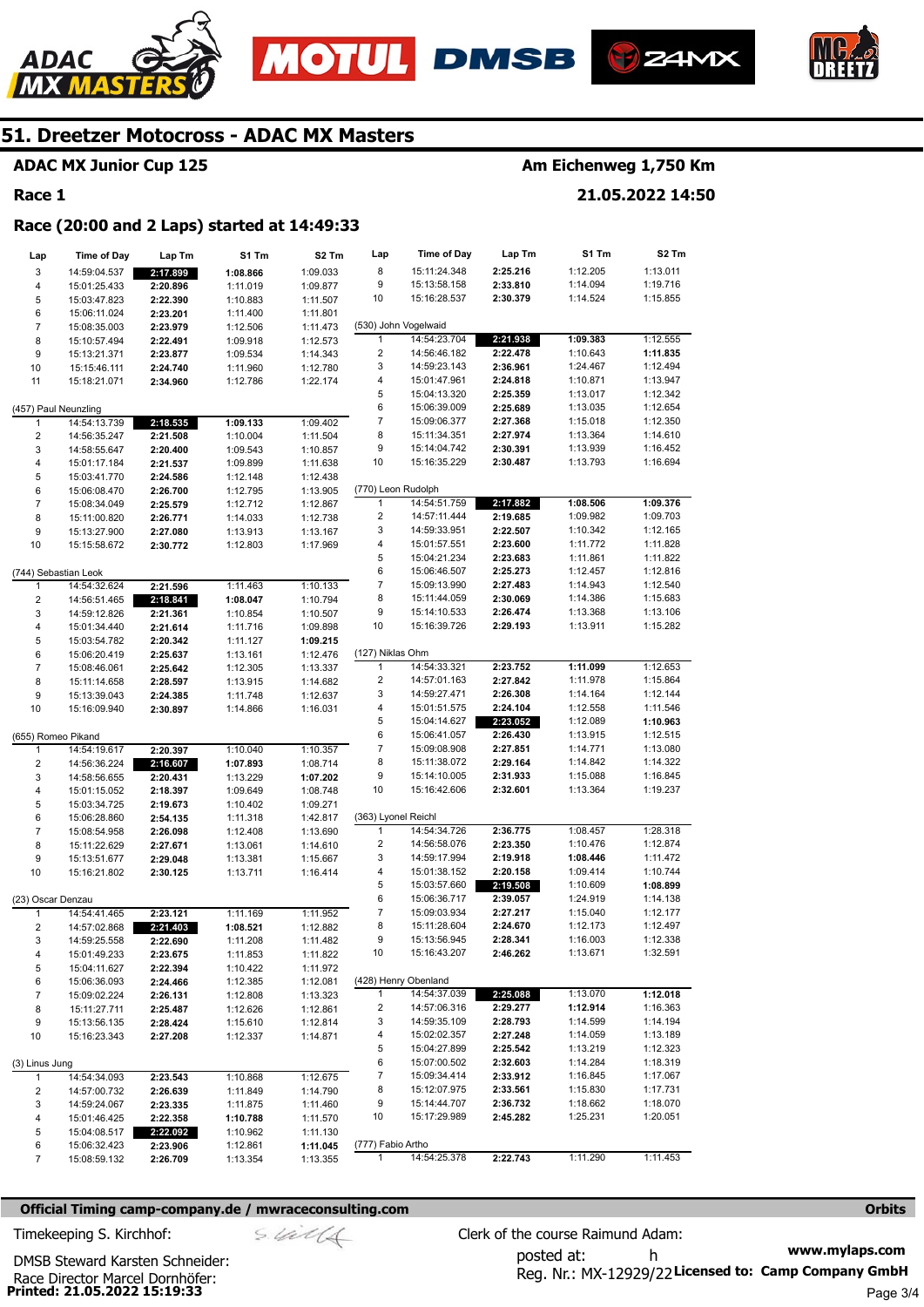# 51. Dreetzer Motocross - ADAC MX Masters

**ADAC MX Junior Cup 125** — **Am Eichenweg 1,750 Km**

**Race 1** — **21.05.2022 14:50**

## Race (20:00 and 2 Laps) started at 14:49:33

| Lap | Time of Day | Lap Tm | S1 Tm | S2 Tm |
|---|---|---|---|---|
| 3 | 14:59:04.537 | **2:17.899** | **1:08.866** | 1:09.033 |
| 4 | 15:01:25.433 | **2:20.896** | 1:11.019 | 1:09.877 |
| 5 | 15:03:47.823 | **2:22.390** | 1:10.883 | 1:11.507 |
| 6 | 15:06:11.024 | **2:23.201** | 1:11.400 | 1:11.801 |
| 7 | 15:08:35.003 | **2:23.979** | 1:12.506 | 1:11.473 |
| 8 | 15:10:57.494 | **2:22.491** | 1:09.918 | 1:12.573 |
| 9 | 15:13:21.371 | **2:23.877** | 1:09.534 | 1:14.343 |
| 10 | 15:15:46.111 | **2:24.740** | 1:11.960 | 1:12.780 |
| 11 | 15:18:21.071 | **2:34.960** | 1:12.786 | 1:22.174 |

**(457) Paul Neunzling**

| Lap | Time of Day | Lap Tm | S1 Tm | S2 Tm |
|---|---|---|---|---|
| 1 | 14:54:13.739 | **2:18.535** | **1:09.133** | 1:09.402 |
| 2 | 14:56:35.247 | **2:21.508** | 1:10.004 | 1:11.504 |
| 3 | 14:58:55.647 | **2:20.400** | 1:09.543 | 1:10.857 |
| 4 | 15:01:17.184 | **2:21.537** | 1:09.899 | 1:11.638 |
| 5 | 15:03:41.770 | **2:24.586** | 1:12.148 | 1:12.438 |
| 6 | 15:06:08.470 | **2:26.700** | 1:12.795 | 1:13.905 |
| 7 | 15:08:34.049 | **2:25.579** | 1:12.712 | 1:12.867 |
| 8 | 15:11:00.820 | **2:26.771** | 1:14.033 | 1:12.738 |
| 9 | 15:13:27.900 | **2:27.080** | 1:13.913 | 1:13.167 |
| 10 | 15:15:58.672 | **2:30.772** | 1:12.803 | 1:17.969 |

**(744) Sebastian Leok**

| Lap | Time of Day | Lap Tm | S1 Tm | S2 Tm |
|---|---|---|---|---|
| 1 | 14:54:32.624 | **2:21.596** | 1:11.463 | 1:10.133 |
| 2 | 14:56:51.465 | **2:18.841** | **1:08.047** | 1:10.794 |
| 3 | 14:59:12.826 | **2:21.361** | 1:10.854 | 1:10.507 |
| 4 | 15:01:34.440 | **2:21.614** | 1:11.716 | 1:09.898 |
| 5 | 15:03:54.782 | **2:20.342** | 1:11.127 | **1:09.215** |
| 6 | 15:06:20.419 | **2:25.637** | 1:13.161 | 1:12.476 |
| 7 | 15:08:46.061 | **2:25.642** | 1:12.305 | 1:13.337 |
| 8 | 15:11:14.658 | **2:28.597** | 1:13.915 | 1:14.682 |
| 9 | 15:13:39.043 | **2:24.385** | 1:11.748 | 1:12.637 |
| 10 | 15:16:09.940 | **2:30.897** | 1:14.866 | 1:16.031 |

**(655) Romeo Pikand**

| Lap | Time of Day | Lap Tm | S1 Tm | S2 Tm |
|---|---|---|---|---|
| 1 | 14:54:19.617 | **2:20.397** | 1:10.040 | 1:10.357 |
| 2 | 14:56:36.224 | **2:16.607** | **1:07.893** | 1:08.714 |
| 3 | 14:58:56.655 | **2:20.431** | 1:13.229 | **1:07.202** |
| 4 | 15:01:15.052 | **2:18.397** | 1:09.649 | 1:08.748 |
| 5 | 15:03:34.725 | **2:19.673** | 1:10.402 | 1:09.271 |
| 6 | 15:06:28.860 | **2:54.135** | 1:11.318 | 1:42.817 |
| 7 | 15:08:54.958 | **2:26.098** | 1:12.408 | 1:13.690 |
| 8 | 15:11:22.629 | **2:27.671** | 1:13.061 | 1:14.610 |
| 9 | 15:13:51.677 | **2:29.048** | 1:13.381 | 1:15.667 |
| 10 | 15:16:21.802 | **2:30.125** | 1:13.711 | 1:16.414 |

**(23) Oscar Denzau**

| Lap | Time of Day | Lap Tm | S1 Tm | S2 Tm |
|---|---|---|---|---|
| 1 | 14:54:41.465 | **2:23.121** | 1:11.169 | 1:11.952 |
| 2 | 14:57:02.868 | **2:21.403** | **1:08.521** | 1:12.882 |
| 3 | 14:59:25.558 | **2:22.690** | 1:11.208 | 1:11.482 |
| 4 | 15:01:49.233 | **2:23.675** | 1:11.853 | 1:11.822 |
| 5 | 15:04:11.627 | **2:22.394** | 1:10.422 | 1:11.972 |
| 6 | 15:06:36.093 | **2:24.466** | 1:12.385 | 1:12.081 |
| 7 | 15:09:02.224 | **2:26.131** | 1:12.808 | 1:13.323 |
| 8 | 15:11:27.711 | **2:25.487** | 1:12.626 | 1:12.861 |
| 9 | 15:13:56.135 | **2:28.424** | 1:15.610 | 1:12.814 |
| 10 | 15:16:23.343 | **2:27.208** | 1:12.337 | 1:14.871 |

**(3) Linus Jung**

| Lap | Time of Day | Lap Tm | S1 Tm | S2 Tm |
|---|---|---|---|---|
| 1 | 14:54:34.093 | **2:23.543** | 1:10.868 | 1:12.675 |
| 2 | 14:57:00.732 | **2:26.639** | 1:11.849 | 1:14.790 |
| 3 | 14:59:24.067 | **2:23.335** | 1:11.875 | 1:11.460 |
| 4 | 15:01:46.425 | **2:22.358** | **1:10.788** | 1:11.570 |
| 5 | 15:04:08.517 | **2:22.092** | 1:10.962 | 1:11.130 |
| 6 | 15:06:32.423 | **2:23.906** | 1:12.861 | **1:11.045** |
| 7 | 15:08:59.132 | **2:26.709** | 1:13.354 | 1:13.355 |
| 8 | 15:11:24.348 | **2:25.216** | 1:12.205 | 1:13.011 |
| 9 | 15:13:58.158 | **2:33.810** | 1:14.094 | 1:19.716 |
| 10 | 15:16:28.537 | **2:30.379** | 1:14.524 | 1:15.855 |

**(530) John Vogelwald**

| Lap | Time of Day | Lap Tm | S1 Tm | S2 Tm |
|---|---|---|---|---|
| 1 | 14:54:23.704 | **2:21.938** | **1:09.383** | 1:12.555 |
| 2 | 14:56:46.182 | **2:22.478** | 1:10.643 | **1:11.835** |
| 3 | 14:59:23.143 | **2:36.961** | 1:24.467 | 1:12.494 |
| 4 | 15:01:47.961 | **2:24.818** | 1:10.871 | 1:13.947 |
| 5 | 15:04:13.320 | **2:25.359** | 1:13.017 | 1:12.342 |
| 6 | 15:06:39.009 | **2:25.689** | 1:13.035 | 1:12.654 |
| 7 | 15:09:06.377 | **2:27.368** | 1:15.018 | 1:12.350 |
| 8 | 15:11:34.351 | **2:27.974** | 1:13.364 | 1:14.610 |
| 9 | 15:14:04.742 | **2:30.391** | 1:13.939 | 1:16.452 |
| 10 | 15:16:35.229 | **2:30.487** | 1:13.793 | 1:16.694 |

**(770) Leon Rudolph**

| Lap | Time of Day | Lap Tm | S1 Tm | S2 Tm |
|---|---|---|---|---|
| 1 | 14:54:51.759 | **2:17.882** | **1:08.506** | **1:09.376** |
| 2 | 14:57:11.444 | **2:19.685** | 1:09.982 | 1:09.703 |
| 3 | 14:59:33.951 | **2:22.507** | 1:10.342 | 1:12.165 |
| 4 | 15:01:57.551 | **2:23.600** | 1:11.772 | 1:11.828 |
| 5 | 15:04:21.234 | **2:23.683** | 1:11.861 | 1:11.822 |
| 6 | 15:06:46.507 | **2:25.273** | 1:12.457 | 1:12.816 |
| 7 | 15:09:13.990 | **2:27.483** | 1:14.943 | 1:12.540 |
| 8 | 15:11:44.059 | **2:30.069** | 1:14.386 | 1:15.683 |
| 9 | 15:14:10.533 | **2:26.474** | 1:13.368 | 1:13.106 |
| 10 | 15:16:39.726 | **2:29.193** | 1:13.911 | 1:15.282 |

**(127) Niklas Ohm**

| Lap | Time of Day | Lap Tm | S1 Tm | S2 Tm |
|---|---|---|---|---|
| 1 | 14:54:33.321 | **2:23.752** | **1:11.099** | 1:12.653 |
| 2 | 14:57:01.163 | **2:27.842** | 1:11.978 | 1:15.864 |
| 3 | 14:59:27.471 | **2:26.308** | 1:14.164 | 1:12.144 |
| 4 | 15:01:51.575 | **2:24.104** | 1:12.558 | 1:11.546 |
| 5 | 15:04:14.627 | **2:23.052** | 1:12.089 | **1:10.963** |
| 6 | 15:06:41.057 | **2:26.430** | 1:13.915 | 1:12.515 |
| 7 | 15:09:08.908 | **2:27.851** | 1:14.771 | 1:13.080 |
| 8 | 15:11:38.072 | **2:29.164** | 1:14.842 | 1:14.322 |
| 9 | 15:14:10.005 | **2:31.933** | 1:15.088 | 1:16.845 |
| 10 | 15:16:42.606 | **2:32.601** | 1:13.364 | 1:19.237 |

**(363) Lyonel Reichl**

| Lap | Time of Day | Lap Tm | S1 Tm | S2 Tm |
|---|---|---|---|---|
| 1 | 14:54:34.726 | **2:36.775** | 1:08.457 | 1:28.318 |
| 2 | 14:56:58.076 | **2:23.350** | 1:10.476 | 1:12.874 |
| 3 | 14:59:17.994 | **2:19.918** | **1:08.446** | 1:11.472 |
| 4 | 15:01:38.152 | **2:20.158** | 1:09.414 | 1:10.744 |
| 5 | 15:03:57.660 | **2:19.508** | 1:10.609 | **1:08.899** |
| 6 | 15:06:36.717 | **2:39.057** | 1:24.919 | 1:14.138 |
| 7 | 15:09:03.934 | **2:27.217** | 1:15.040 | 1:12.177 |
| 8 | 15:11:28.604 | **2:24.670** | 1:12.173 | 1:12.497 |
| 9 | 15:13:56.945 | **2:28.341** | 1:16.003 | 1:12.338 |
| 10 | 15:16:43.207 | **2:46.262** | 1:13.671 | 1:32.591 |

**(428) Henry Obenland**

| Lap | Time of Day | Lap Tm | S1 Tm | S2 Tm |
|---|---|---|---|---|
| 1 | 14:54:37.039 | **2:25.088** | 1:13.070 | **1:12.018** |
| 2 | 14:57:06.316 | **2:29.277** | **1:12.914** | 1:16.363 |
| 3 | 14:59:35.109 | **2:28.793** | 1:14.599 | 1:14.194 |
| 4 | 15:02:02.357 | **2:27.248** | 1:14.059 | 1:13.189 |
| 5 | 15:04:27.899 | **2:25.542** | 1:13.219 | 1:12.323 |
| 6 | 15:07:00.502 | **2:32.603** | 1:14.284 | 1:18.319 |
| 7 | 15:09:34.414 | **2:33.912** | 1:16.845 | 1:17.067 |
| 8 | 15:12:07.975 | **2:33.561** | 1:15.830 | 1:17.731 |
| 9 | 15:14:44.707 | **2:36.732** | 1:18.662 | 1:18.070 |
| 10 | 15:17:29.989 | **2:45.282** | 1:25.231 | 1:20.051 |

**(777) Fabio Artho**

| Lap | Time of Day | Lap Tm | S1 Tm | S2 Tm |
|---|---|---|---|---|
| 1 | 14:54:25.378 | **2:22.743** | 1:11.290 | 1:11.453 |

**Official Timing camp-company.de / mwraceconsulting.com** — **Orbits**

Timekeeping S. Kirchhof: — Clerk of the course Raimund Adam:

DMSB Steward Karsten Schneider: — posted at: h — www.mylaps.com

Race Director Marcel Dornhöfer: — Reg. Nr.: MX-12929/22 **Licensed to: Camp Company GmbH**

**Printed: 21.05.2022 15:19:33**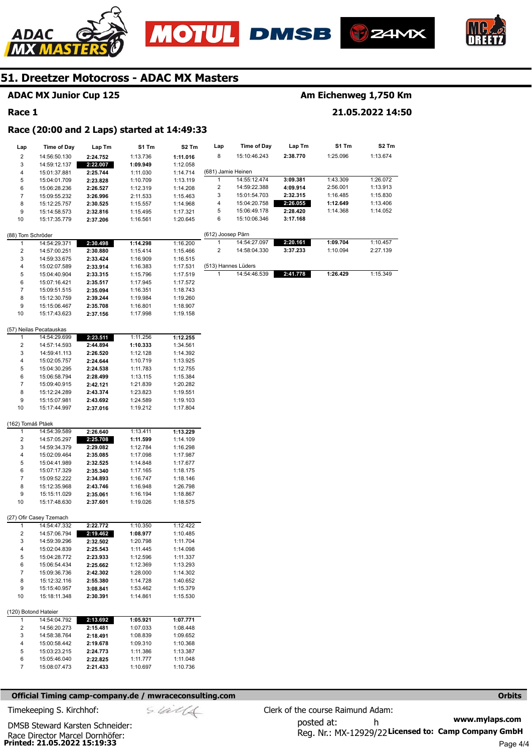# 51. Dreetzer Motocross - ADAC MX Masters

**ADAC MX Junior Cup 125** — **Am Eichenweg 1,750 Km**

**Race 1** — **21.05.2022 14:50**

**Race (20:00 and 2 Laps) started at 14:49:33**

| Lap | Time of Day | Lap Tm | S1 Tm | S2 Tm |
|---|---|---|---|---|
| 2 | 14:56:50.130 | **2:24.752** | 1:13.736 | **1:11.016** |
| 3 | 14:59:12.137 | **2:22.007** | **1:09.949** | 1:12.058 |
| 4 | 15:01:37.881 | **2:25.744** | 1:11.030 | 1:14.714 |
| 5 | 15:04:01.709 | **2:23.828** | 1:10.709 | 1:13.119 |
| 6 | 15:06:28.236 | **2:26.527** | 1:12.319 | 1:14.208 |
| 7 | 15:09:55.232 | **3:26.996** | 2:11.533 | 1:15.463 |
| 8 | 15:12:25.757 | **2:30.525** | 1:15.557 | 1:14.968 |
| 9 | 15:14:58.573 | **2:32.816** | 1:15.495 | 1:17.321 |
| 10 | 15:17:35.779 | **2:37.206** | 1:16.561 | 1:20.645 |

(88) Tom Schröder

| Lap | Time of Day | Lap Tm | S1 Tm | S2 Tm |
|---|---|---|---|---|
| 1 | 14:54:29.371 | **2:30.498** | **1:14.298** | 1:16.200 |
| 2 | 14:57:00.251 | **2:30.880** | 1:15.414 | 1:15.466 |
| 3 | 14:59:33.675 | **2:33.424** | 1:16.909 | 1:16.515 |
| 4 | 15:02:07.589 | **2:33.914** | 1:16.383 | 1:17.531 |
| 5 | 15:04:40.904 | **2:33.315** | 1:15.796 | 1:17.519 |
| 6 | 15:07:16.421 | **2:35.517** | 1:17.945 | 1:17.572 |
| 7 | 15:09:51.515 | **2:35.094** | 1:16.351 | 1:18.743 |
| 8 | 15:12:30.759 | **2:39.244** | 1:19.984 | 1:19.260 |
| 9 | 15:15:06.467 | **2:35.708** | 1:16.801 | 1:18.907 |
| 10 | 15:17:43.623 | **2:37.156** | 1:17.998 | 1:19.158 |

(57) Neilas Pecatauskas

| Lap | Time of Day | Lap Tm | S1 Tm | S2 Tm |
|---|---|---|---|---|
| 1 | 14:54:29.699 | **2:23.511** | 1:11.256 | **1:12.255** |
| 2 | 14:57:14.593 | **2:44.894** | **1:10.333** | 1:34.561 |
| 3 | 14:59:41.113 | **2:26.520** | 1:12.128 | 1:14.392 |
| 4 | 15:02:05.757 | **2:24.644** | 1:10.719 | 1:13.925 |
| 5 | 15:04:30.295 | **2:24.538** | 1:11.783 | 1:12.755 |
| 6 | 15:06:58.794 | **2:28.499** | 1:13.115 | 1:15.384 |
| 7 | 15:09:40.915 | **2:42.121** | 1:21.839 | 1:20.282 |
| 8 | 15:12:24.289 | **2:43.374** | 1:23.823 | 1:19.551 |
| 9 | 15:15:07.981 | **2:43.692** | 1:24.589 | 1:19.103 |
| 10 | 15:17:44.997 | **2:37.016** | 1:19.212 | 1:17.804 |

(162) Tomáš Ptáek

| Lap | Time of Day | Lap Tm | S1 Tm | S2 Tm |
|---|---|---|---|---|
| 1 | 14:54:39.589 | **2:26.640** | 1:13.411 | **1:13.229** |
| 2 | 14:57:05.297 | **2:25.708** | **1:11.599** | 1:14.109 |
| 3 | 14:59:34.379 | **2:29.082** | 1:12.784 | 1:16.298 |
| 4 | 15:02:09.464 | **2:35.085** | 1:17.098 | 1:17.987 |
| 5 | 15:04:41.989 | **2:32.525** | 1:14.848 | 1:17.677 |
| 6 | 15:07:17.329 | **2:35.340** | 1:17.165 | 1:18.175 |
| 7 | 15:09:52.222 | **2:34.893** | 1:16.747 | 1:18.146 |
| 8 | 15:12:35.968 | **2:43.746** | 1:16.948 | 1:26.798 |
| 9 | 15:15:11.029 | **2:35.061** | 1:16.194 | 1:18.867 |
| 10 | 15:17:48.630 | **2:37.601** | 1:19.026 | 1:18.575 |

(27) Ofir Casey Tzemach

| Lap | Time of Day | Lap Tm | S1 Tm | S2 Tm |
|---|---|---|---|---|
| 1 | 14:54:47.332 | **2:22.772** | 1:10.350 | 1:12.422 |
| 2 | 14:57:06.794 | **2:19.462** | **1:08.977** | 1:10.485 |
| 3 | 14:59:39.296 | **2:32.502** | 1:20.798 | 1:11.704 |
| 4 | 15:02:04.839 | **2:25.543** | 1:11.445 | 1:14.098 |
| 5 | 15:04:28.772 | **2:23.933** | 1:12.596 | 1:11.337 |
| 6 | 15:06:54.434 | **2:25.662** | 1:12.369 | 1:13.293 |
| 7 | 15:09:36.736 | **2:42.302** | 1:28.000 | 1:14.302 |
| 8 | 15:12:32.116 | **2:55.380** | 1:14.728 | 1:40.652 |
| 9 | 15:15:40.957 | **3:08.841** | 1:53.462 | 1:15.379 |
| 10 | 15:18:11.348 | **2:30.391** | 1:14.861 | 1:15.530 |

(120) Botond Hateier

| Lap | Time of Day | Lap Tm | S1 Tm | S2 Tm |
|---|---|---|---|---|
| 1 | 14:54:04.792 | **2:13.692** | **1:05.921** | **1:07.771** |
| 2 | 14:56:20.273 | **2:15.481** | 1:07.033 | 1:08.448 |
| 3 | 14:58:38.764 | **2:18.491** | 1:08.839 | 1:09.652 |
| 4 | 15:00:58.442 | **2:19.678** | 1:09.310 | 1:10.368 |
| 5 | 15:03:23.215 | **2:24.773** | 1:11.386 | 1:13.387 |
| 6 | 15:05:46.040 | **2:22.825** | 1:11.777 | 1:11.048 |
| 7 | 15:08:07.473 | **2:21.433** | 1:10.697 | 1:10.736 |

| Lap | Time of Day | Lap Tm | S1 Tm | S2 Tm |
|---|---|---|---|---|
| 8 | 15:10:46.243 | **2:38.770** | 1:25.096 | 1:13.674 |

(681) Jamie Heinen

| Lap | Time of Day | Lap Tm | S1 Tm | S2 Tm |
|---|---|---|---|---|
| 1 | 14:55:12.474 | **3:09.381** | 1:43.309 | 1:26.072 |
| 2 | 14:59:22.388 | **4:09.914** | 2:56.001 | 1:13.913 |
| 3 | 15:01:54.703 | **2:32.315** | 1:16.485 | 1:15.830 |
| 4 | 15:04:20.758 | **2:26.055** | **1:12.649** | 1:13.406 |
| 5 | 15:06:49.178 | **2:28.420** | 1:14.368 | 1:14.052 |
| 6 | 15:10:06.346 | **3:17.168** | | |

(612) Joosep Pärn

| Lap | Time of Day | Lap Tm | S1 Tm | S2 Tm |
|---|---|---|---|---|
| 1 | 14:54:27.097 | **2:20.161** | **1:09.704** | 1:10.457 |
| 2 | 14:58:04.330 | **3:37.233** | 1:10.094 | 2:27.139 |

(513) Hannes Lüders

| Lap | Time of Day | Lap Tm | S1 Tm | S2 Tm |
|---|---|---|---|---|
| 1 | 14:54:46.539 | **2:41.778** | **1:26.429** | 1:15.349 |

**Official Timing camp-company.de / mwraceconsulting.com** — **Orbits**

Timekeeping S. Kirchhof:

DMSB Steward Karsten Schneider:

Race Director Marcel Dornhöfer:

Clerk of the course Raimund Adam:

posted at: h

Reg. Nr.: MX-12929/22

**www.mylaps.com**

**Licensed to: Camp Company GmbH**

**Printed: 21.05.2022 15:19:33**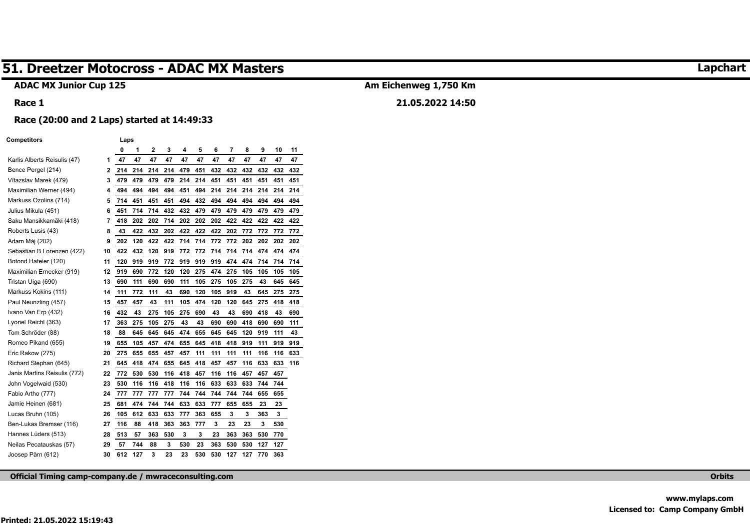# 51. Dreetzer Motocross - ADAC MX Masters

**Lapchart**

**ADAC MX Junior Cup 125**

**Am Eichenweg 1,750 Km**

**Race 1**

**21.05.2022 14:50**

**Race (20:00 and 2 Laps) started at 14:49:33**

| Competitors | | 0 | 1 | 2 | 3 | 4 | 5 | 6 | 7 | 8 | 9 | 10 | 11 |
|---|---|---|---|---|---|---|---|---|---|---|---|---|---|
| Karlis Alberts Reisulis (47) | 1 | 47 | 47 | 47 | 47 | 47 | 47 | 47 | 47 | 47 | 47 | 47 | 47 |
| Bence Pergel (214) | 2 | 214 | 214 | 214 | 214 | 479 | 451 | 432 | 432 | 432 | 432 | 432 | 432 |
| Vítazslav Marek (479) | 3 | 479 | 479 | 479 | 479 | 214 | 214 | 451 | 451 | 451 | 451 | 451 | 451 |
| Maximilian Werner (494) | 4 | 494 | 494 | 494 | 494 | 451 | 494 | 214 | 214 | 214 | 214 | 214 | 214 |
| Markuss Ozolins (714) | 5 | 714 | 451 | 451 | 451 | 494 | 432 | 494 | 494 | 494 | 494 | 494 | 494 |
| Julius Mikula (451) | 6 | 451 | 714 | 714 | 432 | 432 | 479 | 479 | 479 | 479 | 479 | 479 | 479 |
| Saku Mansikkamäki (418) | 7 | 418 | 202 | 202 | 714 | 202 | 202 | 202 | 422 | 422 | 422 | 422 | 422 |
| Roberts Lusis (43) | 8 | 43 | 422 | 432 | 202 | 422 | 422 | 422 | 202 | 772 | 772 | 772 | 772 |
| Adam Máj (202) | 9 | 202 | 120 | 422 | 422 | 714 | 714 | 772 | 772 | 202 | 202 | 202 | 202 |
| Sebastian B Lorenzen (422) | 10 | 422 | 432 | 120 | 919 | 772 | 772 | 714 | 714 | 714 | 474 | 474 | 474 |
| Botond Hateier (120) | 11 | 120 | 919 | 919 | 772 | 919 | 919 | 919 | 474 | 474 | 714 | 714 | 714 |
| Maximilian Ernecker (919) | 12 | 919 | 690 | 772 | 120 | 120 | 275 | 474 | 275 | 105 | 105 | 105 | 105 |
| Tristan Uiga (690) | 13 | 690 | 111 | 690 | 690 | 111 | 105 | 275 | 105 | 275 | 43 | 645 | 645 |
| Markuss Kokins (111) | 14 | 111 | 772 | 111 | 43 | 690 | 120 | 105 | 919 | 43 | 645 | 275 | 275 |
| Paul Neunzling (457) | 15 | 457 | 457 | 43 | 111 | 105 | 474 | 120 | 120 | 645 | 275 | 418 | 418 |
| Ivano Van Erp (432) | 16 | 432 | 43 | 275 | 105 | 275 | 690 | 43 | 43 | 690 | 418 | 43 | 690 |
| Lyonel Reichl (363) | 17 | 363 | 275 | 105 | 275 | 43 | 43 | 690 | 690 | 418 | 690 | 690 | 111 |
| Tom Schröder (88) | 18 | 88 | 645 | 645 | 645 | 474 | 655 | 645 | 645 | 120 | 919 | 111 | 43 |
| Romeo Pikand (655) | 19 | 655 | 105 | 457 | 474 | 655 | 645 | 418 | 418 | 919 | 111 | 919 | 919 |
| Eric Rakow (275) | 20 | 275 | 655 | 655 | 457 | 457 | 111 | 111 | 111 | 111 | 116 | 116 | 633 |
| Richard Stephan (645) | 21 | 645 | 418 | 474 | 655 | 645 | 418 | 457 | 457 | 116 | 633 | 633 | 116 |
| Janis Martins Reisulis (772) | 22 | 772 | 530 | 530 | 116 | 418 | 457 | 116 | 116 | 457 | 457 | 457 | |
| John Vogelwaid (530) | 23 | 530 | 116 | 116 | 418 | 116 | 116 | 633 | 633 | 633 | 744 | 744 | |
| Fabio Artho (777) | 24 | 777 | 777 | 777 | 777 | 744 | 744 | 744 | 744 | 744 | 655 | 655 | |
| Jamie Heinen (681) | 25 | 681 | 474 | 744 | 744 | 633 | 633 | 777 | 655 | 655 | 23 | 23 | |
| Lucas Bruhn (105) | 26 | 105 | 612 | 633 | 633 | 777 | 363 | 655 | 3 | 3 | 363 | 3 | |
| Ben-Lukas Bremser (116) | 27 | 116 | 88 | 418 | 363 | 363 | 777 | 3 | 23 | 23 | 3 | 530 | |
| Hannes Lüders (513) | 28 | 513 | 57 | 363 | 530 | 3 | 3 | 23 | 363 | 363 | 530 | 770 | |
| Neilas Pecatauskas (57) | 29 | 57 | 744 | 88 | 3 | 530 | 23 | 363 | 530 | 530 | 127 | 127 | |
| Joosep Pärn (612) | 30 | 612 | 127 | 3 | 23 | 23 | 530 | 530 | 127 | 127 | 770 | 363 | |

Official Timing camp-company.de / mwraceconsulting.com

Orbits

www.mylaps.com
Licensed to: Camp Company GmbH

Printed: 21.05.2022 15:19:43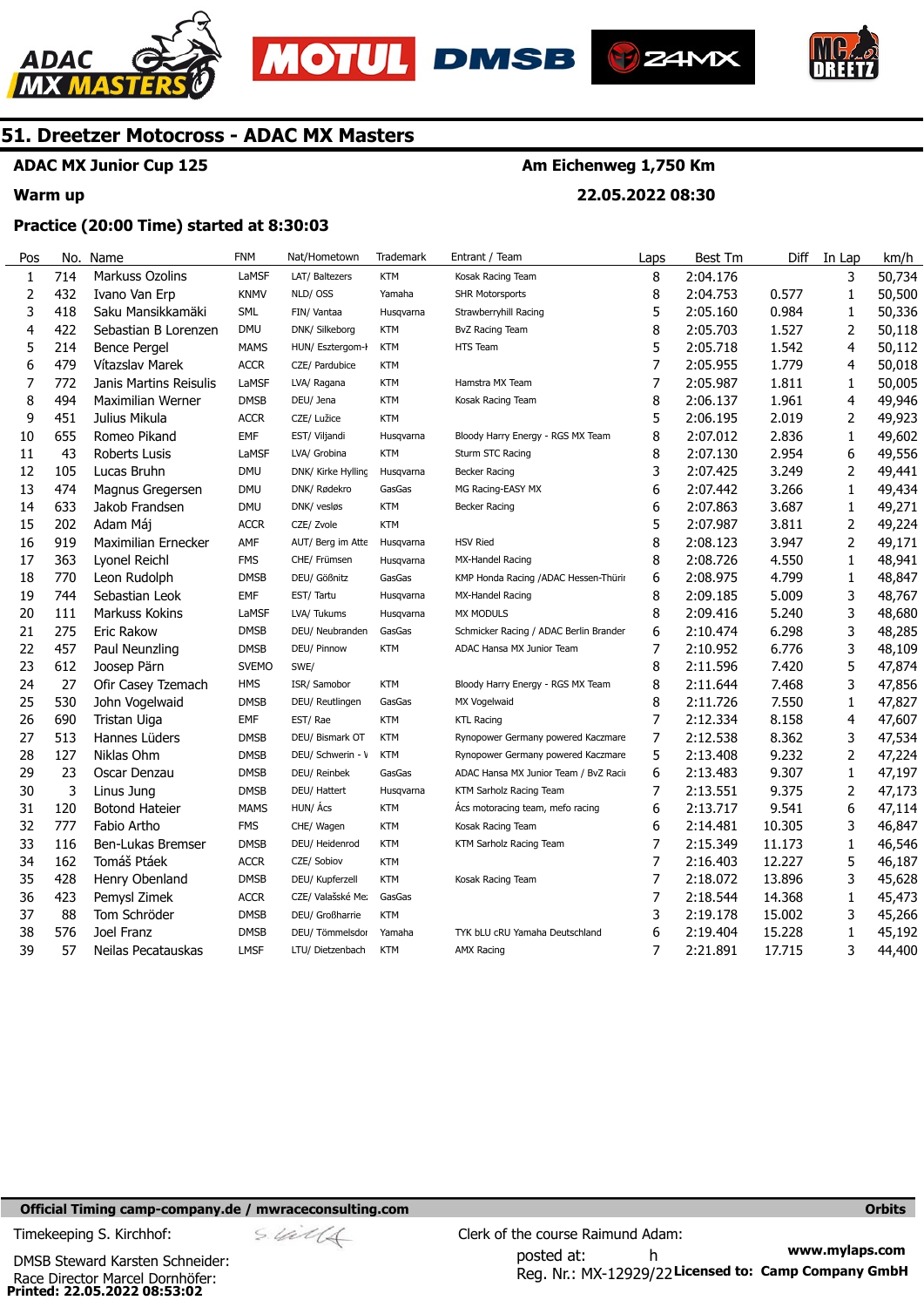## 51. Dreetzer Motocross - ADAC MX Masters

**ADAC MX Junior Cup 125** — **Am Eichenweg 1,750 Km**

**Warm up** — **22.05.2022 08:30**

**Practice (20:00 Time) started at 8:30:03**

| Pos | No. | Name | FNM | Nat/Hometown | Trademark | Entrant / Team | Laps | Best Tm | Diff | In Lap | km/h |
|---|---|---|---|---|---|---|---|---|---|---|---|
| 1 | 714 | Markuss Ozolins | LaMSF | LAT/ Baltezers | KTM | Kosak Racing Team | 8 | 2:04.176 | | 3 | 50,734 |
| 2 | 432 | Ivano Van Erp | KNMV | NLD/ OSS | Yamaha | SHR Motorsports | 8 | 2:04.753 | 0.577 | 1 | 50,500 |
| 3 | 418 | Saku Mansikkamäki | SML | FIN/ Vantaa | Husqvarna | Strawberryhill Racing | 5 | 2:05.160 | 0.984 | 1 | 50,336 |
| 4 | 422 | Sebastian B Lorenzen | DMU | DNK/ Silkeborg | KTM | BvZ Racing Team | 8 | 2:05.703 | 1.527 | 2 | 50,118 |
| 5 | 214 | Bence Pergel | MAMS | HUN/ Esztergom-I | KTM | HTS Team | 5 | 2:05.718 | 1.542 | 4 | 50,112 |
| 6 | 479 | Vítazslav Marek | ACCR | CZE/ Pardubice | KTM | | 7 | 2:05.955 | 1.779 | 4 | 50,018 |
| 7 | 772 | Janis Martins Reisulis | LaMSF | LVA/ Ragana | KTM | Hamstra MX Team | 7 | 2:05.987 | 1.811 | 1 | 50,005 |
| 8 | 494 | Maximilian Werner | DMSB | DEU/ Jena | KTM | Kosak Racing Team | 8 | 2:06.137 | 1.961 | 4 | 49,946 |
| 9 | 451 | Julius Mikula | ACCR | CZE/ Lužice | KTM | | 5 | 2:06.195 | 2.019 | 4 | 49,923 |
| 10 | 655 | Romeo Pikand | EMF | EST/ Viljandi | Husqvarna | Bloody Harry Energy - RGS MX Team | 8 | 2:07.012 | 2.836 | 1 | 49,602 |
| 11 | 43 | Roberts Lusis | LaMSF | LVA/ Grobina | KTM | Sturm STC Racing | 8 | 2:07.130 | 2.954 | 6 | 49,556 |
| 12 | 105 | Lucas Bruhn | DMU | DNK/ Kirke Hylling | Husqvarna | Becker Racing | 3 | 2:07.425 | 3.249 | 2 | 49,441 |
| 13 | 474 | Magnus Gregersen | DMU | DNK/ Rødekro | GasGas | MG Racing-EASY MX | 6 | 2:07.442 | 3.266 | 1 | 49,434 |
| 14 | 633 | Jakob Frandsen | DMU | DNK/ vesløs | KTM | Becker Racing | 6 | 2:07.863 | 3.687 | 1 | 49,271 |
| 15 | 202 | Adam Máj | ACCR | CZE/ Zvole | KTM | | 5 | 2:07.987 | 3.811 | 2 | 49,224 |
| 16 | 919 | Maximilian Ernecker | AMF | AUT/ Berg im Atte | Husqvarna | HSV Ried | 8 | 2:08.123 | 3.947 | 2 | 49,171 |
| 17 | 363 | Lyonel Reichl | FMS | CHE/ Frümsen | Husqvarna | MX-Handel Racing | 8 | 2:08.726 | 4.550 | 1 | 48,941 |
| 18 | 770 | Leon Rudolph | DMSB | DEU/ Gößnitz | GasGas | KMP Honda Racing /ADAC Hessen-Thürir | 6 | 2:08.975 | 4.799 | 1 | 48,847 |
| 19 | 744 | Sebastian Leok | EMF | EST/ Tartu | Husqvarna | MX-Handel Racing | 8 | 2:09.185 | 5.009 | 3 | 48,767 |
| 20 | 111 | Markuss Kokins | LaMSF | LVA/ Tukums | Husqvarna | MX MODULS | 8 | 2:09.416 | 5.240 | 3 | 48,680 |
| 21 | 275 | Eric Rakow | DMSB | DEU/ Neubranden | GasGas | Schmicker Racing / ADAC Berlin Brander | 6 | 2:10.474 | 6.298 | 3 | 48,285 |
| 22 | 457 | Paul Neunzling | DMSB | DEU/ Pinnow | KTM | ADAC Hansa MX Junior Team | 7 | 2:10.952 | 6.776 | 3 | 48,109 |
| 23 | 612 | Joosep Pärn | SVEMO | SWE/ | | | 8 | 2:11.596 | 7.420 | 5 | 47,874 |
| 24 | 27 | Ofir Casey Tzemach | HMS | ISR/ Samobor | KTM | Bloody Harry Energy - RGS MX Team | 8 | 2:11.644 | 7.468 | 3 | 47,856 |
| 25 | 530 | John Vogelwaid | DMSB | DEU/ Reutlingen | GasGas | MX Vogelwaid | 8 | 2:11.726 | 7.550 | 1 | 47,827 |
| 26 | 690 | Tristan Uiga | EMF | EST/ Rae | KTM | KTL Racing | 7 | 2:12.334 | 8.158 | 4 | 47,607 |
| 27 | 513 | Hannes Lüders | DMSB | DEU/ Bismark OT | KTM | Rynopower Germany powered Kaczmare | 7 | 2:12.538 | 8.362 | 3 | 47,534 |
| 28 | 127 | Niklas Ohm | DMSB | DEU/ Schwerin - V | KTM | Rynopower Germany powered Kaczmare | 5 | 2:13.408 | 9.232 | 2 | 47,224 |
| 29 | 23 | Oscar Denzau | DMSB | DEU/ Reinbek | GasGas | ADAC Hansa MX Junior Team / BvZ Racii | 6 | 2:13.483 | 9.307 | 1 | 47,197 |
| 30 | 3 | Linus Jung | DMSB | DEU/ Hattert | Husqvarna | KTM Sarholz Racing Team | 7 | 2:13.551 | 9.375 | 2 | 47,173 |
| 31 | 120 | Botond Hateier | MAMS | HUN/ Ács | KTM | Ács motoracing team, mefo racing | 6 | 2:13.717 | 9.541 | 6 | 47,114 |
| 32 | 777 | Fabio Artho | FMS | CHE/ Wagen | KTM | Kosak Racing Team | 6 | 2:14.481 | 10.305 | 3 | 46,847 |
| 33 | 116 | Ben-Lukas Bremser | DMSB | DEU/ Heidenrod | KTM | KTM Sarholz Racing Team | 7 | 2:15.349 | 11.173 | 1 | 46,546 |
| 34 | 162 | Tomáš Ptáek | ACCR | CZE/ Sobiov | KTM | | 7 | 2:16.403 | 12.227 | 5 | 46,187 |
| 35 | 428 | Henry Obenland | DMSB | DEU/ Kupferzell | KTM | Kosak Racing Team | 7 | 2:18.072 | 13.896 | 3 | 45,628 |
| 36 | 423 | Pemysl Zimek | ACCR | CZE/ Valašské Me: | GasGas | | 7 | 2:18.544 | 14.368 | 1 | 45,473 |
| 37 | 88 | Tom Schröder | DMSB | DEU/ Großharrie | KTM | | 3 | 2:19.178 | 15.002 | 3 | 45,266 |
| 38 | 576 | Joel Franz | DMSB | DEU/ Tömmelsdor | Yamaha | TYK bLU cRU Yamaha Deutschland | 6 | 2:19.404 | 15.228 | 1 | 45,192 |
| 39 | 57 | Neilas Pecatauskas | LMSF | LTU/ Dietzenbach | KTM | AMX Racing | 7 | 2:21.891 | 17.715 | 3 | 44,400 |

**Official Timing camp-company.de / mwraceconsulting.com** — **Orbits**

Timekeeping S. Kirchhof:

Clerk of the course Raimund Adam:

DMSB Steward Karsten Schneider:

posted at: h

Race Director Marcel Dornhöfer:

Reg. Nr.: MX-12929/22

**www.mylaps.com**

**Licensed to: Camp Company GmbH**

**Printed: 22.05.2022 08:53:02**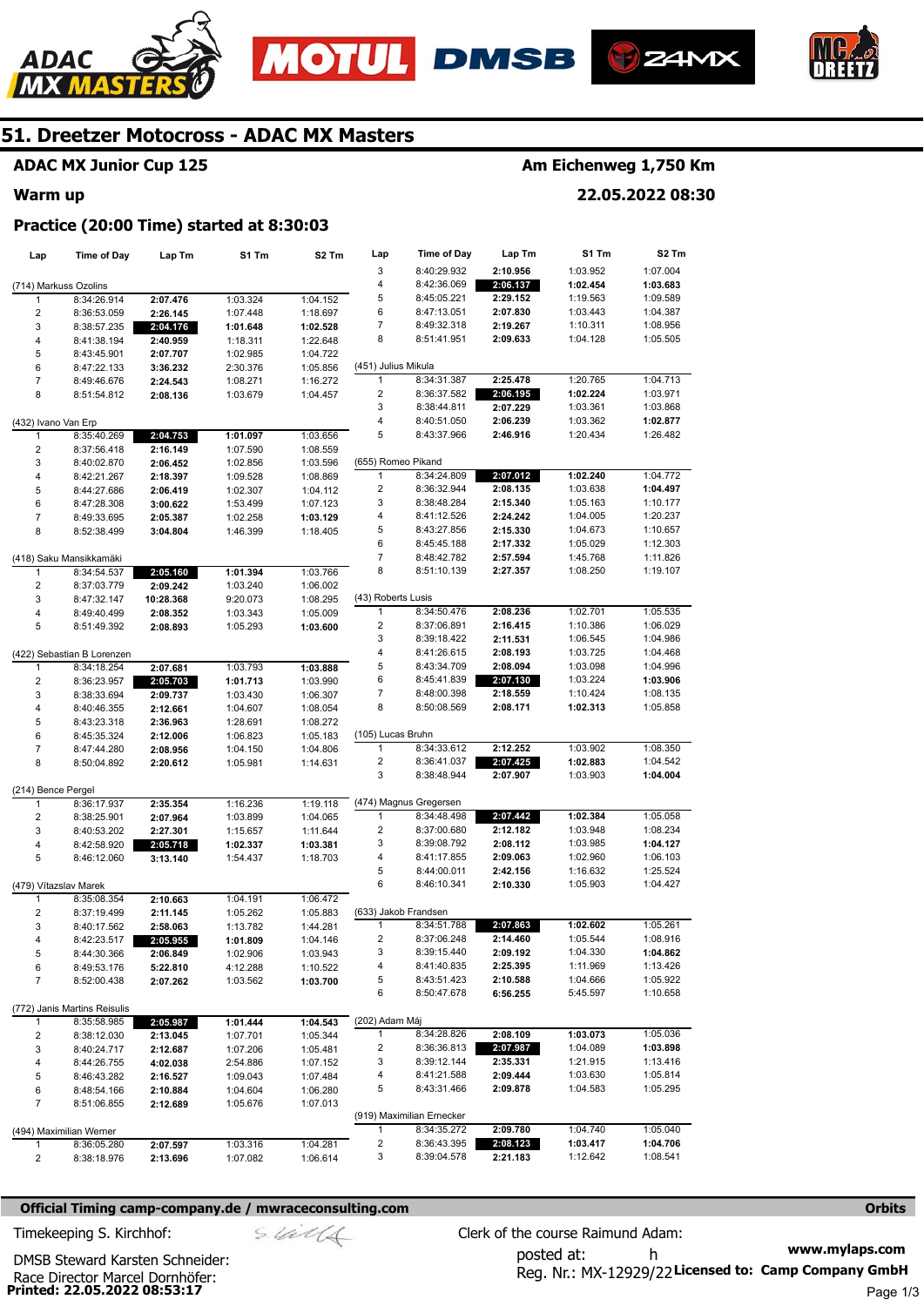# 51. Dreetzer Motocross - ADAC MX Masters

## ADAC MX Junior Cup 125

**Am Eichenweg 1,750 Km**

## Warm up

**22.05.2022 08:30**

### Practice (20:00 Time) started at 8:30:03

| Lap | Time of Day | Lap Tm | S1 Tm | S2 Tm |
|---|---|---|---|---|
| **(714) Markuss Ozolins** | | | | |
| 1 | 8:34:26.914 | **2:07.476** | 1:03.324 | 1:04.152 |
| 2 | 8:36:53.059 | **2:26.145** | 1:07.448 | 1:18.697 |
| 3 | 8:38:57.235 | **2:04.176** | **1:01.648** | **1:02.528** |
| 4 | 8:41:38.194 | **2:40.959** | 1:18.311 | 1:22.648 |
| 5 | 8:43:45.901 | **2:07.707** | 1:02.985 | 1:04.722 |
| 6 | 8:47:22.133 | **3:36.232** | 2:30.376 | 1:05.856 |
| 7 | 8:49:46.676 | **2:24.543** | 1:08.271 | 1:16.272 |
| 8 | 8:51:54.812 | **2:08.136** | 1:03.679 | 1:04.457 |
| **(432) Ivano Van Erp** | | | | |
| 1 | 8:35:40.269 | **2:04.753** | **1:01.097** | 1:03.656 |
| 2 | 8:37:56.418 | **2:16.149** | 1:07.590 | 1:08.559 |
| 3 | 8:40:02.870 | **2:06.452** | 1:02.856 | 1:03.596 |
| 4 | 8:42:21.267 | **2:18.397** | 1:09.528 | 1:08.869 |
| 5 | 8:44:27.686 | **2:06.419** | 1:02.307 | 1:04.112 |
| 6 | 8:47:28.308 | **3:00.622** | 1:53.499 | 1:07.123 |
| 7 | 8:49:33.695 | **2:05.387** | 1:02.258 | **1:03.129** |
| 8 | 8:52:38.499 | **3:04.804** | 1:46.399 | 1:18.405 |
| **(418) Saku Mansikkamäki** | | | | |
| 1 | 8:34:54.537 | **2:05.160** | **1:01.394** | 1:03.766 |
| 2 | 8:37:03.779 | **2:09.242** | 1:03.240 | 1:06.002 |
| 3 | 8:47:32.147 | **10:28.368** | 9:20.073 | 1:08.295 |
| 4 | 8:49:40.499 | **2:08.352** | 1:03.343 | 1:05.009 |
| 5 | 8:51:49.392 | **2:08.893** | 1:05.293 | **1:03.600** |
| **(422) Sebastian B Lorenzen** | | | | |
| 1 | 8:34:18.254 | **2:07.681** | 1:03.793 | **1:03.888** |
| 2 | 8:36:23.957 | **2:05.703** | **1:01.713** | 1:03.990 |
| 3 | 8:38:33.694 | **2:09.737** | 1:03.430 | 1:06.307 |
| 4 | 8:40:46.355 | **2:12.661** | 1:04.607 | 1:08.054 |
| 5 | 8:43:23.318 | **2:36.963** | 1:28.691 | 1:08.272 |
| 6 | 8:45:35.324 | **2:12.006** | 1:06.823 | 1:05.183 |
| 7 | 8:47:44.280 | **2:08.956** | 1:04.150 | 1:04.806 |
| 8 | 8:50:04.892 | **2:20.612** | 1:05.981 | 1:14.631 |
| **(214) Bence Pergel** | | | | |
| 1 | 8:36:17.937 | **2:35.354** | 1:16.236 | 1:19.118 |
| 2 | 8:38:25.901 | **2:07.964** | 1:03.899 | 1:04.065 |
| 3 | 8:40:53.202 | **2:27.301** | 1:15.657 | 1:11.644 |
| 4 | 8:42:58.920 | **2:05.718** | **1:02.337** | **1:03.381** |
| 5 | 8:46:12.060 | **3:13.140** | 1:54.437 | 1:18.703 |
| **(479) Vítazslav Marek** | | | | |
| 1 | 8:35:08.354 | **2:10.663** | 1:04.191 | 1:06.472 |
| 2 | 8:37:19.499 | **2:11.145** | 1:05.262 | 1:05.883 |
| 3 | 8:40:17.562 | **2:58.063** | 1:13.782 | 1:44.281 |
| 4 | 8:42:23.517 | **2:05.955** | **1:01.809** | 1:04.146 |
| 5 | 8:44:30.366 | **2:06.849** | 1:02.906 | 1:03.943 |
| 6 | 8:49:53.176 | **5:22.810** | 4:12.288 | 1:10.522 |
| 7 | 8:52:00.438 | **2:07.262** | 1:03.562 | **1:03.700** |
| **(772) Janis Martins Reisulis** | | | | |
| 1 | 8:35:58.985 | **2:05.987** | **1:01.444** | **1:04.543** |
| 2 | 8:38:12.030 | **2:13.045** | 1:07.701 | 1:05.344 |
| 3 | 8:40:24.717 | **2:12.687** | 1:07.206 | 1:05.481 |
| 4 | 8:44:26.755 | **4:02.038** | 2:54.886 | 1:07.152 |
| 5 | 8:46:43.282 | **2:16.527** | 1:09.043 | 1:07.484 |
| 6 | 8:48:54.166 | **2:10.884** | 1:04.604 | 1:06.280 |
| 7 | 8:51:06.855 | **2:12.689** | 1:05.676 | 1:07.013 |
| **(494) Maximilian Werner** | | | | |
| 1 | 8:36:05.280 | **2:07.597** | 1:03.316 | 1:04.281 |
| 2 | 8:38:18.976 | **2:13.696** | 1:07.082 | 1:06.614 |
| 3 | 8:40:29.932 | **2:10.956** | 1:03.952 | 1:07.004 |
| 4 | 8:42:36.069 | **2:06.137** | **1:02.454** | **1:03.683** |
| 5 | 8:45:05.221 | **2:29.152** | 1:19.563 | 1:09.589 |
| 6 | 8:47:13.051 | **2:07.830** | 1:03.443 | 1:04.387 |
| 7 | 8:49:32.318 | **2:19.267** | 1:10.311 | 1:08.956 |
| 8 | 8:51:41.951 | **2:09.633** | 1:04.128 | 1:05.505 |
| **(451) Julius Mikula** | | | | |
| 1 | 8:34:31.387 | **2:25.478** | 1:20.765 | 1:04.713 |
| 2 | 8:36:37.582 | **2:06.195** | **1:02.224** | 1:03.971 |
| 3 | 8:38:44.811 | **2:07.229** | 1:03.361 | 1:03.868 |
| 4 | 8:40:51.050 | **2:06.239** | 1:03.362 | **1:02.877** |
| 5 | 8:43:37.966 | **2:46.916** | 1:20.434 | 1:26.482 |
| **(655) Romeo Pikand** | | | | |
| 1 | 8:34:24.809 | **2:07.012** | **1:02.240** | 1:04.772 |
| 2 | 8:36:32.944 | **2:08.135** | 1:03.638 | **1:04.497** |
| 3 | 8:38:48.284 | **2:15.340** | 1:05.163 | 1:10.177 |
| 4 | 8:41:12.526 | **2:24.242** | 1:04.005 | 1:20.237 |
| 5 | 8:43:27.856 | **2:15.330** | 1:04.673 | 1:10.657 |
| 6 | 8:45:45.188 | **2:17.332** | 1:05.029 | 1:12.303 |
| 7 | 8:48:42.782 | **2:57.594** | 1:45.768 | 1:11.826 |
| 8 | 8:51:10.139 | **2:27.357** | 1:08.250 | 1:19.107 |
| **(43) Roberts Lusis** | | | | |
| 1 | 8:34:50.476 | **2:08.236** | 1:02.701 | 1:05.535 |
| 2 | 8:37:06.891 | **2:16.415** | 1:10.386 | 1:06.029 |
| 3 | 8:39:18.422 | **2:11.531** | 1:06.545 | 1:04.986 |
| 4 | 8:41:26.615 | **2:08.193** | 1:03.725 | 1:04.468 |
| 5 | 8:43:34.709 | **2:08.094** | 1:03.098 | 1:04.996 |
| 6 | 8:45:41.839 | **2:07.130** | 1:03.224 | **1:03.906** |
| 7 | 8:48:00.398 | **2:18.559** | 1:10.424 | 1:08.135 |
| 8 | 8:50:08.569 | **2:08.171** | **1:02.313** | 1:05.858 |
| **(105) Lucas Bruhn** | | | | |
| 1 | 8:34:33.612 | **2:12.252** | 1:03.902 | 1:08.350 |
| 2 | 8:36:41.037 | **2:07.425** | **1:02.883** | 1:04.542 |
| 3 | 8:38:48.944 | **2:07.907** | 1:03.903 | **1:04.004** |
| **(474) Magnus Gregersen** | | | | |
| 1 | 8:34:48.498 | **2:07.442** | **1:02.384** | 1:05.058 |
| 2 | 8:37:00.680 | **2:12.182** | 1:03.948 | 1:08.234 |
| 3 | 8:39:08.792 | **2:08.112** | 1:03.985 | **1:04.127** |
| 4 | 8:41:17.855 | **2:09.063** | 1:02.960 | 1:06.103 |
| 5 | 8:44:00.011 | **2:42.156** | 1:16.632 | 1:25.524 |
| 6 | 8:46:10.341 | **2:10.330** | 1:05.903 | 1:04.427 |
| **(633) Jakob Frandsen** | | | | |
| 1 | 8:34:51.788 | **2:07.863** | **1:02.602** | 1:05.261 |
| 2 | 8:37:06.248 | **2:14.460** | 1:05.544 | 1:08.916 |
| 3 | 8:39:15.440 | **2:09.192** | 1:04.330 | **1:04.862** |
| 4 | 8:41:40.835 | **2:25.395** | 1:11.969 | 1:13.426 |
| 5 | 8:43:51.423 | **2:10.588** | 1:04.666 | 1:05.922 |
| 6 | 8:50:47.678 | **6:56.255** | 5:45.597 | 1:10.658 |
| **(202) Adam Máj** | | | | |
| 1 | 8:34:28.826 | **2:08.109** | **1:03.073** | 1:05.036 |
| 2 | 8:36:36.813 | **2:07.987** | 1:04.089 | **1:03.898** |
| 3 | 8:39:12.144 | **2:35.331** | 1:21.915 | 1:13.416 |
| 4 | 8:41:21.588 | **2:09.444** | 1:03.630 | 1:05.814 |
| 5 | 8:43:31.466 | **2:09.878** | 1:04.583 | 1:05.295 |
| **(919) Maximilian Ernecker** | | | | |
| 1 | 8:34:35.272 | **2:09.780** | 1:04.740 | 1:05.040 |
| 2 | 8:36:43.395 | **2:08.123** | **1:03.417** | **1:04.706** |
| 3 | 8:39:04.578 | **2:21.183** | 1:12.642 | 1:08.541 |

**Official Timing camp-company.de / mwraceconsulting.com** — **Orbits**

Timekeeping S. Kirchhof:

DMSB Steward Karsten Schneider:

Race Director Marcel Dornhöfer:

Clerk of the course Raimund Adam:

posted at: h

Reg. Nr.: MX-12929/22

**www.mylaps.com**

**Licensed to: Camp Company GmbH**

**Printed: 22.05.2022 08:53:17**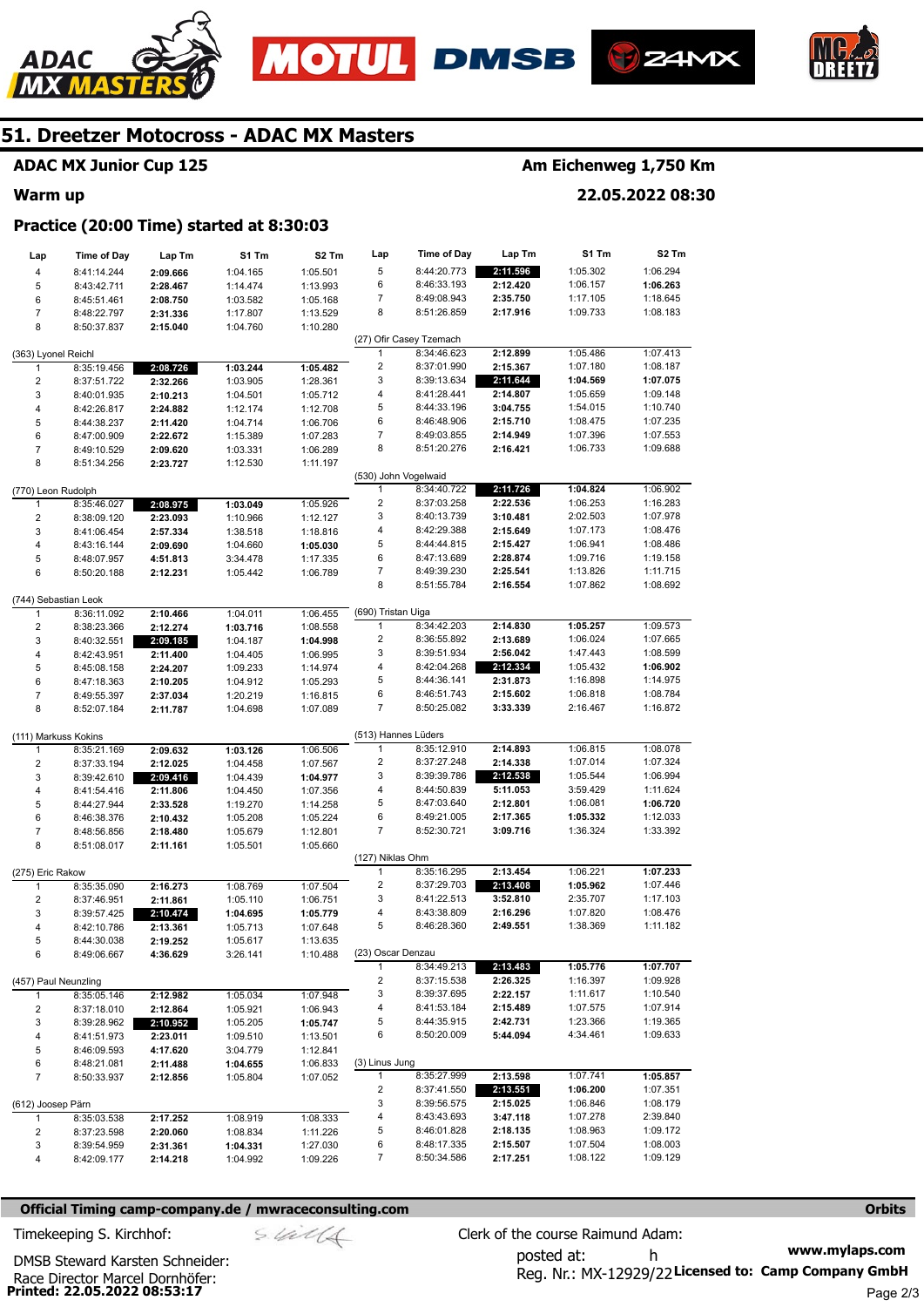# 51. Dreetzer Motocross - ADAC MX Masters

## ADAC MX Junior Cup 125

**Am Eichenweg 1,750 Km**

### Warm up

**22.05.2022 08:30**

### Practice (20:00 Time) started at 8:30:03

| Lap | Time of Day | Lap Tm | S1 Tm | S2 Tm |
|---|---|---|---|---|
| 4 | 8:41:14.244 | **2:09.666** | 1:04.165 | 1:05.501 |
| 5 | 8:43:42.711 | **2:28.467** | 1:14.474 | 1:13.993 |
| 6 | 8:45:51.461 | **2:08.750** | 1:03.582 | 1:05.168 |
| 7 | 8:48:22.797 | **2:31.336** | 1:17.807 | 1:13.529 |
| 8 | 8:50:37.837 | **2:15.040** | 1:04.760 | 1:10.280 |

(363) Lyonel Reichl

| Lap | Time of Day | Lap Tm | S1 Tm | S2 Tm |
|---|---|---|---|---|
| 1 | 8:35:19.456 | **2:08.726** | **1:03.244** | **1:05.482** |
| 2 | 8:37:51.722 | **2:32.266** | 1:03.905 | 1:28.361 |
| 3 | 8:40:01.935 | **2:10.213** | 1:04.501 | 1:05.712 |
| 4 | 8:42:26.817 | **2:24.882** | 1:12.174 | 1:12.708 |
| 5 | 8:44:38.237 | **2:11.420** | 1:04.714 | 1:06.706 |
| 6 | 8:47:00.909 | **2:22.672** | 1:15.389 | 1:07.283 |
| 7 | 8:49:10.529 | **2:09.620** | 1:03.331 | 1:06.289 |
| 8 | 8:51:34.256 | **2:23.727** | 1:12.530 | 1:11.197 |

(770) Leon Rudolph

| Lap | Time of Day | Lap Tm | S1 Tm | S2 Tm |
|---|---|---|---|---|
| 1 | 8:35:46.027 | **2:08.975** | **1:03.049** | 1:05.926 |
| 2 | 8:38:09.120 | **2:23.093** | 1:10.966 | 1:12.127 |
| 3 | 8:41:06.454 | **2:57.334** | 1:38.518 | 1:18.816 |
| 4 | 8:43:16.144 | **2:09.690** | 1:04.660 | **1:05.030** |
| 5 | 8:48:07.957 | **4:51.813** | 3:34.478 | 1:17.335 |
| 6 | 8:50:20.188 | **2:12.231** | 1:05.442 | 1:06.789 |

(744) Sebastian Leok

| Lap | Time of Day | Lap Tm | S1 Tm | S2 Tm |
|---|---|---|---|---|
| 1 | 8:36:11.092 | **2:10.466** | 1:04.011 | 1:06.455 |
| 2 | 8:38:23.366 | **2:12.274** | **1:03.716** | 1:08.558 |
| 3 | 8:40:32.551 | **2:09.185** | 1:04.187 | **1:04.998** |
| 4 | 8:42:43.951 | **2:11.400** | 1:04.405 | 1:06.995 |
| 5 | 8:45:08.158 | **2:24.207** | 1:09.233 | 1:14.974 |
| 6 | 8:47:18.363 | **2:10.205** | 1:04.912 | 1:05.293 |
| 7 | 8:49:55.397 | **2:37.034** | 1:20.219 | 1:16.815 |
| 8 | 8:52:07.184 | **2:11.787** | 1:04.698 | 1:07.089 |

(111) Markuss Kokins

| Lap | Time of Day | Lap Tm | S1 Tm | S2 Tm |
|---|---|---|---|---|
| 1 | 8:35:21.169 | **2:09.632** | **1:03.126** | 1:06.506 |
| 2 | 8:37:33.194 | **2:12.025** | 1:04.458 | 1:07.567 |
| 3 | 8:39:42.610 | **2:09.416** | 1:04.439 | **1:04.977** |
| 4 | 8:41:54.416 | **2:11.806** | 1:04.450 | 1:07.356 |
| 5 | 8:44:27.944 | **2:33.528** | 1:19.270 | 1:14.258 |
| 6 | 8:46:38.376 | **2:10.432** | 1:05.208 | 1:05.224 |
| 7 | 8:48:56.856 | **2:18.480** | 1:05.679 | 1:12.801 |
| 8 | 8:51:08.017 | **2:11.161** | 1:05.501 | 1:05.660 |

(275) Eric Rakow

| Lap | Time of Day | Lap Tm | S1 Tm | S2 Tm |
|---|---|---|---|---|
| 1 | 8:35:35.090 | **2:16.273** | 1:08.769 | 1:07.504 |
| 2 | 8:37:46.951 | **2:11.861** | 1:05.110 | 1:06.751 |
| 3 | 8:39:57.425 | **2:10.474** | **1:04.695** | **1:05.779** |
| 4 | 8:42:10.786 | **2:13.361** | 1:05.713 | 1:07.648 |
| 5 | 8:44:30.038 | **2:19.252** | 1:05.617 | 1:13.635 |
| 6 | 8:49:06.667 | **4:36.629** | 3:26.141 | 1:10.488 |

(457) Paul Neunzling

| Lap | Time of Day | Lap Tm | S1 Tm | S2 Tm |
|---|---|---|---|---|
| 1 | 8:35:05.146 | **2:12.982** | 1:05.034 | 1:07.948 |
| 2 | 8:37:18.010 | **2:12.864** | 1:05.921 | 1:06.943 |
| 3 | 8:39:28.962 | **2:10.952** | 1:05.205 | **1:05.747** |
| 4 | 8:41:51.973 | **2:23.011** | 1:09.510 | 1:13.501 |
| 5 | 8:46:09.593 | **4:17.620** | 3:04.779 | 1:12.841 |
| 6 | 8:48:21.081 | **2:11.488** | **1:04.655** | 1:06.833 |
| 7 | 8:50:33.937 | **2:12.856** | 1:05.804 | 1:07.052 |

(612) Joosep Pärn

| Lap | Time of Day | Lap Tm | S1 Tm | S2 Tm |
|---|---|---|---|---|
| 1 | 8:35:03.538 | **2:17.252** | 1:08.919 | 1:08.333 |
| 2 | 8:37:23.598 | **2:20.060** | 1:08.834 | 1:11.226 |
| 3 | 8:39:54.959 | **2:31.361** | **1:04.331** | 1:27.030 |
| 4 | 8:42:09.177 | **2:14.218** | 1:04.992 | 1:09.226 |
| 5 | 8:44:20.773 | **2:11.596** | 1:05.302 | 1:06.294 |
| 6 | 8:46:33.193 | **2:12.420** | 1:06.157 | **1:06.263** |
| 7 | 8:49:08.943 | **2:35.750** | 1:17.105 | 1:18.645 |
| 8 | 8:51:26.859 | **2:17.916** | 1:09.733 | 1:08.183 |

(27) Ofir Casey Tzemach

| Lap | Time of Day | Lap Tm | S1 Tm | S2 Tm |
|---|---|---|---|---|
| 1 | 8:34:46.623 | **2:12.899** | 1:05.486 | 1:07.413 |
| 2 | 8:37:01.990 | **2:15.367** | 1:07.180 | 1:08.187 |
| 3 | 8:39:13.634 | **2:11.644** | **1:04.569** | **1:07.075** |
| 4 | 8:41:28.441 | **2:14.807** | 1:05.659 | 1:09.148 |
| 5 | 8:44:33.196 | **3:04.755** | 1:54.015 | 1:10.740 |
| 6 | 8:46:48.906 | **2:15.710** | 1:08.475 | 1:07.235 |
| 7 | 8:49:03.855 | **2:14.949** | 1:07.396 | 1:07.553 |
| 8 | 8:51:20.276 | **2:16.421** | 1:06.733 | 1:09.688 |

(530) John Vogelwaid

| Lap | Time of Day | Lap Tm | S1 Tm | S2 Tm |
|---|---|---|---|---|
| 1 | 8:34:40.722 | **2:11.726** | **1:04.824** | 1:06.902 |
| 2 | 8:37:03.258 | **2:22.536** | 1:06.253 | 1:16.283 |
| 3 | 8:40:13.739 | **3:10.481** | 2:02.503 | 1:07.978 |
| 4 | 8:42:29.388 | **2:15.649** | 1:07.173 | 1:08.476 |
| 5 | 8:44:44.815 | **2:15.427** | 1:06.941 | 1:08.486 |
| 6 | 8:47:13.689 | **2:28.874** | 1:09.716 | 1:19.158 |
| 7 | 8:49:39.230 | **2:25.541** | 1:13.826 | 1:11.715 |
| 8 | 8:51:55.784 | **2:16.554** | 1:07.862 | 1:08.692 |

(690) Tristan Uiga

| Lap | Time of Day | Lap Tm | S1 Tm | S2 Tm |
|---|---|---|---|---|
| 1 | 8:34:42.203 | **2:14.830** | **1:05.257** | 1:09.573 |
| 2 | 8:36:55.892 | **2:13.689** | 1:06.024 | 1:07.665 |
| 3 | 8:39:51.934 | **2:56.042** | 1:47.443 | 1:08.599 |
| 4 | 8:42:04.268 | **2:12.334** | 1:05.432 | **1:06.902** |
| 5 | 8:44:36.141 | **2:31.873** | 1:16.898 | 1:14.975 |
| 6 | 8:46:51.743 | **2:15.602** | 1:06.818 | 1:08.784 |
| 7 | 8:50:25.082 | **3:33.339** | 2:16.467 | 1:16.872 |

(513) Hannes Lüders

| Lap | Time of Day | Lap Tm | S1 Tm | S2 Tm |
|---|---|---|---|---|
| 1 | 8:35:12.910 | **2:14.893** | 1:06.815 | 1:08.078 |
| 2 | 8:37:27.248 | **2:14.338** | 1:07.014 | 1:07.324 |
| 3 | 8:39:39.786 | **2:12.538** | 1:05.544 | 1:06.994 |
| 4 | 8:44:50.839 | **5:11.053** | 3:59.429 | 1:11.624 |
| 5 | 8:47:03.640 | **2:12.801** | 1:06.081 | **1:06.720** |
| 6 | 8:49:21.005 | **2:17.365** | **1:05.332** | 1:12.033 |
| 7 | 8:52:30.721 | **3:09.716** | 1:36.324 | 1:33.392 |

(127) Niklas Ohm

| Lap | Time of Day | Lap Tm | S1 Tm | S2 Tm |
|---|---|---|---|---|
| 1 | 8:35:16.295 | **2:13.454** | 1:06.221 | **1:07.233** |
| 2 | 8:37:29.703 | **2:13.408** | **1:05.962** | 1:07.446 |
| 3 | 8:41:22.513 | **3:52.810** | 2:35.707 | 1:17.103 |
| 4 | 8:43:38.809 | **2:16.296** | 1:07.820 | 1:08.476 |
| 5 | 8:46:28.360 | **2:49.551** | 1:38.369 | 1:11.182 |

(23) Oscar Denzau

| Lap | Time of Day | Lap Tm | S1 Tm | S2 Tm |
|---|---|---|---|---|
| 1 | 8:34:49.213 | **2:13.483** | **1:05.776** | **1:07.707** |
| 2 | 8:37:15.538 | **2:26.325** | 1:16.397 | 1:09.928 |
| 3 | 8:39:37.695 | **2:22.157** | 1:11.617 | 1:10.540 |
| 4 | 8:41:53.184 | **2:15.489** | 1:07.575 | 1:07.914 |
| 5 | 8:44:35.915 | **2:42.731** | 1:23.366 | 1:19.365 |
| 6 | 8:50:20.009 | **5:44.094** | 4:34.461 | 1:09.633 |

(3) Linus Jung

| Lap | Time of Day | Lap Tm | S1 Tm | S2 Tm |
|---|---|---|---|---|
| 1 | 8:35:27.999 | **2:13.598** | 1:07.741 | **1:05.857** |
| 2 | 8:37:41.550 | **2:13.551** | **1:06.200** | 1:07.351 |
| 3 | 8:39:56.575 | **2:15.025** | 1:06.846 | 1:08.179 |
| 4 | 8:43:43.693 | **3:47.118** | 1:07.278 | 2:39.840 |
| 5 | 8:46:01.828 | **2:18.135** | 1:08.963 | 1:09.172 |
| 6 | 8:48:17.335 | **2:15.507** | 1:07.504 | 1:08.003 |
| 7 | 8:50:34.586 | **2:17.251** | 1:08.122 | 1:09.129 |

**Official Timing camp-company.de / mwraceconsulting.com** **Orbits**

Timekeeping S. Kirchhof:

DMSB Steward Karsten Schneider:

Race Director Marcel Dornhöfer:

Clerk of the course Raimund Adam:

posted at: h

Reg. Nr.: MX-12929/22

www.mylaps.com

Licensed to: Camp Company GmbH

**Printed: 22.05.2022 08:53:17**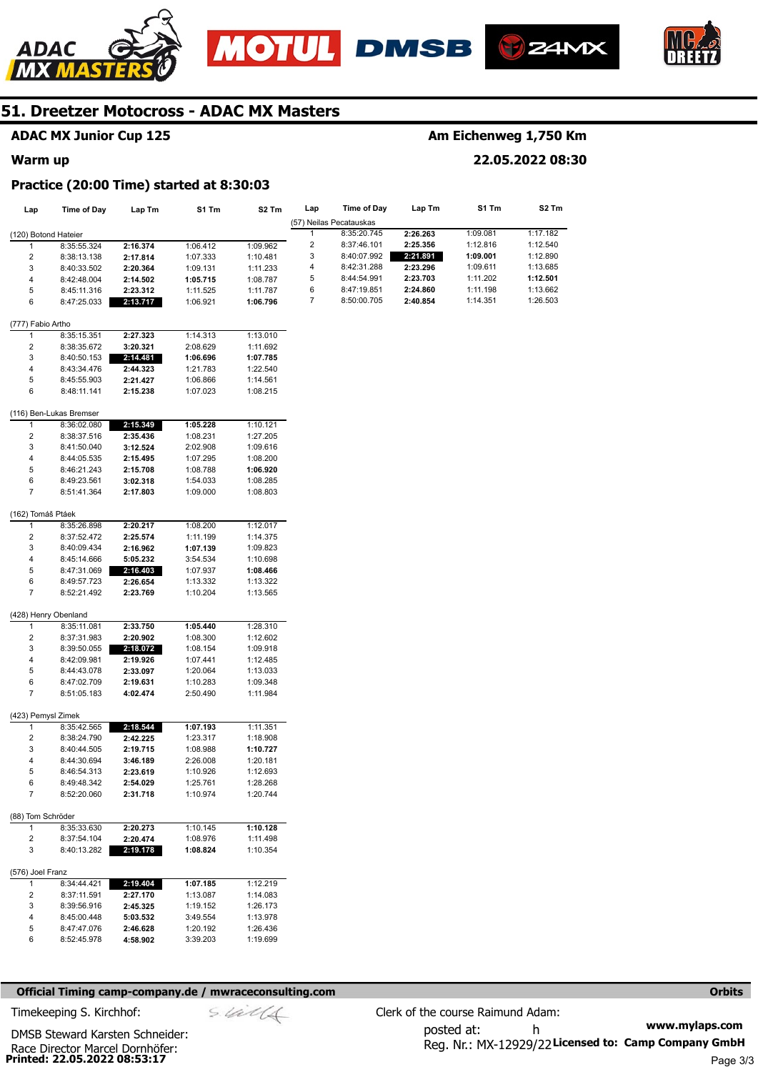# 51. Dreetzer Motocross - ADAC MX Masters

**ADAC MX Junior Cup 125** — **Am Eichenweg 1,750 Km**

**Warm up** — **22.05.2022 08:30**

### Practice (20:00 Time) started at 8:30:03

| Lap | Time of Day | Lap Tm | S1 Tm | S2 Tm |
|---|---|---|---|---|
| **(120) Botond Hateier** | | | | |
| 1 | 8:35:55.324 | **2:16.374** | 1:06.412 | 1:09.962 |
| 2 | 8:38:13.138 | **2:17.814** | 1:07.333 | 1:10.481 |
| 3 | 8:40:33.502 | **2:20.364** | 1:09.131 | 1:11.233 |
| 4 | 8:42:48.004 | **2:14.502** | **1:05.715** | 1:08.787 |
| 5 | 8:45:11.316 | **2:23.312** | 1:11.525 | 1:11.787 |
| 6 | 8:47:25.033 | **2:13.717** | 1:06.921 | **1:06.796** |
| **(777) Fabio Artho** | | | | |
| 1 | 8:35:15.351 | **2:27.323** | 1:14.313 | 1:13.010 |
| 2 | 8:38:35.672 | **3:20.321** | 2:08.629 | 1:11.692 |
| 3 | 8:40:50.153 | **2:14.481** | **1:06.696** | **1:07.785** |
| 4 | 8:43:34.476 | **2:44.323** | 1:21.783 | 1:22.540 |
| 5 | 8:45:55.903 | **2:21.427** | 1:06.866 | 1:14.561 |
| 6 | 8:48:11.141 | **2:15.238** | 1:07.023 | 1:08.215 |
| **(116) Ben-Lukas Bremser** | | | | |
| 1 | 8:36:02.080 | **2:15.349** | **1:05.228** | 1:10.121 |
| 2 | 8:38:37.516 | **2:35.436** | 1:08.231 | 1:27.205 |
| 3 | 8:41:50.040 | **3:12.524** | 2:02.908 | 1:09.616 |
| 4 | 8:44:05.535 | **2:15.495** | 1:07.295 | 1:08.200 |
| 5 | 8:46:21.243 | **2:15.708** | 1:08.788 | **1:06.920** |
| 6 | 8:49:23.561 | **3:02.318** | 1:54.033 | 1:08.285 |
| 7 | 8:51:41.364 | **2:17.803** | 1:09.000 | 1:08.803 |
| **(162) Tomáš Ptáek** | | | | |
| 1 | 8:35:26.898 | **2:20.217** | 1:08.200 | 1:12.017 |
| 2 | 8:37:52.472 | **2:25.574** | 1:11.199 | 1:14.375 |
| 3 | 8:40:09.434 | **2:16.962** | **1:07.139** | 1:09.823 |
| 4 | 8:45:14.666 | **5:05.232** | 3:54.534 | 1:10.698 |
| 5 | 8:47:31.069 | **2:16.403** | 1:07.937 | **1:08.466** |
| 6 | 8:49:57.723 | **2:26.654** | 1:13.332 | 1:13.322 |
| 7 | 8:52:21.492 | **2:23.769** | 1:10.204 | 1:13.565 |
| **(428) Henry Obenland** | | | | |
| 1 | 8:35:11.081 | **2:33.750** | **1:05.440** | 1:28.310 |
| 2 | 8:37:31.983 | **2:20.902** | 1:08.300 | 1:12.602 |
| 3 | 8:39:50.055 | **2:18.072** | 1:08.154 | 1:09.918 |
| 4 | 8:42:09.981 | **2:19.926** | 1:07.441 | 1:12.485 |
| 5 | 8:44:43.078 | **2:33.097** | 1:20.064 | 1:13.033 |
| 6 | 8:47:02.709 | **2:19.631** | 1:10.283 | 1:09.348 |
| 7 | 8:51:05.183 | **4:02.474** | 2:50.490 | 1:11.984 |
| **(423) Pemysl Zimek** | | | | |
| 1 | 8:35:42.565 | **2:18.544** | **1:07.193** | 1:11.351 |
| 2 | 8:38:24.790 | **2:42.225** | 1:23.317 | 1:18.908 |
| 3 | 8:40:44.505 | **2:19.715** | 1:08.988 | **1:10.727** |
| 4 | 8:44:30.694 | **3:46.189** | 2:26.008 | 1:20.181 |
| 5 | 8:46:54.313 | **2:23.619** | 1:10.926 | 1:12.693 |
| 6 | 8:49:48.342 | **2:54.029** | 1:25.761 | 1:28.268 |
| 7 | 8:52:20.060 | **2:31.718** | 1:10.974 | 1:20.744 |
| **(88) Tom Schröder** | | | | |
| 1 | 8:35:33.630 | **2:20.273** | 1:10.145 | **1:10.128** |
| 2 | 8:37:54.104 | **2:20.474** | 1:08.976 | 1:11.498 |
| 3 | 8:40:13.282 | **2:19.178** | **1:08.824** | 1:10.354 |
| **(576) Joel Franz** | | | | |
| 1 | 8:34:44.421 | **2:19.404** | **1:07.185** | 1:12.219 |
| 2 | 8:37:11.591 | **2:27.170** | 1:13.087 | 1:14.083 |
| 3 | 8:39:56.916 | **2:45.325** | 1:19.152 | 1:26.173 |
| 4 | 8:45:00.448 | **5:03.532** | 3:49.554 | 1:13.978 |
| 5 | 8:47:47.076 | **2:46.628** | 1:20.192 | 1:26.436 |
| 6 | 8:52:45.978 | **4:58.902** | 3:39.203 | 1:19.699 |
| **(57) Neilas Pecatauskas** | | | | |
| 1 | 8:35:20.745 | **2:26.263** | 1:09.081 | 1:17.182 |
| 2 | 8:37:46.101 | **2:25.356** | 1:12.816 | 1:12.540 |
| 3 | 8:40:07.992 | **2:21.891** | **1:09.001** | 1:12.890 |
| 4 | 8:42:31.288 | **2:23.296** | 1:09.611 | 1:13.685 |
| 5 | 8:44:54.991 | **2:23.703** | 1:11.202 | **1:12.501** |
| 6 | 8:47:19.851 | **2:24.860** | 1:11.198 | 1:13.662 |
| 7 | 8:50:00.705 | **2:40.854** | 1:14.351 | 1:26.503 |

**Official Timing camp-company.de / mwraceconsulting.com** — **Orbits**

Timekeeping S. Kirchhof:

DMSB Steward Karsten Schneider:

Race Director Marcel Dornhöfer:

Clerk of the course Raimund Adam:

posted at: h

Reg. Nr.: MX-12929/22

**www.mylaps.com**

**Licensed to: Camp Company GmbH**

**Printed: 22.05.2022 08:53:17**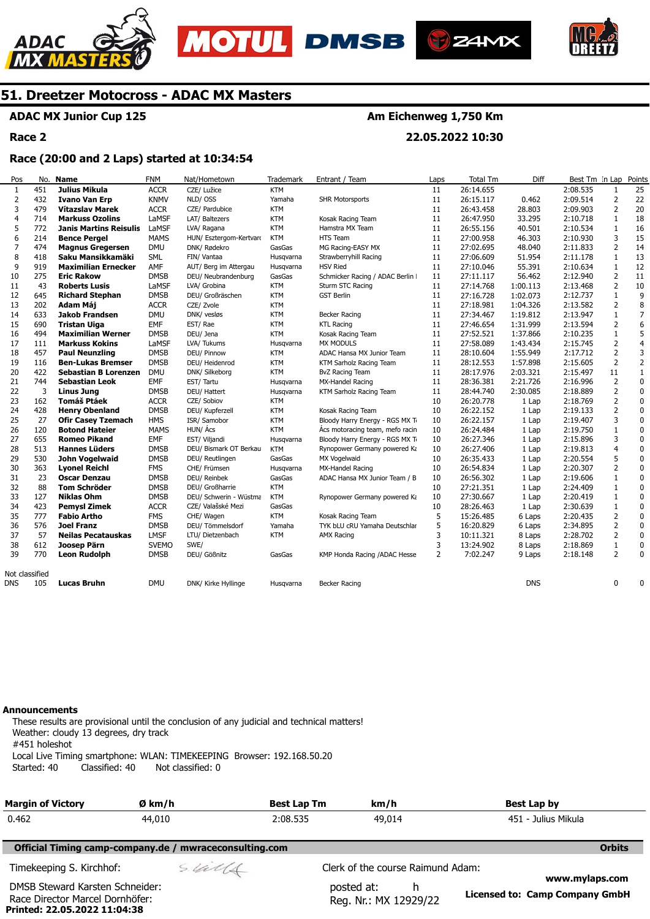# 51. Dreetzer Motocross - ADAC MX Masters

**ADAC MX Junior Cup 125** — **Am Eichenweg 1,750 Km**

**Race 2** — **22.05.2022 10:30**

**Race (20:00 and 2 Laps) started at 10:34:54**

| Pos | No. | Name | FNM | Nat/Hometown | Trademark | Entrant / Team | Laps | Total Tm | Diff | Best Tm | In Lap | Points |
|---|---|---|---|---|---|---|---|---|---|---|---|---|
| 1 | 451 | **Julius Mikula** | ACCR | CZE/ Lužice | KTM | | 11 | 26:14.655 | | 2:08.535 | 1 | 25 |
| 2 | 432 | **Ivano Van Erp** | KNMV | NLD/ OSS | Yamaha | SHR Motorsports | 11 | 26:15.117 | 0.462 | 2:09.514 | 2 | 22 |
| 3 | 479 | **Vítazslav Marek** | ACCR | CZE/ Pardubice | KTM | | 11 | 26:43.458 | 28.803 | 2:09.903 | 2 | 20 |
| 4 | 714 | **Markuss Ozolins** | LaMSF | LAT/ Baltezers | KTM | Kosak Racing Team | 11 | 26:47.950 | 33.295 | 2:10.718 | 1 | 18 |
| 5 | 772 | **Janis Martins Reisulis** | LaMSF | LVA/ Ragana | KTM | Hamstra MX Team | 11 | 26:55.156 | 40.501 | 2:10.534 | 1 | 16 |
| 6 | 214 | **Bence Pergel** | MAMS | HUN/ Esztergom-Kertvaro | KTM | HTS Team | 11 | 27:00.958 | 46.303 | 2:10.930 | 3 | 15 |
| 7 | 474 | **Magnus Gregersen** | DMU | DNK/ Rødekro | GasGas | MG Racing-EASY MX | 11 | 27:02.695 | 48.040 | 2:11.833 | 2 | 14 |
| 8 | 418 | **Saku Mansikkamäki** | SML | FIN/ Vantaa | Husqvarna | Strawberryhill Racing | 11 | 27:06.609 | 51.954 | 2:11.178 | 1 | 13 |
| 9 | 919 | **Maximilian Ernecker** | AMF | AUT/ Berg im Attergau | Husqvarna | HSV Ried | 11 | 27:10.046 | 55.391 | 2:10.634 | 1 | 12 |
| 10 | 275 | **Eric Rakow** | DMSB | DEU/ Neubrandenburg | GasGas | Schmicker Racing / ADAC Berlin | 11 | 27:11.117 | 56.462 | 2:12.940 | 2 | 11 |
| 11 | 43 | **Roberts Lusis** | LaMSF | LVA/ Grobina | KTM | Sturm STC Racing | 11 | 27:14.768 | 1:00.113 | 2:13.468 | 2 | 10 |
| 12 | 645 | **Richard Stephan** | DMSB | DEU/ Großräschen | KTM | GST Berlin | 11 | 27:16.728 | 1:02.073 | 2:12.737 | 1 | 9 |
| 13 | 202 | **Adam Máj** | ACCR | CZE/ Zvole | KTM | | 11 | 27:18.981 | 1:04.326 | 2:13.582 | 2 | 8 |
| 14 | 633 | **Jakob Frandsen** | DMU | DNK/ vesløs | KTM | Becker Racing | 11 | 27:34.467 | 1:19.812 | 2:13.947 | 1 | 7 |
| 15 | 690 | **Tristan Uiga** | EMF | EST/ Rae | KTM | KTL Racing | 11 | 27:46.654 | 1:31.999 | 2:13.594 | 2 | 6 |
| 16 | 494 | **Maximilian Werner** | DMSB | DEU/ Jena | KTM | Kosak Racing Team | 11 | 27:52.521 | 1:37.866 | 2:10.235 | 1 | 5 |
| 17 | 111 | **Markuss Kokins** | LaMSF | LVA/ Tukums | Husqvarna | MX MODULS | 11 | 27:58.089 | 1:43.434 | 2:15.745 | 2 | 4 |
| 18 | 457 | **Paul Neunzling** | DMSB | DEU/ Pinnow | KTM | ADAC Hansa MX Junior Team | 11 | 28:10.604 | 1:55.949 | 2:17.712 | 2 | 3 |
| 19 | 116 | **Ben-Lukas Bremser** | DMSB | DEU/ Heidenrod | KTM | KTM Sarholz Racing Team | 11 | 28:12.553 | 1:57.898 | 2:15.605 | 2 | 2 |
| 20 | 422 | **Sebastian B Lorenzen** | DMU | DNK/ Silkeborg | KTM | BvZ Racing Team | 11 | 28:17.976 | 2:03.321 | 2:15.497 | 11 | 1 |
| 21 | 744 | **Sebastian Leok** | EMF | EST/ Tartu | Husqvarna | MX-Handel Racing | 11 | 28:36.381 | 2:21.726 | 2:16.996 | 2 | 0 |
| 22 | 3 | **Linus Jung** | DMSB | DEU/ Hattert | Husqvarna | KTM Sarholz Racing Team | 11 | 28:44.740 | 2:30.085 | 2:18.889 | 2 | 0 |
| 23 | 162 | **Tomáš Ptáek** | ACCR | CZE/ Sobiov | KTM | | 10 | 26:20.778 | 1 Lap | 2:18.769 | 2 | 0 |
| 24 | 428 | **Henry Obenland** | DMSB | DEU/ Kupferzell | KTM | Kosak Racing Team | 10 | 26:22.152 | 1 Lap | 2:19.133 | 2 | 0 |
| 25 | 27 | **Ofir Casey Tzemach** | HMS | ISR/ Samobor | KTM | Bloody Harry Energy - RGS MX T | 10 | 26:22.157 | 1 Lap | 2:19.407 | 3 | 0 |
| 26 | 120 | **Botond Hateier** | MAMS | HUN/ Ács | KTM | Ács motoracing team, mefo racin | 10 | 26:24.484 | 1 Lap | 2:19.750 | 1 | 0 |
| 27 | 655 | **Romeo Pikand** | EMF | EST/ Viljandi | Husqvarna | Bloody Harry Energy - RGS MX T | 10 | 26:27.346 | 1 Lap | 2:15.896 | 3 | 0 |
| 28 | 513 | **Hannes Lüders** | DMSB | DEU/ Bismark OT Berkau | KTM | Rynopower Germany powered K | 10 | 26:27.406 | 1 Lap | 2:19.813 | 4 | 0 |
| 29 | 530 | **John Vogelwaid** | DMSB | DEU/ Reutlingen | GasGas | MX Vogelwaid | 10 | 26:35.433 | 1 Lap | 2:20.554 | 5 | 0 |
| 30 | 363 | **Lyonel Reichl** | FMS | CHE/ Frümsen | Husqvarna | MX-Handel Racing | 10 | 26:54.834 | 1 Lap | 2:20.307 | 2 | 0 |
| 31 | 23 | **Oscar Denzau** | DMSB | DEU/ Reinbek | GasGas | ADAC Hansa MX Junior Team / B | 10 | 26:56.302 | 1 Lap | 2:19.606 | 1 | 0 |
| 32 | 88 | **Tom Schröder** | DMSB | DEU/ Großharrie | KTM | | 10 | 27:21.351 | 1 Lap | 2:24.409 | 1 | 0 |
| 33 | 127 | **Niklas Ohm** | DMSB | DEU/ Schwerin - Wüstma | KTM | Rynopower Germany powered K | 10 | 27:30.667 | 1 Lap | 2:20.419 | 1 | 0 |
| 34 | 423 | **Pemysl Zimek** | ACCR | CZE/ Valašské Mezi | GasGas | | 10 | 28:26.463 | 1 Lap | 2:30.639 | 1 | 0 |
| 35 | 777 | **Fabio Artho** | FMS | CHE/ Wagen | KTM | Kosak Racing Team | 5 | 15:26.485 | 6 Laps | 2:20.435 | 2 | 0 |
| 36 | 576 | **Joel Franz** | DMSB | DEU/ Tömmelsdorf | Yamaha | TYK bLU cRU Yamaha Deutschlar | 5 | 16:20.829 | 6 Laps | 2:34.895 | 2 | 0 |
| 37 | 57 | **Neilas Pecatauskas** | LMSF | LTU/ Dietzenbach | KTM | AMX Racing | 3 | 10:11.321 | 8 Laps | 2:28.702 | 2 | 0 |
| 38 | 612 | **Joosep Pärn** | SVEMO | SWE/ | | | 3 | 13:24.902 | 8 Laps | 2:18.869 | 1 | 0 |
| 39 | 770 | **Leon Rudolph** | DMSB | DEU/ Gößnitz | GasGas | KMP Honda Racing /ADAC Hesse | 2 | 7:02.247 | 9 Laps | 2:18.148 | 2 | 0 |

Not classified

| Pos | No. | Name | FNM | Nat/Hometown | Trademark | Entrant / Team | Laps | Total Tm | Diff | Best Tm | In Lap | Points |
|---|---|---|---|---|---|---|---|---|---|---|---|---|
| DNS | 105 | **Lucas Bruhn** | DMU | DNK/ Kirke Hyllinge | Husqvarna | Becker Racing | | | DNS | | 0 | 0 |

**Announcements**

These results are provisional until the conclusion of any judicial and technical matters!
Weather: cloudy 13 degrees, dry track
#451 holeshot
Local Live Timing smartphone: WLAN: TIMEKEEPING Browser: 192.168.50.20
Started: 40 Classified: 40 Not classified: 0

| Margin of Victory | Ø km/h | Best Lap Tm | km/h | Best Lap by |
|---|---|---|---|---|
| 0.462 | 44,010 | 2:08.535 | 49,014 | 451 - Julius Mikula |

**Official Timing camp-company.de / mwraceconsulting.com** — **Orbits**

Timekeeping S. Kirchhof:

Clerk of the course Raimund Adam:

DMSB Steward Karsten Schneider:

Race Director Marcel Dornhöfer:

posted at: h

Reg. Nr.: MX 12929/22

**www.mylaps.com**

**Licensed to: Camp Company GmbH**

**Printed: 22.05.2022 11:04:38**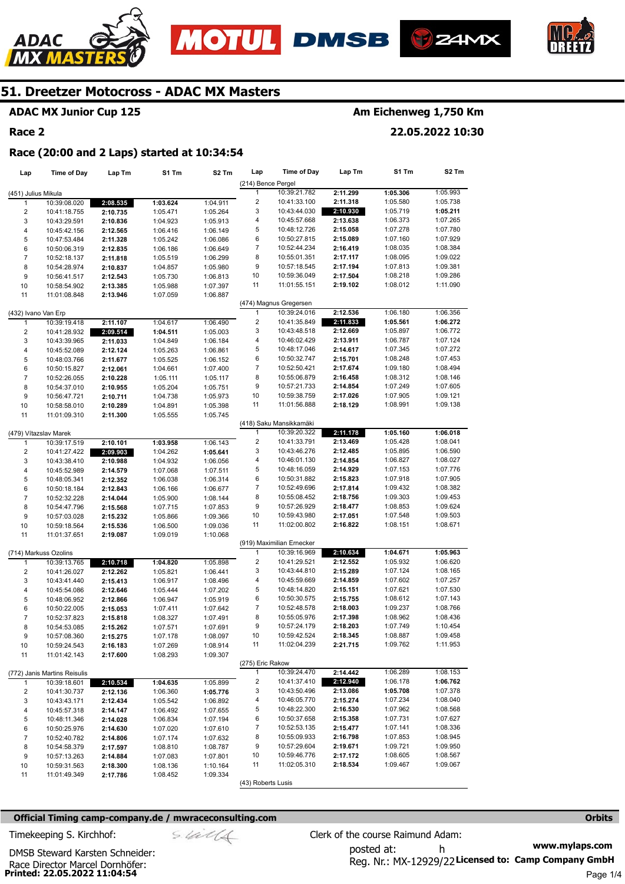# 51. Dreetzer Motocross - ADAC MX Masters

**ADAC MX Junior Cup 125** — **Am Eichenweg 1,750 Km**

**Race 2** — **22.05.2022 10:30**

**Race (20:00 and 2 Laps) started at 10:34:54**

**(451) Julius Mikula**

| Lap | Time of Day | Lap Tm | S1 Tm | S2 Tm |
|---|---|---|---|---|
| 1 | 10:39:08.020 | **2:08.535** | **1:03.624** | 1:04.911 |
| 2 | 10:41:18.755 | 2:10.735 | 1:05.471 | 1:05.264 |
| 3 | 10:43:29.591 | 2:10.836 | 1:04.923 | 1:05.913 |
| 4 | 10:45:42.156 | 2:12.565 | 1:06.416 | 1:06.149 |
| 5 | 10:47:53.484 | 2:11.328 | 1:05.242 | 1:06.086 |
| 6 | 10:50:06.319 | 2:12.835 | 1:06.186 | 1:06.649 |
| 7 | 10:52:18.137 | 2:11.818 | 1:05.519 | 1:06.299 |
| 8 | 10:54:28.974 | 2:10.837 | 1:04.857 | 1:05.980 |
| 9 | 10:56:41.517 | 2:12.543 | 1:05.730 | 1:06.813 |
| 10 | 10:58:54.902 | 2:13.385 | 1:05.988 | 1:07.397 |
| 11 | 11:01:08.848 | 2:13.946 | 1:07.059 | 1:06.887 |

**(432) Ivano Van Erp**

| Lap | Time of Day | Lap Tm | S1 Tm | S2 Tm |
|---|---|---|---|---|
| 1 | 10:39:19.418 | 2:11.107 | 1:04.617 | 1:06.490 |
| 2 | 10:41:28.932 | **2:09.514** | **1:04.511** | 1:05.003 |
| 3 | 10:43:39.965 | 2:11.033 | 1:04.849 | 1:06.184 |
| 4 | 10:45:52.089 | 2:12.124 | 1:05.263 | 1:06.861 |
| 5 | 10:48:03.766 | 2:11.677 | 1:05.525 | 1:06.152 |
| 6 | 10:50:15.827 | 2:12.061 | 1:04.661 | 1:07.400 |
| 7 | 10:52:26.055 | 2:10.228 | 1:05.111 | 1:05.117 |
| 8 | 10:54:37.010 | 2:10.955 | 1:05.204 | 1:05.751 |
| 9 | 10:56:47.721 | 2:10.711 | 1:04.738 | 1:05.973 |
| 10 | 10:58:58.010 | 2:10.289 | 1:04.891 | 1:05.398 |
| 11 | 11:01:09.310 | 2:11.300 | 1:05.555 | 1:05.745 |

**(479) Vítazslav Marek**

| Lap | Time of Day | Lap Tm | S1 Tm | S2 Tm |
|---|---|---|---|---|
| 1 | 10:39:17.519 | 2:10.101 | **1:03.958** | 1:06.143 |
| 2 | 10:41:27.422 | **2:09.903** | 1:04.262 | **1:05.641** |
| 3 | 10:43:38.410 | 2:10.988 | 1:04.932 | 1:06.056 |
| 4 | 10:45:52.989 | 2:14.579 | 1:07.068 | 1:07.511 |
| 5 | 10:48:05.341 | 2:12.352 | 1:06.038 | 1:06.314 |
| 6 | 10:50:18.184 | 2:12.843 | 1:06.166 | 1:06.677 |
| 7 | 10:52:32.228 | 2:14.044 | 1:05.900 | 1:08.144 |
| 8 | 10:54:47.796 | 2:15.568 | 1:07.715 | 1:07.853 |
| 9 | 10:57:03.028 | 2:15.232 | 1:05.866 | 1:09.366 |
| 10 | 10:59:18.564 | 2:15.536 | 1:06.500 | 1:09.036 |
| 11 | 11:01:37.651 | 2:19.087 | 1:09.019 | 1:10.068 |

**(714) Markuss Ozolins**

| Lap | Time of Day | Lap Tm | S1 Tm | S2 Tm |
|---|---|---|---|---|
| 1 | 10:39:13.765 | **2:10.718** | **1:04.820** | 1:05.898 |
| 2 | 10:41:26.027 | 2:12.262 | 1:05.821 | 1:06.441 |
| 3 | 10:43:41.440 | 2:15.413 | 1:06.917 | 1:08.496 |
| 4 | 10:45:54.086 | 2:12.646 | 1:05.444 | 1:07.202 |
| 5 | 10:48:06.952 | 2:12.866 | 1:06.947 | 1:05.919 |
| 6 | 10:50:22.005 | 2:15.053 | 1:07.411 | 1:07.642 |
| 7 | 10:52:37.823 | 2:15.818 | 1:08.327 | 1:07.491 |
| 8 | 10:54:53.085 | 2:15.262 | 1:07.571 | 1:07.691 |
| 9 | 10:57:08.360 | 2:15.275 | 1:07.178 | 1:08.097 |
| 10 | 10:59:24.543 | 2:16.183 | 1:07.269 | 1:08.914 |
| 11 | 11:01:42.143 | 2:17.600 | 1:08.293 | 1:09.307 |

**(772) Janis Martins Reisulis**

| Lap | Time of Day | Lap Tm | S1 Tm | S2 Tm |
|---|---|---|---|---|
| 1 | 10:39:18.601 | **2:10.534** | **1:04.635** | 1:05.899 |
| 2 | 10:41:30.737 | 2:12.136 | 1:06.360 | **1:05.776** |
| 3 | 10:43:43.171 | 2:12.434 | 1:05.542 | 1:06.892 |
| 4 | 10:45:57.318 | 2:14.147 | 1:06.492 | 1:07.655 |
| 5 | 10:48:11.346 | 2:14.028 | 1:06.834 | 1:07.194 |
| 6 | 10:50:25.976 | 2:14.630 | 1:07.020 | 1:07.610 |
| 7 | 10:52:40.782 | 2:14.806 | 1:07.174 | 1:07.632 |
| 8 | 10:54:58.379 | 2:17.597 | 1:08.810 | 1:08.787 |
| 9 | 10:57:13.263 | 2:14.884 | 1:07.083 | 1:07.801 |
| 10 | 10:59:31.563 | 2:18.300 | 1:08.136 | 1:10.164 |
| 11 | 11:01:49.349 | 2:17.786 | 1:08.452 | 1:09.334 |

**(214) Bence Pergel**

| Lap | Time of Day | Lap Tm | S1 Tm | S2 Tm |
|---|---|---|---|---|
| 1 | 10:39:21.782 | 2:11.299 | **1:05.306** | 1:05.993 |
| 2 | 10:41:33.100 | 2:11.318 | 1:05.580 | 1:05.738 |
| 3 | 10:43:44.030 | **2:10.930** | 1:05.719 | **1:05.211** |
| 4 | 10:45:57.668 | 2:13.638 | 1:06.373 | 1:07.265 |
| 5 | 10:48:12.726 | 2:15.058 | 1:07.278 | 1:07.780 |
| 6 | 10:50:27.815 | 2:15.089 | 1:07.160 | 1:07.929 |
| 7 | 10:52:44.234 | 2:16.419 | 1:08.035 | 1:08.384 |
| 8 | 10:55:01.351 | 2:17.117 | 1:08.095 | 1:09.022 |
| 9 | 10:57:18.545 | 2:17.194 | 1:07.813 | 1:09.381 |
| 10 | 10:59:36.049 | 2:17.504 | 1:08.218 | 1:09.286 |
| 11 | 11:01:55.151 | 2:19.102 | 1:08.012 | 1:11.090 |

**(474) Magnus Gregersen**

| Lap | Time of Day | Lap Tm | S1 Tm | S2 Tm |
|---|---|---|---|---|
| 1 | 10:39:24.016 | 2:12.536 | 1:06.180 | 1:06.356 |
| 2 | 10:41:35.849 | **2:11.833** | **1:05.561** | **1:06.272** |
| 3 | 10:43:48.518 | 2:12.669 | 1:05.897 | 1:06.772 |
| 4 | 10:46:02.429 | 2:13.911 | 1:06.787 | 1:07.124 |
| 5 | 10:48:17.046 | 2:14.617 | 1:07.345 | 1:07.272 |
| 6 | 10:50:32.747 | 2:15.701 | 1:08.248 | 1:07.453 |
| 7 | 10:52:50.421 | 2:17.674 | 1:09.180 | 1:08.494 |
| 8 | 10:55:06.879 | 2:16.458 | 1:08.312 | 1:08.146 |
| 9 | 10:57:21.733 | 2:14.854 | 1:07.249 | 1:07.605 |
| 10 | 10:59:38.759 | 2:17.026 | 1:07.905 | 1:09.121 |
| 11 | 11:01:56.888 | 2:18.129 | 1:08.991 | 1:09.138 |

**(418) Saku Mansikkamäki**

| Lap | Time of Day | Lap Tm | S1 Tm | S2 Tm |
|---|---|---|---|---|
| 1 | 10:39:20.322 | **2:11.178** | **1:05.160** | **1:06.018** |
| 2 | 10:41:33.791 | 2:13.469 | 1:05.428 | 1:08.041 |
| 3 | 10:43:46.276 | 2:12.485 | 1:05.895 | 1:06.590 |
| 4 | 10:46:01.130 | 2:14.854 | 1:06.827 | 1:08.027 |
| 5 | 10:48:16.059 | 2:14.929 | 1:07.153 | 1:07.776 |
| 6 | 10:50:31.882 | 2:15.823 | 1:07.918 | 1:07.905 |
| 7 | 10:52:49.696 | 2:17.814 | 1:09.432 | 1:08.382 |
| 8 | 10:55:08.452 | 2:18.756 | 1:09.303 | 1:09.453 |
| 9 | 10:57:26.929 | 2:18.477 | 1:08.853 | 1:09.624 |
| 10 | 10:59:43.980 | 2:17.051 | 1:07.548 | 1:09.503 |
| 11 | 11:02:00.802 | 2:16.822 | 1:08.151 | 1:08.671 |

**(919) Maximilian Ernecker**

| Lap | Time of Day | Lap Tm | S1 Tm | S2 Tm |
|---|---|---|---|---|
| 1 | 10:39:16.969 | **2:10.634** | **1:04.671** | **1:05.963** |
| 2 | 10:41:29.521 | 2:12.552 | 1:05.932 | 1:06.620 |
| 3 | 10:43:44.810 | 2:15.289 | 1:07.124 | 1:08.165 |
| 4 | 10:45:59.669 | 2:14.859 | 1:07.602 | 1:07.257 |
| 5 | 10:48:14.820 | 2:15.151 | 1:07.621 | 1:07.530 |
| 6 | 10:50:30.575 | 2:15.755 | 1:08.612 | 1:07.143 |
| 7 | 10:52:48.578 | 2:18.003 | 1:09.237 | 1:08.766 |
| 8 | 10:55:05.976 | 2:17.398 | 1:08.962 | 1:08.436 |
| 9 | 10:57:24.179 | 2:18.203 | 1:07.749 | 1:10.454 |
| 10 | 10:59:42.524 | 2:18.345 | 1:08.887 | 1:09.458 |
| 11 | 11:02:04.239 | 2:21.715 | 1:09.762 | 1:11.953 |

**(275) Eric Rakow**

| Lap | Time of Day | Lap Tm | S1 Tm | S2 Tm |
|---|---|---|---|---|
| 1 | 10:39:24.470 | 2:14.442 | 1:06.289 | 1:08.153 |
| 2 | 10:41:37.410 | **2:12.940** | 1:06.178 | **1:06.762** |
| 3 | 10:43:50.496 | 2:13.086 | **1:05.708** | 1:07.378 |
| 4 | 10:46:05.770 | 2:15.274 | 1:07.234 | 1:08.040 |
| 5 | 10:48:22.300 | 2:16.530 | 1:07.962 | 1:08.568 |
| 6 | 10:50:37.658 | 2:15.358 | 1:07.731 | 1:07.627 |
| 7 | 10:52:53.135 | 2:15.477 | 1:07.141 | 1:08.336 |
| 8 | 10:55:09.933 | 2:16.798 | 1:07.853 | 1:08.945 |
| 9 | 10:57:29.604 | 2:19.671 | 1:09.721 | 1:09.950 |
| 10 | 10:59:46.776 | 2:17.172 | 1:08.605 | 1:08.567 |
| 11 | 11:02:05.310 | 2:18.534 | 1:09.467 | 1:09.067 |

**(43) Roberts Lusis**

**Official Timing camp-company.de / mwraceconsulting.com** — Orbits

Timekeeping S. Kirchhof:

Clerk of the course Raimund Adam:

DMSB Steward Karsten Schneider:

posted at: h

Race Director Marcel Dornhöfer:

Reg. Nr.: MX-12929/22

www.mylaps.com

Licensed to: Camp Company GmbH

Printed: 22.05.2022 11:04:54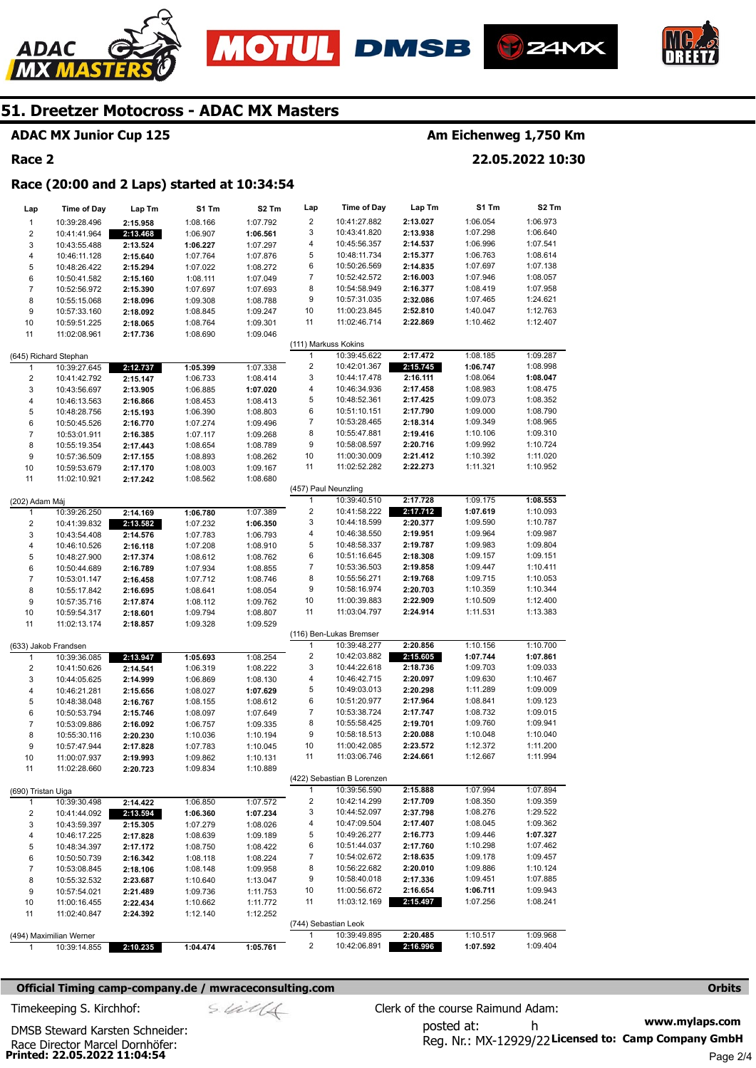# 51. Dreetzer Motocross - ADAC MX Masters

**ADAC MX Junior Cup 125** — **Am Eichenweg 1,750 Km**

**Race 2** — **22.05.2022 10:30**

## Race (20:00 and 2 Laps) started at 10:34:54

| Lap | Time of Day | Lap Tm | S1 Tm | S2 Tm |
|---|---|---|---|---|
| 1 | 10:39:28.496 | 2:15.958 | 1:08.166 | 1:07.792 |
| 2 | 10:41:41.964 | **2:13.468** | 1:06.907 | **1:06.561** |
| 3 | 10:43:55.488 | 2:13.524 | **1:06.227** | 1:07.297 |
| 4 | 10:46:11.128 | 2:15.640 | 1:07.764 | 1:07.876 |
| 5 | 10:48:26.422 | 2:15.294 | 1:07.022 | 1:08.272 |
| 6 | 10:50:41.582 | 2:15.160 | 1:08.111 | 1:07.049 |
| 7 | 10:52:56.972 | 2:15.390 | 1:07.697 | 1:07.693 |
| 8 | 10:55:15.068 | 2:18.096 | 1:09.308 | 1:08.788 |
| 9 | 10:57:33.160 | 2:18.092 | 1:08.845 | 1:09.247 |
| 10 | 10:59:51.225 | 2:18.065 | 1:08.764 | 1:09.301 |
| 11 | 11:02:08.961 | 2:17.736 | 1:08.690 | 1:09.046 |

**(645) Richard Stephan**

| Lap | Time of Day | Lap Tm | S1 Tm | S2 Tm |
|---|---|---|---|---|
| 1 | 10:39:27.645 | **2:12.737** | **1:05.399** | 1:07.338 |
| 2 | 10:41:42.792 | 2:15.147 | 1:06.733 | 1:08.414 |
| 3 | 10:43:56.697 | 2:13.905 | 1:06.885 | **1:07.020** |
| 4 | 10:46:13.563 | 2:16.866 | 1:08.453 | 1:08.413 |
| 5 | 10:48:28.756 | 2:15.193 | 1:06.390 | 1:08.803 |
| 6 | 10:50:45.526 | 2:16.770 | 1:07.274 | 1:09.496 |
| 7 | 10:53:01.911 | 2:16.385 | 1:07.117 | 1:09.268 |
| 8 | 10:55:19.354 | 2:17.443 | 1:08.654 | 1:08.789 |
| 9 | 10:57:36.509 | 2:17.155 | 1:08.893 | 1:08.262 |
| 10 | 10:59:53.679 | 2:17.170 | 1:08.003 | 1:09.167 |
| 11 | 11:02:10.921 | 2:17.242 | 1:08.562 | 1:08.680 |

**(202) Adam Máj**

| Lap | Time of Day | Lap Tm | S1 Tm | S2 Tm |
|---|---|---|---|---|
| 1 | 10:39:26.250 | 2:14.169 | **1:06.780** | 1:07.389 |
| 2 | 10:41:39.832 | **2:13.582** | 1:07.232 | **1:06.350** |
| 3 | 10:43:54.408 | 2:14.576 | 1:07.783 | 1:06.793 |
| 4 | 10:46:10.526 | 2:16.118 | 1:07.208 | 1:08.910 |
| 5 | 10:48:27.900 | 2:17.374 | 1:08.612 | 1:08.762 |
| 6 | 10:50:44.689 | 2:16.789 | 1:07.934 | 1:08.855 |
| 7 | 10:53:01.147 | 2:16.458 | 1:07.712 | 1:08.746 |
| 8 | 10:55:17.842 | 2:16.695 | 1:08.641 | 1:08.054 |
| 9 | 10:57:35.716 | 2:17.874 | 1:08.112 | 1:09.762 |
| 10 | 10:59:54.317 | 2:18.601 | 1:09.794 | 1:08.807 |
| 11 | 11:02:13.174 | 2:18.857 | 1:09.328 | 1:09.529 |

**(633) Jakob Frandsen**

| Lap | Time of Day | Lap Tm | S1 Tm | S2 Tm |
|---|---|---|---|---|
| 1 | 10:39:36.085 | **2:13.947** | **1:05.693** | 1:08.254 |
| 2 | 10:41:50.626 | 2:14.541 | 1:06.319 | 1:08.222 |
| 3 | 10:44:05.625 | 2:14.999 | 1:06.869 | 1:08.130 |
| 4 | 10:46:21.281 | 2:15.656 | 1:08.027 | **1:07.629** |
| 5 | 10:48:38.048 | 2:16.767 | 1:08.155 | 1:08.612 |
| 6 | 10:50:53.794 | 2:15.746 | 1:08.097 | 1:07.649 |
| 7 | 10:53:09.886 | 2:16.092 | 1:06.757 | 1:09.335 |
| 8 | 10:55:30.116 | 2:20.230 | 1:10.036 | 1:10.194 |
| 9 | 10:57:47.944 | 2:17.828 | 1:07.783 | 1:10.045 |
| 10 | 11:00:07.937 | 2:19.993 | 1:09.862 | 1:10.131 |
| 11 | 11:02:28.660 | 2:20.723 | 1:09.834 | 1:10.889 |

**(690) Tristan Uiga**

| Lap | Time of Day | Lap Tm | S1 Tm | S2 Tm |
|---|---|---|---|---|
| 1 | 10:39:30.498 | 2:14.422 | 1:06.850 | 1:07.572 |
| 2 | 10:41:44.092 | **2:13.594** | **1:06.360** | **1:07.234** |
| 3 | 10:43:59.397 | 2:15.305 | 1:07.279 | 1:08.026 |
| 4 | 10:46:17.225 | 2:17.828 | 1:08.639 | 1:09.189 |
| 5 | 10:48:34.397 | 2:17.172 | 1:08.750 | 1:08.422 |
| 6 | 10:50:50.739 | 2:16.342 | 1:08.118 | 1:08.224 |
| 7 | 10:53:08.845 | 2:18.106 | 1:08.148 | 1:09.958 |
| 8 | 10:55:32.532 | 2:23.687 | 1:10.640 | 1:13.047 |
| 9 | 10:57:54.021 | 2:21.489 | 1:09.736 | 1:11.753 |
| 10 | 11:00:16.455 | 2:22.434 | 1:10.662 | 1:11.772 |
| 11 | 11:02:40.847 | 2:24.392 | 1:12.140 | 1:12.252 |

**(494) Maximilian Werner**

| Lap | Time of Day | Lap Tm | S1 Tm | S2 Tm |
|---|---|---|---|---|
| 1 | 10:39:14.855 | **2:10.235** | **1:04.474** | **1:05.761** |
| 2 | 10:41:27.882 | 2:13.027 | 1:06.054 | 1:06.973 |
| 3 | 10:43:41.820 | 2:13.938 | 1:07.298 | 1:06.640 |
| 4 | 10:45:56.357 | 2:14.537 | 1:06.996 | 1:07.541 |
| 5 | 10:48:11.734 | 2:15.377 | 1:06.763 | 1:08.614 |
| 6 | 10:50:26.569 | 2:14.835 | 1:07.697 | 1:07.138 |
| 7 | 10:52:42.572 | 2:16.003 | 1:07.946 | 1:08.057 |
| 8 | 10:54:58.949 | 2:16.377 | 1:08.419 | 1:07.958 |
| 9 | 10:57:31.035 | 2:32.086 | 1:07.465 | 1:24.621 |
| 10 | 11:00:23.845 | 2:52.810 | 1:40.047 | 1:12.763 |
| 11 | 11:02:46.714 | 2:22.869 | 1:10.462 | 1:12.407 |

**(111) Markuss Kokins**

| Lap | Time of Day | Lap Tm | S1 Tm | S2 Tm |
|---|---|---|---|---|
| 1 | 10:39:45.622 | 2:17.472 | 1:08.185 | 1:09.287 |
| 2 | 10:42:01.367 | **2:15.745** | **1:06.747** | 1:08.998 |
| 3 | 10:44:17.478 | 2:16.111 | 1:08.064 | **1:08.047** |
| 4 | 10:46:34.936 | 2:17.458 | 1:08.983 | 1:08.475 |
| 5 | 10:48:52.361 | 2:17.425 | 1:09.073 | 1:08.352 |
| 6 | 10:51:10.151 | 2:17.790 | 1:09.000 | 1:08.790 |
| 7 | 10:53:28.465 | 2:18.314 | 1:09.349 | 1:08.965 |
| 8 | 10:55:47.881 | 2:19.416 | 1:10.106 | 1:09.310 |
| 9 | 10:58:08.597 | 2:20.716 | 1:09.992 | 1:10.724 |
| 10 | 11:00:30.009 | 2:21.412 | 1:10.392 | 1:11.020 |
| 11 | 11:02:52.282 | 2:22.273 | 1:11.321 | 1:10.952 |

**(457) Paul Neunzling**

| Lap | Time of Day | Lap Tm | S1 Tm | S2 Tm |
|---|---|---|---|---|
| 1 | 10:39:40.510 | 2:17.728 | 1:09.175 | **1:08.553** |
| 2 | 10:41:58.222 | **2:17.712** | **1:07.619** | 1:10.093 |
| 3 | 10:44:18.599 | 2:20.377 | 1:09.590 | 1:10.787 |
| 4 | 10:46:38.550 | 2:19.951 | 1:09.964 | 1:09.987 |
| 5 | 10:48:58.337 | 2:19.787 | 1:09.983 | 1:09.804 |
| 6 | 10:51:16.645 | 2:18.308 | 1:09.157 | 1:09.151 |
| 7 | 10:53:36.503 | 2:19.858 | 1:09.447 | 1:10.411 |
| 8 | 10:55:56.271 | 2:19.768 | 1:09.715 | 1:10.053 |
| 9 | 10:58:16.974 | 2:20.703 | 1:10.359 | 1:10.344 |
| 10 | 11:00:39.883 | 2:22.909 | 1:10.509 | 1:12.400 |
| 11 | 11:03:04.797 | 2:24.914 | 1:11.531 | 1:13.383 |

**(116) Ben-Lukas Bremser**

| Lap | Time of Day | Lap Tm | S1 Tm | S2 Tm |
|---|---|---|---|---|
| 1 | 10:39:48.277 | 2:20.856 | 1:10.156 | 1:10.700 |
| 2 | 10:42:03.882 | **2:15.605** | **1:07.744** | **1:07.861** |
| 3 | 10:44:22.618 | 2:18.736 | 1:09.703 | 1:09.033 |
| 4 | 10:46:42.715 | 2:20.097 | 1:09.630 | 1:10.467 |
| 5 | 10:49:03.013 | 2:20.298 | 1:11.289 | 1:09.009 |
| 6 | 10:51:20.977 | 2:17.964 | 1:08.841 | 1:09.123 |
| 7 | 10:53:38.724 | 2:17.747 | 1:08.732 | 1:09.015 |
| 8 | 10:55:58.425 | 2:19.701 | 1:09.760 | 1:09.941 |
| 9 | 10:58:18.513 | 2:20.088 | 1:10.048 | 1:10.040 |
| 10 | 11:00:42.085 | 2:23.572 | 1:12.372 | 1:11.200 |
| 11 | 11:03:06.746 | 2:24.661 | 1:12.667 | 1:11.994 |

**(422) Sebastian B Lorenzen**

| Lap | Time of Day | Lap Tm | S1 Tm | S2 Tm |
|---|---|---|---|---|
| 1 | 10:39:56.590 | 2:15.888 | 1:07.994 | 1:07.894 |
| 2 | 10:42:14.299 | 2:17.709 | 1:08.350 | 1:09.359 |
| 3 | 10:44:52.097 | 2:37.798 | 1:08.276 | 1:29.522 |
| 4 | 10:47:09.504 | 2:17.407 | 1:08.045 | 1:09.362 |
| 5 | 10:49:26.277 | 2:16.773 | 1:09.446 | **1:07.327** |
| 6 | 10:51:44.037 | 2:17.760 | 1:10.298 | 1:07.462 |
| 7 | 10:54:02.672 | 2:18.635 | 1:09.178 | 1:09.457 |
| 8 | 10:56:22.682 | 2:20.010 | 1:09.886 | 1:10.124 |
| 9 | 10:58:40.018 | 2:17.336 | 1:09.451 | 1:07.885 |
| 10 | 11:00:56.672 | 2:16.654 | **1:06.711** | 1:09.943 |
| 11 | 11:03:12.169 | **2:15.497** | 1:07.256 | 1:08.241 |

**(744) Sebastian Leok**

| Lap | Time of Day | Lap Tm | S1 Tm | S2 Tm |
|---|---|---|---|---|
| 1 | 10:39:49.895 | 2:20.485 | 1:10.517 | 1:09.968 |
| 2 | 10:42:06.891 | **2:16.996** | **1:07.592** | 1:09.404 |

**Official Timing camp-company.de / mwraceconsulting.com** — **Orbits**

Timekeeping S. Kirchhof:

DMSB Steward Karsten Schneider:

Race Director Marcel Dornhöfer:

Clerk of the course Raimund Adam:

posted at: h

Reg. Nr.: MX-12929/22

www.mylaps.com

**Licensed to: Camp Company GmbH**

**Printed: 22.05.2022 11:04:54**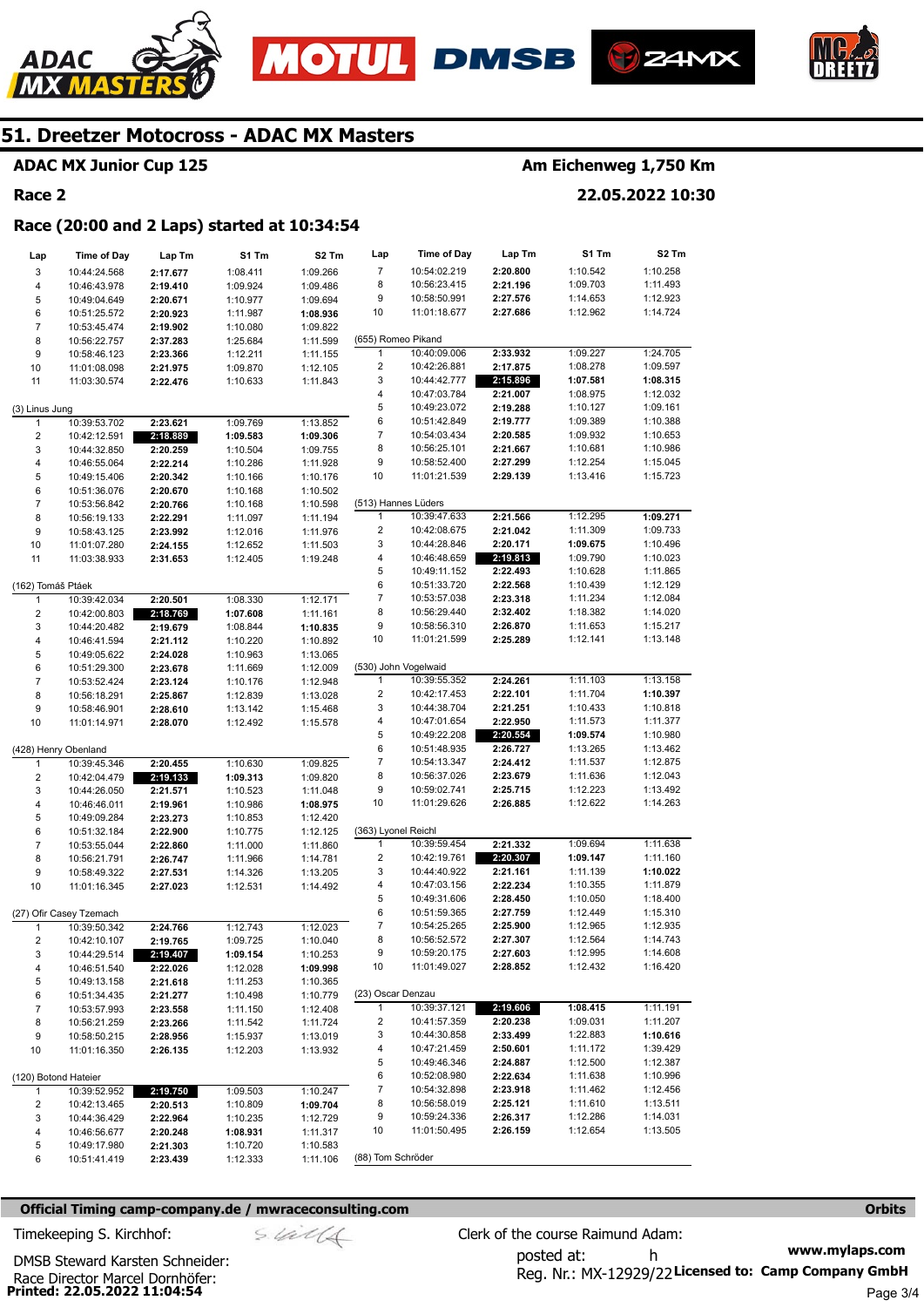# 51. Dreetzer Motocross - ADAC MX Masters

**ADAC MX Junior Cup 125** — **Am Eichenweg 1,750 Km**

**Race 2** — **22.05.2022 10:30**

**Race (20:00 and 2 Laps) started at 10:34:54**

| Lap | Time of Day | Lap Tm | S1 Tm | S2 Tm |
|---|---|---|---|---|
| 3 | 10:44:24.568 | 2:17.677 | 1:08.411 | 1:09.266 |
| 4 | 10:46:43.978 | 2:19.410 | 1:09.924 | 1:09.486 |
| 5 | 10:49:04.649 | 2:20.671 | 1:10.977 | 1:09.694 |
| 6 | 10:51:25.572 | 2:20.923 | 1:11.987 | 1:08.936 |
| 7 | 10:53:45.474 | 2:19.902 | 1:10.080 | 1:09.822 |
| 8 | 10:56:22.757 | 2:37.283 | 1:25.684 | 1:11.599 |
| 9 | 10:58:46.123 | 2:23.366 | 1:12.211 | 1:11.155 |
| 10 | 11:01:08.098 | 2:21.975 | 1:09.870 | 1:12.105 |
| 11 | 11:03:30.574 | 2:22.476 | 1:10.633 | 1:11.843 |

(3) Linus Jung

| Lap | Time of Day | Lap Tm | S1 Tm | S2 Tm |
|---|---|---|---|---|
| 1 | 10:39:53.702 | 2:23.621 | 1:09.769 | 1:13.852 |
| 2 | 10:42:12.591 | 2:18.889 | 1:09.583 | 1:09.306 |
| 3 | 10:44:32.850 | 2:20.259 | 1:10.504 | 1:09.755 |
| 4 | 10:46:55.064 | 2:22.214 | 1:10.286 | 1:11.928 |
| 5 | 10:49:15.406 | 2:20.342 | 1:10.166 | 1:10.176 |
| 6 | 10:51:36.076 | 2:20.670 | 1:10.168 | 1:10.502 |
| 7 | 10:53:56.842 | 2:20.766 | 1:10.168 | 1:10.598 |
| 8 | 10:56:19.133 | 2:22.291 | 1:11.097 | 1:11.194 |
| 9 | 10:58:43.125 | 2:23.992 | 1:12.016 | 1:11.976 |
| 10 | 11:01:07.280 | 2:24.155 | 1:12.652 | 1:11.503 |
| 11 | 11:03:38.933 | 2:31.653 | 1:12.405 | 1:19.248 |

(162) Tomáš Ptáek

| Lap | Time of Day | Lap Tm | S1 Tm | S2 Tm |
|---|---|---|---|---|
| 1 | 10:39:42.034 | 2:20.501 | 1:08.330 | 1:12.171 |
| 2 | 10:42:00.803 | 2:18.769 | 1:07.608 | 1:11.161 |
| 3 | 10:44:20.482 | 2:19.679 | 1:08.844 | 1:10.835 |
| 4 | 10:46:41.594 | 2:21.112 | 1:10.220 | 1:10.892 |
| 5 | 10:49:05.622 | 2:24.028 | 1:10.963 | 1:13.065 |
| 6 | 10:51:29.300 | 2:23.678 | 1:11.669 | 1:12.009 |
| 7 | 10:53:52.424 | 2:23.124 | 1:10.176 | 1:12.948 |
| 8 | 10:56:18.291 | 2:25.867 | 1:12.839 | 1:13.028 |
| 9 | 10:58:46.901 | 2:28.610 | 1:13.142 | 1:15.468 |
| 10 | 11:01:14.971 | 2:28.070 | 1:12.492 | 1:15.578 |

(428) Henry Obenland

| Lap | Time of Day | Lap Tm | S1 Tm | S2 Tm |
|---|---|---|---|---|
| 1 | 10:39:45.346 | 2:20.455 | 1:10.630 | 1:09.825 |
| 2 | 10:42:04.479 | 2:19.133 | 1:09.313 | 1:09.820 |
| 3 | 10:44:26.050 | 2:21.571 | 1:10.523 | 1:11.048 |
| 4 | 10:46:46.011 | 2:19.961 | 1:10.986 | 1:08.975 |
| 5 | 10:49:09.284 | 2:23.273 | 1:10.853 | 1:12.420 |
| 6 | 10:51:32.184 | 2:22.900 | 1:10.775 | 1:12.125 |
| 7 | 10:53:55.044 | 2:22.860 | 1:11.000 | 1:11.860 |
| 8 | 10:56:21.791 | 2:26.747 | 1:11.966 | 1:14.781 |
| 9 | 10:58:49.322 | 2:27.531 | 1:14.326 | 1:13.205 |
| 10 | 11:01:16.345 | 2:27.023 | 1:12.531 | 1:14.492 |

(27) Ofir Casey Tzemach

| Lap | Time of Day | Lap Tm | S1 Tm | S2 Tm |
|---|---|---|---|---|
| 1 | 10:39:50.342 | 2:24.766 | 1:12.743 | 1:12.023 |
| 2 | 10:42:10.107 | 2:19.765 | 1:09.725 | 1:10.040 |
| 3 | 10:44:29.514 | 2:19.407 | 1:09.154 | 1:10.253 |
| 4 | 10:46:51.540 | 2:22.026 | 1:12.028 | 1:09.998 |
| 5 | 10:49:13.158 | 2:21.618 | 1:11.253 | 1:10.365 |
| 6 | 10:51:34.435 | 2:21.277 | 1:10.498 | 1:10.779 |
| 7 | 10:53:57.993 | 2:23.558 | 1:11.150 | 1:12.408 |
| 8 | 10:56:21.259 | 2:23.266 | 1:11.542 | 1:11.724 |
| 9 | 10:58:50.215 | 2:28.956 | 1:15.937 | 1:13.019 |
| 10 | 11:01:16.350 | 2:26.135 | 1:12.203 | 1:13.932 |

(120) Botond Hateier

| Lap | Time of Day | Lap Tm | S1 Tm | S2 Tm |
|---|---|---|---|---|
| 1 | 10:39:52.952 | 2:19.750 | 1:09.503 | 1:10.247 |
| 2 | 10:42:13.465 | 2:20.513 | 1:10.809 | 1:09.704 |
| 3 | 10:44:36.429 | 2:22.964 | 1:10.235 | 1:12.729 |
| 4 | 10:46:56.677 | 2:20.248 | 1:08.931 | 1:11.317 |
| 5 | 10:49:17.980 | 2:21.303 | 1:10.720 | 1:10.583 |
| 6 | 10:51:41.419 | 2:23.439 | 1:12.333 | 1:11.106 |
| 7 | 10:54:02.219 | 2:20.800 | 1:10.542 | 1:10.258 |
| 8 | 10:56:23.415 | 2:21.196 | 1:09.703 | 1:11.493 |
| 9 | 10:58:50.991 | 2:27.576 | 1:14.653 | 1:12.923 |
| 10 | 11:01:18.677 | 2:27.686 | 1:12.962 | 1:14.724 |

(655) Romeo Pikand

| Lap | Time of Day | Lap Tm | S1 Tm | S2 Tm |
|---|---|---|---|---|
| 1 | 10:40:09.006 | 2:33.932 | 1:09.227 | 1:24.705 |
| 2 | 10:42:26.881 | 2:17.875 | 1:08.278 | 1:09.597 |
| 3 | 10:44:42.777 | 2:15.896 | 1:07.581 | 1:08.315 |
| 4 | 10:47:03.784 | 2:21.007 | 1:08.975 | 1:12.032 |
| 5 | 10:49:23.072 | 2:19.288 | 1:10.127 | 1:09.161 |
| 6 | 10:51:42.849 | 2:19.777 | 1:09.389 | 1:10.388 |
| 7 | 10:54:03.434 | 2:20.585 | 1:09.932 | 1:10.653 |
| 8 | 10:56:25.101 | 2:21.667 | 1:10.681 | 1:10.986 |
| 9 | 10:58:52.400 | 2:27.299 | 1:12.254 | 1:15.045 |
| 10 | 11:01:21.539 | 2:29.139 | 1:13.416 | 1:15.723 |

(513) Hannes Lüders

| Lap | Time of Day | Lap Tm | S1 Tm | S2 Tm |
|---|---|---|---|---|
| 1 | 10:39:47.633 | 2:21.566 | 1:12.295 | 1:09.271 |
| 2 | 10:42:08.675 | 2:21.042 | 1:11.309 | 1:09.733 |
| 3 | 10:44:28.846 | 2:20.171 | 1:09.675 | 1:10.496 |
| 4 | 10:46:48.659 | 2:19.813 | 1:09.790 | 1:10.023 |
| 5 | 10:49:11.152 | 2:22.493 | 1:10.628 | 1:11.865 |
| 6 | 10:51:33.720 | 2:22.568 | 1:10.439 | 1:12.129 |
| 7 | 10:53:57.038 | 2:23.318 | 1:11.234 | 1:12.084 |
| 8 | 10:56:29.440 | 2:32.402 | 1:18.382 | 1:14.020 |
| 9 | 10:58:56.310 | 2:26.870 | 1:11.653 | 1:15.217 |
| 10 | 11:01:21.599 | 2:25.289 | 1:12.141 | 1:13.148 |

(530) John Vogelwaid

| Lap | Time of Day | Lap Tm | S1 Tm | S2 Tm |
|---|---|---|---|---|
| 1 | 10:39:55.352 | 2:24.261 | 1:11.103 | 1:13.158 |
| 2 | 10:42:17.453 | 2:22.101 | 1:11.704 | 1:10.397 |
| 3 | 10:44:38.704 | 2:21.251 | 1:10.433 | 1:10.818 |
| 4 | 10:47:01.654 | 2:22.950 | 1:11.573 | 1:11.377 |
| 5 | 10:49:22.208 | 2:20.554 | 1:09.574 | 1:10.980 |
| 6 | 10:51:48.935 | 2:26.727 | 1:13.265 | 1:13.462 |
| 7 | 10:54:13.347 | 2:24.412 | 1:11.537 | 1:12.875 |
| 8 | 10:56:37.026 | 2:23.679 | 1:11.636 | 1:12.043 |
| 9 | 10:59:02.741 | 2:25.715 | 1:12.223 | 1:13.492 |
| 10 | 11:01:29.626 | 2:26.885 | 1:12.622 | 1:14.263 |

(363) Lyonel Reichl

| Lap | Time of Day | Lap Tm | S1 Tm | S2 Tm |
|---|---|---|---|---|
| 1 | 10:39:59.454 | 2:21.332 | 1:09.694 | 1:11.638 |
| 2 | 10:42:19.761 | 2:20.307 | 1:09.147 | 1:11.160 |
| 3 | 10:44:40.922 | 2:21.161 | 1:11.139 | 1:10.022 |
| 4 | 10:47:03.156 | 2:22.234 | 1:10.355 | 1:11.879 |
| 5 | 10:49:31.606 | 2:28.450 | 1:10.050 | 1:18.400 |
| 6 | 10:51:59.365 | 2:27.759 | 1:12.449 | 1:15.310 |
| 7 | 10:54:25.265 | 2:25.900 | 1:12.965 | 1:12.935 |
| 8 | 10:56:52.572 | 2:27.307 | 1:12.564 | 1:14.743 |
| 9 | 10:59:20.175 | 2:27.603 | 1:12.995 | 1:14.608 |
| 10 | 11:01:49.027 | 2:28.852 | 1:12.432 | 1:16.420 |

(23) Oscar Denzau

| Lap | Time of Day | Lap Tm | S1 Tm | S2 Tm |
|---|---|---|---|---|
| 1 | 10:39:37.121 | 2:19.606 | 1:08.415 | 1:11.191 |
| 2 | 10:41:57.359 | 2:20.238 | 1:09.031 | 1:11.207 |
| 3 | 10:44:30.858 | 2:33.499 | 1:22.883 | 1:10.616 |
| 4 | 10:47:21.459 | 2:50.601 | 1:11.172 | 1:39.429 |
| 5 | 10:49:46.346 | 2:24.887 | 1:12.500 | 1:12.387 |
| 6 | 10:52:08.980 | 2:22.634 | 1:11.638 | 1:10.996 |
| 7 | 10:54:32.898 | 2:23.918 | 1:11.462 | 1:12.456 |
| 8 | 10:56:58.019 | 2:25.121 | 1:11.610 | 1:13.511 |
| 9 | 10:59:24.336 | 2:26.317 | 1:12.286 | 1:14.031 |
| 10 | 11:01:50.495 | 2:26.159 | 1:12.654 | 1:13.505 |

(88) Tom Schröder

**Official Timing camp-company.de / mwraceconsulting.com** — **Orbits**

Timekeeping S. Kirchhof:

DMSB Steward Karsten Schneider:

Race Director Marcel Dornhöfer:

Clerk of the course Raimund Adam:

posted at: h

Reg. Nr.: MX-12929/22

**www.mylaps.com**

**Licensed to: Camp Company GmbH**

**Printed: 22.05.2022 11:04:54**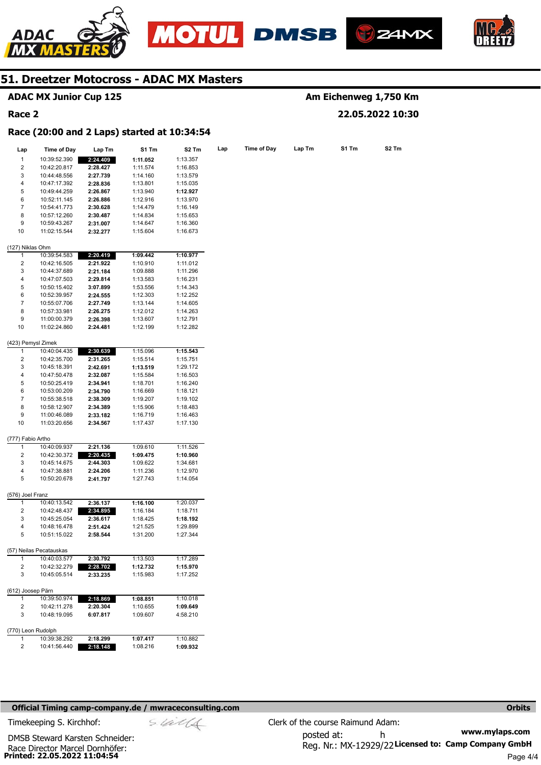# 51. Dreetzer Motocross - ADAC MX Masters

**ADAC MX Junior Cup 125** — Am Eichenweg 1,750 Km

**Race 2** — 22.05.2022 10:30

**Race (20:00 and 2 Laps) started at 10:34:54**

| Lap | Time of Day | Lap Tm | S1 Tm | S2 Tm |
|---|---|---|---|---|
| 1 | 10:39:52.390 | **2:24.409** | **1:11.052** | 1:13.357 |
| 2 | 10:42:20.817 | 2:28.427 | 1:11.574 | 1:16.853 |
| 3 | 10:44:48.556 | 2:27.739 | 1:14.160 | 1:13.579 |
| 4 | 10:47:17.392 | 2:28.836 | 1:13.801 | 1:15.035 |
| 5 | 10:49:44.259 | 2:26.867 | 1:13.940 | **1:12.927** |
| 6 | 10:52:11.145 | 2:26.886 | 1:12.916 | 1:13.970 |
| 7 | 10:54:41.773 | 2:30.628 | 1:14.479 | 1:16.149 |
| 8 | 10:57:12.260 | 2:30.487 | 1:14.834 | 1:15.653 |
| 9 | 10:59:43.267 | 2:31.007 | 1:14.647 | 1:16.360 |
| 10 | 11:02:15.544 | 2:32.277 | 1:15.604 | 1:16.673 |

(127) Niklas Ohm

| Lap | Time of Day | Lap Tm | S1 Tm | S2 Tm |
|---|---|---|---|---|
| 1 | 10:39:54.583 | **2:20.419** | **1:09.442** | **1:10.977** |
| 2 | 10:42:16.505 | 2:21.922 | 1:10.910 | 1:11.012 |
| 3 | 10:44:37.689 | 2:21.184 | 1:09.888 | 1:11.296 |
| 4 | 10:47:07.503 | 2:29.814 | 1:13.583 | 1:16.231 |
| 5 | 10:50:15.402 | 3:07.899 | 1:53.556 | 1:14.343 |
| 6 | 10:52:39.957 | 2:24.555 | 1:12.303 | 1:12.252 |
| 7 | 10:55:07.706 | 2:27.749 | 1:13.144 | 1:14.605 |
| 8 | 10:57:33.981 | 2:26.275 | 1:12.012 | 1:14.263 |
| 9 | 11:00:00.379 | 2:26.398 | 1:13.607 | 1:12.791 |
| 10 | 11:02:24.860 | 2:24.481 | 1:12.199 | 1:12.282 |

(423) Pemysl Zimek

| Lap | Time of Day | Lap Tm | S1 Tm | S2 Tm |
|---|---|---|---|---|
| 1 | 10:40:04.435 | **2:30.639** | 1:15.096 | **1:15.543** |
| 2 | 10:42:35.700 | 2:31.265 | 1:15.514 | 1:15.751 |
| 3 | 10:45:18.391 | 2:42.691 | **1:13.519** | 1:29.172 |
| 4 | 10:47:50.478 | 2:32.087 | 1:15.584 | 1:16.503 |
| 5 | 10:50:25.419 | 2:34.941 | 1:18.701 | 1:16.240 |
| 6 | 10:53:00.209 | 2:34.790 | 1:16.669 | 1:18.121 |
| 7 | 10:55:38.518 | 2:38.309 | 1:19.207 | 1:19.102 |
| 8 | 10:58:12.907 | 2:34.389 | 1:15.906 | 1:18.483 |
| 9 | 11:00:46.089 | 2:33.182 | 1:16.719 | 1:16.463 |
| 10 | 11:03:20.656 | 2:34.567 | 1:17.437 | 1:17.130 |

(777) Fabio Artho

| Lap | Time of Day | Lap Tm | S1 Tm | S2 Tm |
|---|---|---|---|---|
| 1 | 10:40:09.937 | 2:21.136 | 1:09.610 | 1:11.526 |
| 2 | 10:42:30.372 | **2:20.435** | **1:09.475** | **1:10.960** |
| 3 | 10:45:14.675 | 2:44.303 | 1:09.622 | 1:34.681 |
| 4 | 10:47:38.881 | 2:24.206 | 1:11.236 | 1:12.970 |
| 5 | 10:50:20.678 | 2:41.797 | 1:27.743 | 1:14.054 |

(576) Joel Franz

| Lap | Time of Day | Lap Tm | S1 Tm | S2 Tm |
|---|---|---|---|---|
| 1 | 10:40:13.542 | 2:36.137 | **1:16.100** | 1:20.037 |
| 2 | 10:42:48.437 | **2:34.895** | 1:16.184 | 1:18.711 |
| 3 | 10:45:25.054 | 2:36.617 | 1:18.425 | **1:18.192** |
| 4 | 10:48:16.478 | 2:51.424 | 1:21.525 | 1:29.899 |
| 5 | 10:51:15.022 | 2:58.544 | 1:31.200 | 1:27.344 |

(57) Neilas Pecatauskas

| Lap | Time of Day | Lap Tm | S1 Tm | S2 Tm |
|---|---|---|---|---|
| 1 | 10:40:03.577 | 2:30.792 | 1:13.503 | 1:17.289 |
| 2 | 10:42:32.279 | **2:28.702** | **1:12.732** | **1:15.970** |
| 3 | 10:45:05.514 | 2:33.235 | 1:15.983 | 1:17.252 |

(612) Joosep Pärn

| Lap | Time of Day | Lap Tm | S1 Tm | S2 Tm |
|---|---|---|---|---|
| 1 | 10:39:50.974 | **2:18.869** | **1:08.851** | 1:10.018 |
| 2 | 10:42:11.278 | 2:20.304 | 1:10.655 | **1:09.649** |
| 3 | 10:48:19.095 | 6:07.817 | 1:09.607 | 4:58.210 |

(770) Leon Rudolph

| Lap | Time of Day | Lap Tm | S1 Tm | S2 Tm |
|---|---|---|---|---|
| 1 | 10:39:38.292 | 2:18.299 | **1:07.417** | 1:10.882 |
| 2 | 10:41:56.440 | **2:18.148** | 1:08.216 | **1:09.932** |

**Official Timing camp-company.de / mwraceconsulting.com** — Orbits

Timekeeping S. Kirchhof:

DMSB Steward Karsten Schneider:

Race Director Marcel Dornhöfer:

Clerk of the course Raimund Adam:

posted at: h

Reg. Nr.: MX-12929/22

www.mylaps.com

Licensed to: Camp Company GmbH

Printed: 22.05.2022 11:04:54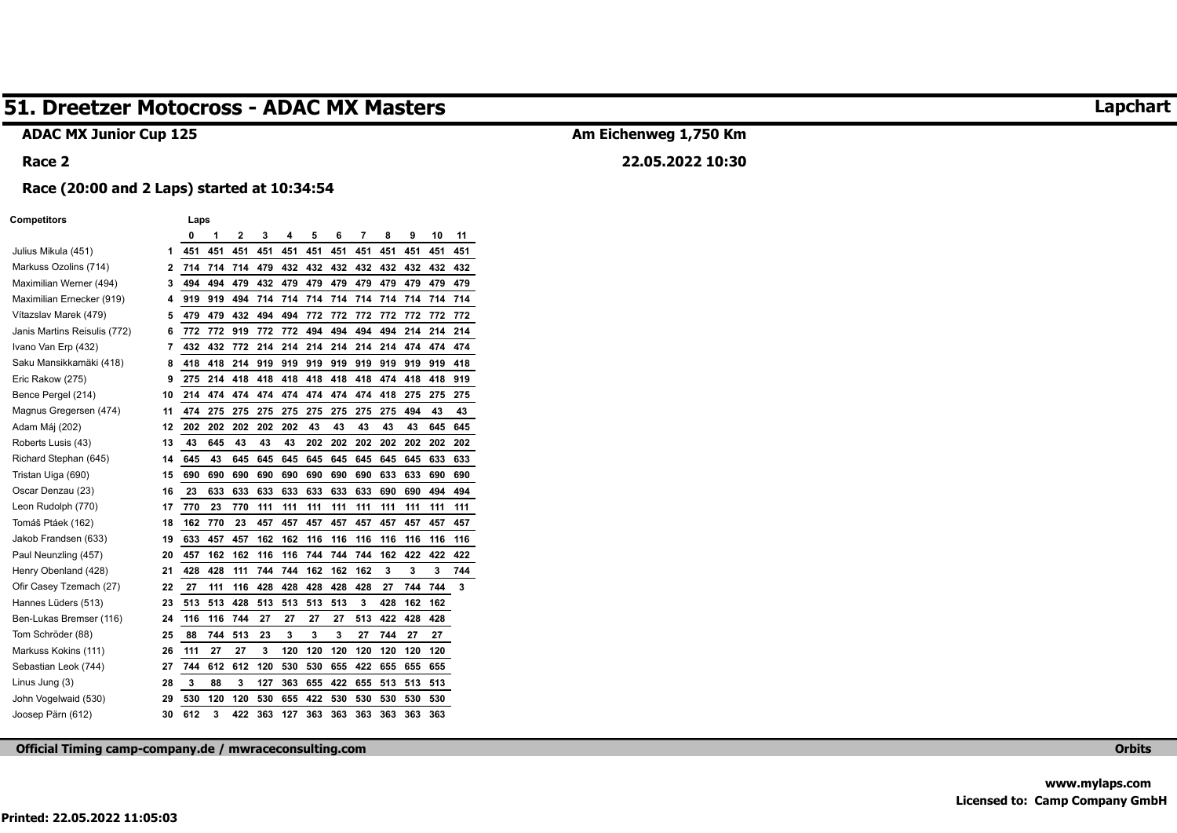# 51. Dreetzer Motocross - ADAC MX Masters

**Lapchart**

**ADAC MX Junior Cup 125**

**Am Eichenweg 1,750 Km**

**Race 2**

**22.05.2022 10:30**

**Race (20:00 and 2 Laps) started at 10:34:54**

| Competitors | | 0 | 1 | 2 | 3 | 4 | 5 | 6 | 7 | 8 | 9 | 10 | 11 |
|---|---|---|---|---|---|---|---|---|---|---|---|---|---|
| Julius Mikula (451) | 1 | 451 | 451 | 451 | 451 | 451 | 451 | 451 | 451 | 451 | 451 | 451 | 451 |
| Markuss Ozolins (714) | 2 | 714 | 714 | 714 | 479 | 432 | 432 | 432 | 432 | 432 | 432 | 432 | 432 |
| Maximilian Werner (494) | 3 | 494 | 494 | 479 | 432 | 479 | 479 | 479 | 479 | 479 | 479 | 479 | 479 |
| Maximilian Ernecker (919) | 4 | 919 | 919 | 494 | 714 | 714 | 714 | 714 | 714 | 714 | 714 | 714 | 714 |
| Vítazslav Marek (479) | 5 | 479 | 479 | 432 | 494 | 494 | 772 | 772 | 772 | 772 | 772 | 772 | 772 |
| Janis Martins Reisulis (772) | 6 | 772 | 772 | 919 | 772 | 772 | 494 | 494 | 494 | 494 | 214 | 214 | 214 |
| Ivano Van Erp (432) | 7 | 432 | 432 | 772 | 214 | 214 | 214 | 214 | 214 | 214 | 474 | 474 | 474 |
| Saku Mansikkamäki (418) | 8 | 418 | 418 | 214 | 919 | 919 | 919 | 919 | 919 | 919 | 919 | 919 | 418 |
| Eric Rakow (275) | 9 | 275 | 214 | 418 | 418 | 418 | 418 | 418 | 418 | 474 | 418 | 418 | 919 |
| Bence Pergel (214) | 10 | 214 | 474 | 474 | 474 | 474 | 474 | 474 | 474 | 418 | 275 | 275 | 275 |
| Magnus Gregersen (474) | 11 | 474 | 275 | 275 | 275 | 275 | 275 | 275 | 275 | 275 | 494 | 43 | 43 |
| Adam Máj (202) | 12 | 202 | 202 | 202 | 202 | 202 | 43 | 43 | 43 | 43 | 43 | 645 | 645 |
| Roberts Lusis (43) | 13 | 43 | 645 | 43 | 43 | 43 | 202 | 202 | 202 | 202 | 202 | 202 | 202 |
| Richard Stephan (645) | 14 | 645 | 43 | 645 | 645 | 645 | 645 | 645 | 645 | 645 | 645 | 633 | 633 |
| Tristan Uiga (690) | 15 | 690 | 690 | 690 | 690 | 690 | 690 | 690 | 690 | 633 | 633 | 690 | 690 |
| Oscar Denzau (23) | 16 | 23 | 633 | 633 | 633 | 633 | 633 | 633 | 633 | 690 | 690 | 494 | 494 |
| Leon Rudolph (770) | 17 | 770 | 23 | 770 | 111 | 111 | 111 | 111 | 111 | 111 | 111 | 111 | 111 |
| Tomáš Ptáek (162) | 18 | 162 | 770 | 23 | 457 | 457 | 457 | 457 | 457 | 457 | 457 | 457 | 457 |
| Jakob Frandsen (633) | 19 | 633 | 457 | 457 | 162 | 162 | 116 | 116 | 116 | 116 | 116 | 116 | 116 |
| Paul Neunzling (457) | 20 | 457 | 162 | 162 | 116 | 116 | 744 | 744 | 744 | 162 | 422 | 422 | 422 |
| Henry Obenland (428) | 21 | 428 | 428 | 111 | 744 | 744 | 162 | 162 | 162 | 3 | 3 | 3 | 744 |
| Ofir Casey Tzemach (27) | 22 | 27 | 111 | 116 | 428 | 428 | 428 | 428 | 428 | 27 | 744 | 744 | 3 |
| Hannes Lüders (513) | 23 | 513 | 513 | 428 | 513 | 513 | 513 | 513 | 3 | 428 | 162 | 162 | |
| Ben-Lukas Bremser (116) | 24 | 116 | 116 | 744 | 27 | 27 | 27 | 27 | 513 | 422 | 428 | 428 | |
| Tom Schröder (88) | 25 | 88 | 744 | 513 | 23 | 3 | 3 | 3 | 27 | 744 | 27 | 27 | |
| Markuss Kokins (111) | 26 | 111 | 27 | 27 | 3 | 120 | 120 | 120 | 120 | 120 | 120 | 120 | |
| Sebastian Leok (744) | 27 | 744 | 612 | 612 | 120 | 530 | 530 | 655 | 422 | 655 | 655 | 655 | |
| Linus Jung (3) | 28 | 3 | 88 | 3 | 127 | 363 | 655 | 422 | 655 | 513 | 513 | 513 | |
| John Vogelwaid (530) | 29 | 530 | 120 | 120 | 530 | 655 | 422 | 530 | 530 | 530 | 530 | 530 | |
| Joosep Pärn (612) | 30 | 612 | 3 | 422 | 363 | 127 | 363 | 363 | 363 | 363 | 363 | 363 | |

**Official Timing camp-company.de / mwraceconsulting.com**

**Orbits**

**www.mylaps.com**

**Licensed to: Camp Company GmbH**

**Printed: 22.05.2022 11:05:03**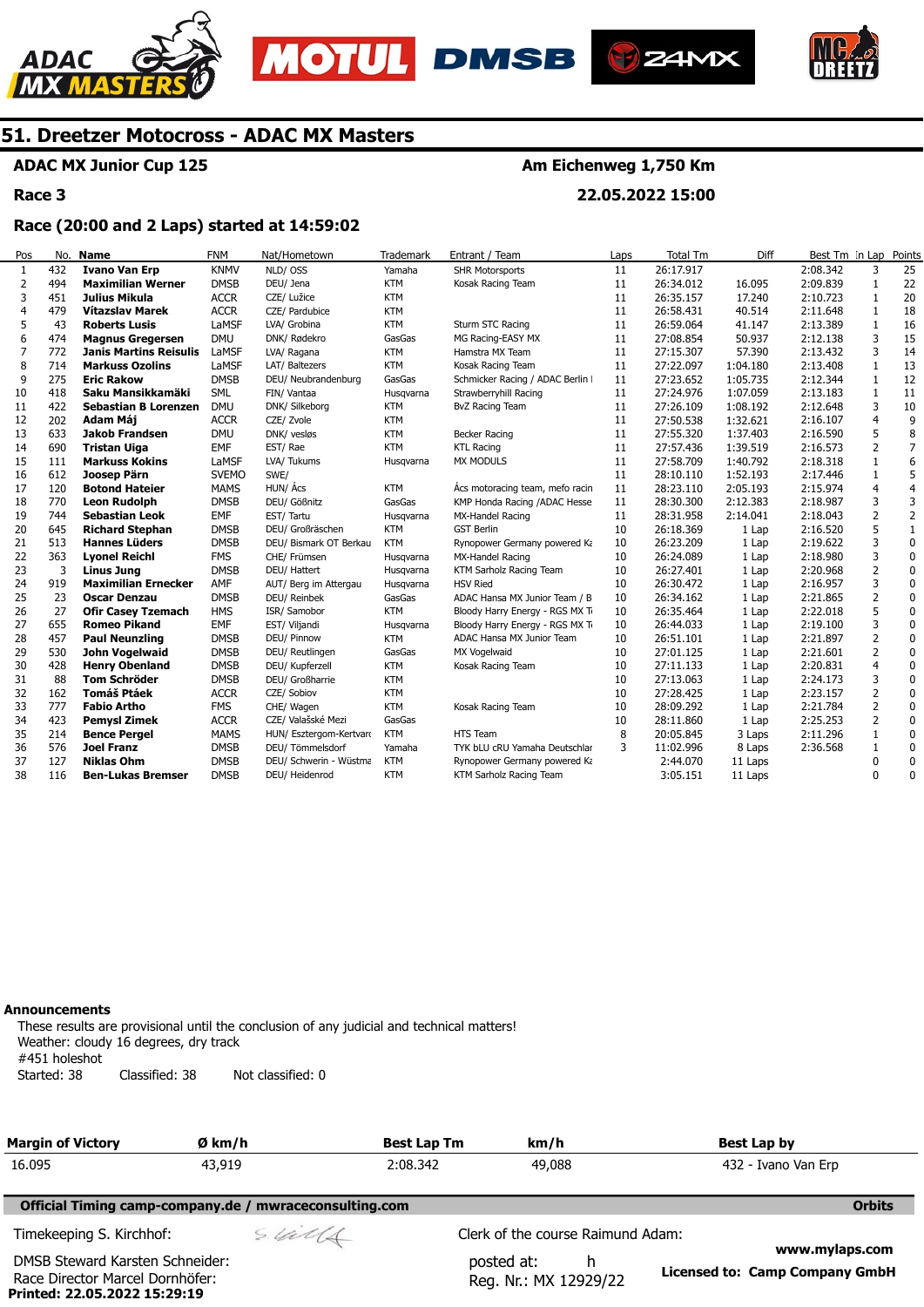# 51. Dreetzer Motocross - ADAC MX Masters

**ADAC MX Junior Cup 125** — **Am Eichenweg 1,750 Km**

**Race 3** — **22.05.2022 15:00**

**Race (20:00 and 2 Laps) started at 14:59:02**

| Pos | No. | Name | FNM | Nat/Hometown | Trademark | Entrant / Team | Laps | Total Tm | Diff | Best Tm | In Lap | Points |
|---|---|---|---|---|---|---|---|---|---|---|---|---|
| 1 | 432 | **Ivano Van Erp** | KNMV | NLD/ OSS | Yamaha | SHR Motorsports | 11 | 26:17.917 | | 2:08.342 | 3 | 25 |
| 2 | 494 | **Maximilian Werner** | DMSB | DEU/ Jena | KTM | Kosak Racing Team | 11 | 26:34.012 | 16.095 | 2:09.839 | 1 | 22 |
| 3 | 451 | **Julius Mikula** | ACCR | CZE/ Lužice | KTM | | 11 | 26:35.157 | 17.240 | 2:10.723 | 1 | 20 |
| 4 | 479 | **Vítazslav Marek** | ACCR | CZE/ Pardubice | KTM | | 11 | 26:58.431 | 40.514 | 2:11.648 | 1 | 18 |
| 5 | 43 | **Roberts Lusis** | LaMSF | LVA/ Grobina | KTM | Sturm STC Racing | 11 | 26:59.064 | 41.147 | 2:13.389 | 1 | 16 |
| 6 | 474 | **Magnus Gregersen** | DMU | DNK/ Rødekro | GasGas | MG Racing-EASY MX | 11 | 27:08.854 | 50.937 | 2:12.138 | 3 | 15 |
| 7 | 772 | **Janis Martins Reisulis** | LaMSF | LVA/ Ragana | KTM | Hamstra MX Team | 11 | 27:15.307 | 57.390 | 2:13.432 | 3 | 14 |
| 8 | 714 | **Markuss Ozolins** | LaMSF | LAT/ Baltezers | KTM | Kosak Racing Team | 11 | 27:22.097 | 1:04.180 | 2:13.408 | 1 | 13 |
| 9 | 275 | **Eric Rakow** | DMSB | DEU/ Neubrandenburg | GasGas | Schmicker Racing / ADAC Berlin I | 11 | 27:23.652 | 1:05.735 | 2:12.344 | 1 | 12 |
| 10 | 418 | **Saku Mansikkamäki** | SML | FIN/ Vantaa | Husqvarna | Strawberryhill Racing | 11 | 27:24.976 | 1:07.059 | 2:13.183 | 1 | 11 |
| 11 | 422 | **Sebastian B Lorenzen** | DMU | DNK/ Silkeborg | KTM | BvZ Racing Team | 11 | 27:26.109 | 1:08.192 | 2:12.648 | 3 | 10 |
| 12 | 202 | **Adam Máj** | ACCR | CZE/ Zvole | KTM | | 11 | 27:50.538 | 1:32.621 | 2:16.107 | 4 | 9 |
| 13 | 633 | **Jakob Frandsen** | DMU | DNK/ vesløs | KTM | Becker Racing | 11 | 27:55.320 | 1:37.403 | 2:16.590 | 5 | 8 |
| 14 | 690 | **Tristan Uiga** | EMF | EST/ Rae | KTM | KTL Racing | 11 | 27:57.436 | 1:39.519 | 2:16.573 | 2 | 7 |
| 15 | 111 | **Markuss Kokins** | LaMSF | LVA/ Tukums | Husqvarna | MX MODULS | 11 | 27:58.709 | 1:40.792 | 2:18.318 | 1 | 6 |
| 16 | 612 | **Joosep Pärn** | SVEMO | SWE/ | | | 11 | 28:10.110 | 1:52.193 | 2:17.446 | 1 | 5 |
| 17 | 120 | **Botond Hateier** | MAMS | HUN/ Ács | KTM | Ács motoracing team, mefo racin | 11 | 28:23.110 | 2:05.193 | 2:15.974 | 4 | 4 |
| 18 | 770 | **Leon Rudolph** | DMSB | DEU/ Gößnitz | GasGas | KMP Honda Racing /ADAC Hesse | 11 | 28:30.300 | 2:12.383 | 2:18.987 | 3 | 3 |
| 19 | 744 | **Sebastian Leok** | EMF | EST/ Tartu | Husqvarna | MX-Handel Racing | 11 | 28:31.958 | 2:14.041 | 2:18.043 | 2 | 2 |
| 20 | 645 | **Richard Stephan** | DMSB | DEU/ Großräschen | KTM | GST Berlin | 10 | 26:18.369 | 1 Lap | 2:16.520 | 5 | 1 |
| 21 | 513 | **Hannes Lüders** | DMSB | DEU/ Bismark OT Berkau | KTM | Rynopower Germany powered Ka | 10 | 26:23.209 | 1 Lap | 2:19.622 | 3 | 0 |
| 22 | 363 | **Lyonel Reichl** | FMS | CHE/ Frümsen | Husqvarna | MX-Handel Racing | 10 | 26:24.089 | 1 Lap | 2:18.980 | 3 | 0 |
| 23 | 3 | **Linus Jung** | DMSB | DEU/ Hattert | Husqvarna | KTM Sarholz Racing Team | 10 | 26:27.401 | 1 Lap | 2:20.968 | 2 | 0 |
| 24 | 919 | **Maximilian Ernecker** | AMF | AUT/ Berg im Attergau | Husqvarna | HSV Ried | 10 | 26:30.472 | 1 Lap | 2:16.957 | 3 | 0 |
| 25 | 23 | **Oscar Denzau** | DMSB | DEU/ Reinbek | GasGas | ADAC Hansa MX Junior Team / B | 10 | 26:34.162 | 1 Lap | 2:21.865 | 2 | 0 |
| 26 | 27 | **Ofir Casey Tzemach** | HMS | ISR/ Samobor | KTM | Bloody Harry Energy - RGS MX T | 10 | 26:35.464 | 1 Lap | 2:22.018 | 5 | 0 |
| 27 | 655 | **Romeo Pikand** | EMF | EST/ Viljandi | Husqvarna | Bloody Harry Energy - RGS MX T | 10 | 26:44.033 | 1 Lap | 2:19.100 | 3 | 0 |
| 28 | 457 | **Paul Neunzling** | DMSB | DEU/ Pinnow | KTM | ADAC Hansa MX Junior Team | 10 | 26:51.101 | 1 Lap | 2:21.897 | 2 | 0 |
| 29 | 530 | **John Vogelwaid** | DMSB | DEU/ Reutlingen | GasGas | MX Vogelwaid | 10 | 27:01.125 | 1 Lap | 2:21.601 | 2 | 0 |
| 30 | 428 | **Henry Obenland** | DMSB | DEU/ Kupferzell | KTM | Kosak Racing Team | 10 | 27:11.133 | 1 Lap | 2:20.831 | 4 | 0 |
| 31 | 88 | **Tom Schröder** | DMSB | DEU/ Großharrie | KTM | | 10 | 27:13.063 | 1 Lap | 2:24.173 | 3 | 0 |
| 32 | 162 | **Tomáš Ptáek** | ACCR | CZE/ Sobiov | KTM | | 10 | 27:28.425 | 1 Lap | 2:23.157 | 2 | 0 |
| 33 | 777 | **Fabio Artho** | FMS | CHE/ Wagen | KTM | Kosak Racing Team | 10 | 28:09.292 | 1 Lap | 2:21.784 | 2 | 0 |
| 34 | 423 | **Pemysl Zimek** | ACCR | CZE/ Valašské Mezi | GasGas | | 10 | 28:11.860 | 1 Lap | 2:25.253 | 2 | 0 |
| 35 | 214 | **Bence Pergel** | MAMS | HUN/ Esztergom-Kertvarc | KTM | HTS Team | 8 | 20:05.845 | 3 Laps | 2:11.296 | 1 | 0 |
| 36 | 576 | **Joel Franz** | DMSB | DEU/ Tömmelsdorf | Yamaha | TYK bLU cRU Yamaha Deutschlar | 3 | 11:02.996 | 8 Laps | 2:36.568 | 1 | 0 |
| 37 | 127 | **Niklas Ohm** | DMSB | DEU/ Schwerin - Wüstma | KTM | Rynopower Germany powered Ka | | 2:44.070 | 11 Laps | | 0 | 0 |
| 38 | 116 | **Ben-Lukas Bremser** | DMSB | DEU/ Heidenrod | KTM | KTM Sarholz Racing Team | | 3:05.151 | 11 Laps | | 0 | 0 |

**Announcements**

These results are provisional until the conclusion of any judicial and technical matters!
Weather: cloudy 16 degrees, dry track
#451 holeshot
Started: 38 Classified: 38 Not classified: 0

| Margin of Victory | Ø km/h | Best Lap Tm | km/h | Best Lap by |
|---|---|---|---|---|
| 16.095 | 43,919 | 2:08.342 | 49,088 | 432 - Ivano Van Erp |

**Official Timing camp-company.de / mwraceconsulting.com** — **Orbits**

Timekeeping S. Kirchhof:
DMSB Steward Karsten Schneider:
Race Director Marcel Dornhöfer:

Clerk of the course Raimund Adam:
posted at: h
Reg. Nr.: MX 12929/22

**www.mylaps.com**
**Licensed to: Camp Company GmbH**

**Printed: 22.05.2022 15:29:19**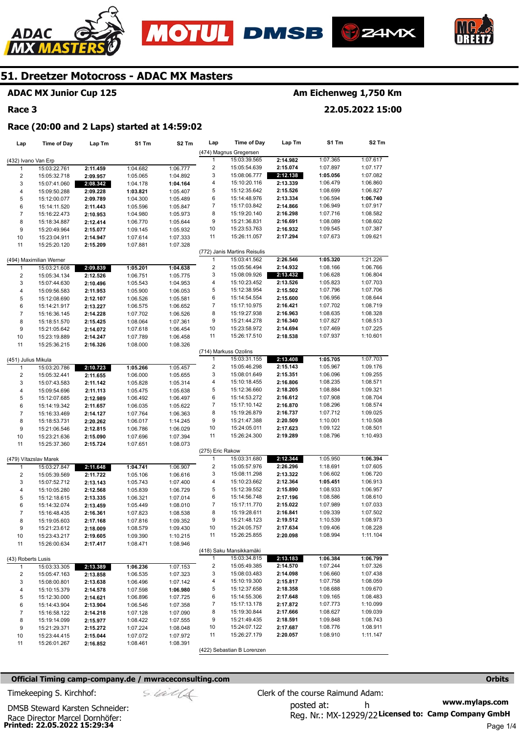# 51. Dreetzer Motocross - ADAC MX Masters

**ADAC MX Junior Cup 125** — **Am Eichenweg 1,750 Km**

**Race 3** — **22.05.2022 15:00**

**Race (20:00 and 2 Laps) started at 14:59:02**

(432) Ivano Van Erp

| Lap | Time of Day | Lap Tm | S1 Tm | S2 Tm |
|---|---|---|---|---|
| 1 | 15:03:22.761 | 2:11.459 | 1:04.682 | 1:06.777 |
| 2 | 15:05:32.718 | 2:09.957 | 1:05.065 | 1:04.892 |
| 3 | 15:07:41.060 | 2:08.342 | 1:04.178 | 1:04.164 |
| 4 | 15:09:50.288 | 2:09.228 | 1:03.821 | 1:05.407 |
| 5 | 15:12:00.077 | 2:09.789 | 1:04.300 | 1:05.489 |
| 6 | 15:14:11.520 | 2:11.443 | 1:05.596 | 1:05.847 |
| 7 | 15:16:22.473 | 2:10.953 | 1:04.980 | 1:05.973 |
| 8 | 15:18:34.887 | 2:12.414 | 1:06.770 | 1:05.644 |
| 9 | 15:20:49.964 | 2:15.077 | 1:09.145 | 1:05.932 |
| 10 | 15:23:04.911 | 2:14.947 | 1:07.614 | 1:07.333 |
| 11 | 15:25:20.120 | 2:15.209 | 1:07.881 | 1:07.328 |

(494) Maximilian Werner

| Lap | Time of Day | Lap Tm | S1 Tm | S2 Tm |
|---|---|---|---|---|
| 1 | 15:03:21.608 | 2:09.839 | 1:05.201 | 1:04.638 |
| 2 | 15:05:34.134 | 2:12.526 | 1:06.751 | 1:05.775 |
| 3 | 15:07:44.630 | 2:10.496 | 1:05.543 | 1:04.953 |
| 4 | 15:09:56.583 | 2:11.953 | 1:05.900 | 1:06.053 |
| 5 | 15:12:08.690 | 2:12.107 | 1:06.526 | 1:05.581 |
| 6 | 15:14:21.917 | 2:13.227 | 1:06.575 | 1:06.652 |
| 7 | 15:16:36.145 | 2:14.228 | 1:07.702 | 1:06.526 |
| 8 | 15:18:51.570 | 2:15.425 | 1:08.064 | 1:07.361 |
| 9 | 15:21:05.642 | 2:14.072 | 1:07.618 | 1:06.454 |
| 10 | 15:23:19.889 | 2:14.247 | 1:07.789 | 1:06.458 |
| 11 | 15:25:36.215 | 2:16.326 | 1:08.000 | 1:08.326 |

(451) Julius Mikula

| Lap | Time of Day | Lap Tm | S1 Tm | S2 Tm |
|---|---|---|---|---|
| 1 | 15:03:20.786 | 2:10.723 | 1:05.266 | 1:05.457 |
| 2 | 15:05:32.441 | 2:11.655 | 1:06.000 | 1:05.655 |
| 3 | 15:07:43.583 | 2:11.142 | 1:05.828 | 1:05.314 |
| 4 | 15:09:54.696 | 2:11.113 | 1:05.475 | 1:05.638 |
| 5 | 15:12:07.685 | 2:12.989 | 1:06.492 | 1:06.497 |
| 6 | 15:14:19.342 | 2:11.657 | 1:06.035 | 1:05.622 |
| 7 | 15:16:33.469 | 2:14.127 | 1:07.764 | 1:06.363 |
| 8 | 15:18:53.731 | 2:20.262 | 1:06.017 | 1:14.245 |
| 9 | 15:21:06.546 | 2:12.815 | 1:06.786 | 1:06.029 |
| 10 | 15:23:21.636 | 2:15.090 | 1:07.696 | 1:07.394 |
| 11 | 15:25:37.360 | 2:15.724 | 1:07.651 | 1:08.073 |

(479) Vítazslav Marek

| Lap | Time of Day | Lap Tm | S1 Tm | S2 Tm |
|---|---|---|---|---|
| 1 | 15:03:27.847 | 2:11.648 | 1:04.741 | 1:06.907 |
| 2 | 15:05:39.569 | 2:11.722 | 1:05.106 | 1:06.616 |
| 3 | 15:07:52.712 | 2:13.143 | 1:05.743 | 1:07.400 |
| 4 | 15:10:05.280 | 2:12.568 | 1:05.839 | 1:06.729 |
| 5 | 15:12:18.615 | 2:13.335 | 1:06.321 | 1:07.014 |
| 6 | 15:14:32.074 | 2:13.459 | 1:05.449 | 1:08.010 |
| 7 | 15:16:48.435 | 2:16.361 | 1:07.823 | 1:08.538 |
| 8 | 15:19:05.603 | 2:17.168 | 1:07.816 | 1:09.352 |
| 9 | 15:21:23.612 | 2:18.009 | 1:08.579 | 1:09.430 |
| 10 | 15:23:43.217 | 2:19.605 | 1:09.390 | 1:10.215 |
| 11 | 15:26:00.634 | 2:17.417 | 1:08.471 | 1:08.946 |

(43) Roberts Lusis

| Lap | Time of Day | Lap Tm | S1 Tm | S2 Tm |
|---|---|---|---|---|
| 1 | 15:03:33.305 | 2:13.389 | 1:06.236 | 1:07.153 |
| 2 | 15:05:47.163 | 2:13.858 | 1:06.535 | 1:07.323 |
| 3 | 15:08:00.801 | 2:13.638 | 1:06.496 | 1:07.142 |
| 4 | 15:10:15.379 | 2:14.578 | 1:07.598 | 1:06.980 |
| 5 | 15:12:30.000 | 2:14.621 | 1:06.896 | 1:07.725 |
| 6 | 15:14:43.904 | 2:13.904 | 1:06.546 | 1:07.358 |
| 7 | 15:16:58.122 | 2:14.218 | 1:07.128 | 1:07.090 |
| 8 | 15:19:14.099 | 2:15.977 | 1:08.422 | 1:07.555 |
| 9 | 15:21:29.371 | 2:15.272 | 1:07.224 | 1:08.048 |
| 10 | 15:23:44.415 | 2:15.044 | 1:07.072 | 1:07.972 |
| 11 | 15:26:01.267 | 2:16.852 | 1:08.461 | 1:08.391 |

(474) Magnus Gregersen

| Lap | Time of Day | Lap Tm | S1 Tm | S2 Tm |
|---|---|---|---|---|
| 1 | 15:03:39.565 | 2:14.982 | 1:07.365 | 1:07.617 |
| 2 | 15:05:54.639 | 2:15.074 | 1:07.897 | 1:07.177 |
| 3 | 15:08:06.777 | 2:12.138 | 1:05.056 | 1:07.082 |
| 4 | 15:10:20.116 | 2:13.339 | 1:06.479 | 1:06.860 |
| 5 | 15:12:35.642 | 2:15.526 | 1:08.699 | 1:06.827 |
| 6 | 15:14:48.976 | 2:13.334 | 1:06.594 | 1:06.740 |
| 7 | 15:17:03.842 | 2:14.866 | 1:06.949 | 1:07.917 |
| 8 | 15:19:20.140 | 2:16.298 | 1:07.716 | 1:08.582 |
| 9 | 15:21:36.831 | 2:16.691 | 1:08.089 | 1:08.602 |
| 10 | 15:23:53.763 | 2:16.932 | 1:09.545 | 1:07.387 |
| 11 | 15:26:11.057 | 2:17.294 | 1:07.673 | 1:09.621 |

(772) Janis Martins Reisulis

| Lap | Time of Day | Lap Tm | S1 Tm | S2 Tm |
|---|---|---|---|---|
| 1 | 15:03:41.562 | 2:26.546 | 1:05.320 | 1:21.226 |
| 2 | 15:05:56.494 | 2:14.932 | 1:08.166 | 1:06.766 |
| 3 | 15:08:09.926 | 2:13.432 | 1:06.628 | 1:06.804 |
| 4 | 15:10:23.452 | 2:13.526 | 1:05.823 | 1:07.703 |
| 5 | 15:12:38.954 | 2:15.502 | 1:07.796 | 1:07.706 |
| 6 | 15:14:54.554 | 2:15.600 | 1:06.956 | 1:08.644 |
| 7 | 15:17:10.975 | 2:16.421 | 1:07.702 | 1:08.719 |
| 8 | 15:19:27.938 | 2:16.963 | 1:08.635 | 1:08.328 |
| 9 | 15:21:44.278 | 2:16.340 | 1:07.827 | 1:08.513 |
| 10 | 15:23:58.972 | 2:14.694 | 1:07.469 | 1:07.225 |
| 11 | 15:26:17.510 | 2:18.538 | 1:07.937 | 1:10.601 |

(714) Markuss Ozolins

| Lap | Time of Day | Lap Tm | S1 Tm | S2 Tm |
|---|---|---|---|---|
| 1 | 15:03:31.155 | 2:13.408 | 1:05.705 | 1:07.703 |
| 2 | 15:05:46.298 | 2:15.143 | 1:05.967 | 1:09.176 |
| 3 | 15:08:01.649 | 2:15.351 | 1:06.096 | 1:09.255 |
| 4 | 15:10:18.455 | 2:16.806 | 1:08.235 | 1:08.571 |
| 5 | 15:12:36.660 | 2:18.205 | 1:08.884 | 1:09.321 |
| 6 | 15:14:53.272 | 2:16.612 | 1:07.908 | 1:08.704 |
| 7 | 15:17:10.142 | 2:16.870 | 1:08.296 | 1:08.574 |
| 8 | 15:19:26.879 | 2:16.737 | 1:07.712 | 1:09.025 |
| 9 | 15:21:47.388 | 2:20.509 | 1:10.001 | 1:10.508 |
| 10 | 15:24:05.011 | 2:17.623 | 1:09.122 | 1:08.501 |
| 11 | 15:26:24.300 | 2:19.289 | 1:08.796 | 1:10.493 |

(275) Eric Rakow

| Lap | Time of Day | Lap Tm | S1 Tm | S2 Tm |
|---|---|---|---|---|
| 1 | 15:03:31.680 | 2:12.344 | 1:05.950 | 1:06.394 |
| 2 | 15:05:57.976 | 2:26.296 | 1:18.691 | 1:07.605 |
| 3 | 15:08:11.298 | 2:13.322 | 1:06.602 | 1:06.720 |
| 4 | 15:10:23.662 | 2:12.364 | 1:05.451 | 1:06.913 |
| 5 | 15:12:39.552 | 2:15.890 | 1:08.933 | 1:06.957 |
| 6 | 15:14:56.748 | 2:17.196 | 1:08.586 | 1:08.610 |
| 7 | 15:17:11.770 | 2:15.022 | 1:07.989 | 1:07.033 |
| 8 | 15:19:28.611 | 2:16.841 | 1:09.339 | 1:07.502 |
| 9 | 15:21:48.123 | 2:19.512 | 1:10.539 | 1:08.973 |
| 10 | 15:24:05.757 | 2:17.634 | 1:09.406 | 1:08.228 |
| 11 | 15:26:25.855 | 2:20.098 | 1:08.994 | 1:11.104 |

(418) Saku Mansikkamäki

| Lap | Time of Day | Lap Tm | S1 Tm | S2 Tm |
|---|---|---|---|---|
| 1 | 15:03:34.815 | 2:13.183 | 1:06.384 | 1:06.799 |
| 2 | 15:05:49.385 | 2:14.570 | 1:07.244 | 1:07.326 |
| 3 | 15:08:03.483 | 2:14.098 | 1:06.660 | 1:07.438 |
| 4 | 15:10:19.300 | 2:15.817 | 1:07.758 | 1:08.059 |
| 5 | 15:12:37.658 | 2:18.358 | 1:08.688 | 1:09.670 |
| 6 | 15:14:55.306 | 2:17.648 | 1:09.165 | 1:08.483 |
| 7 | 15:17:13.178 | 2:17.872 | 1:07.773 | 1:10.099 |
| 8 | 15:19:30.844 | 2:17.666 | 1:08.627 | 1:09.039 |
| 9 | 15:21:49.435 | 2:18.591 | 1:09.848 | 1:08.743 |
| 10 | 15:24:07.122 | 2:17.687 | 1:08.776 | 1:08.911 |
| 11 | 15:26:27.179 | 2:20.057 | 1:08.910 | 1:11.147 |

(422) Sebastian B Lorenzen

**Official Timing camp-company.de / mwraceconsulting.com** — **Orbits**

Timekeeping S. Kirchhof:

Clerk of the course Raimund Adam:

DMSB Steward Karsten Schneider:

posted at: h

Race Director Marcel Dornhöfer:

Reg. Nr.: MX-12929/22

**www.mylaps.com**

**Licensed to: Camp Company GmbH**

**Printed: 22.05.2022 15:29:34**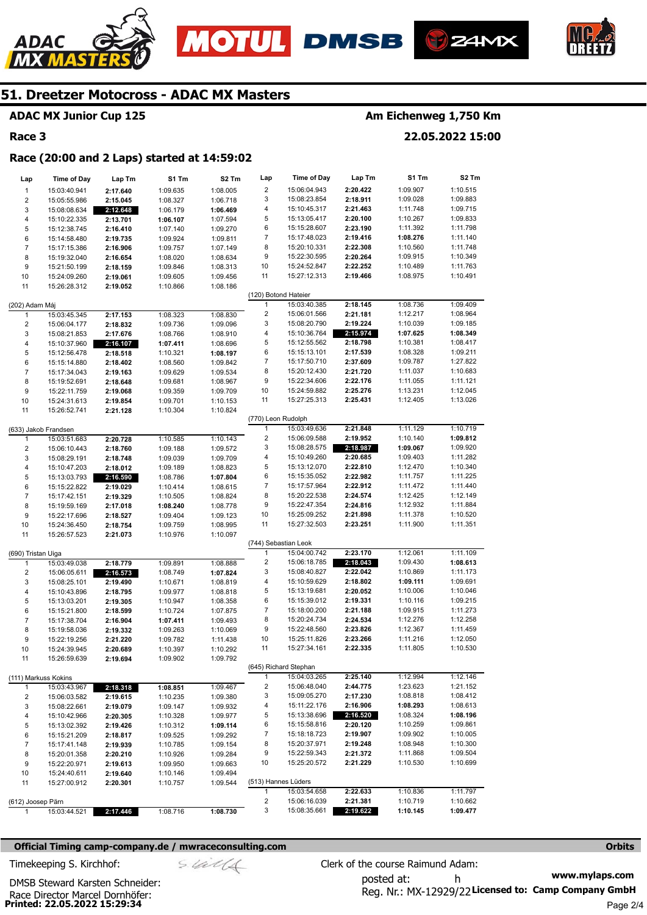# 51. Dreetzer Motocross - ADAC MX Masters

**ADAC MX Junior Cup 125** — **Am Eichenweg 1,750 Km**

**Race 3** — **22.05.2022 15:00**

**Race (20:00 and 2 Laps) started at 14:59:02**

| Lap | Time of Day | Lap Tm | S1 Tm | S2 Tm |
|---|---|---|---|---|
| 1 | 15:03:40.941 | 2:17.640 | 1:09.635 | 1:08.005 |
| 2 | 15:05:55.986 | 2:15.045 | 1:08.327 | 1:06.718 |
| 3 | 15:08:08.634 | 2:12.648 | 1:06.179 | 1:06.469 |
| 4 | 15:10:22.335 | 2:13.701 | 1:06.107 | 1:07.594 |
| 5 | 15:12:38.745 | 2:16.410 | 1:07.140 | 1:09.270 |
| 6 | 15:14:58.480 | 2:19.735 | 1:09.924 | 1:09.811 |
| 7 | 15:17:15.386 | 2:16.906 | 1:09.757 | 1:07.149 |
| 8 | 15:19:32.040 | 2:16.654 | 1:08.020 | 1:08.634 |
| 9 | 15:21:50.199 | 2:18.159 | 1:09.846 | 1:08.313 |
| 10 | 15:24:09.260 | 2:19.061 | 1:09.605 | 1:09.456 |
| 11 | 15:26:28.312 | 2:19.052 | 1:10.866 | 1:08.186 |

(202) Adam Máj

| Lap | Time of Day | Lap Tm | S1 Tm | S2 Tm |
|---|---|---|---|---|
| 1 | 15:03:45.345 | 2:17.153 | 1:08.323 | 1:08.830 |
| 2 | 15:06:04.177 | 2:18.832 | 1:09.736 | 1:09.096 |
| 3 | 15:08:21.853 | 2:17.676 | 1:08.766 | 1:08.910 |
| 4 | 15:10:37.960 | 2:16.107 | 1:07.411 | 1:08.696 |
| 5 | 15:12:56.478 | 2:18.518 | 1:10.321 | 1:08.197 |
| 6 | 15:15:14.880 | 2:18.402 | 1:08.560 | 1:09.842 |
| 7 | 15:17:34.043 | 2:19.163 | 1:09.629 | 1:09.534 |
| 8 | 15:19:52.691 | 2:18.648 | 1:09.681 | 1:08.967 |
| 9 | 15:22:11.759 | 2:19.068 | 1:09.359 | 1:09.709 |
| 10 | 15:24:31.613 | 2:19.854 | 1:09.701 | 1:10.153 |
| 11 | 15:26:52.741 | 2:21.128 | 1:10.304 | 1:10.824 |

(633) Jakob Frandsen

| Lap | Time of Day | Lap Tm | S1 Tm | S2 Tm |
|---|---|---|---|---|
| 1 | 15:03:51.683 | 2:20.728 | 1:10.585 | 1:10.143 |
| 2 | 15:06:10.443 | 2:18.760 | 1:09.188 | 1:09.572 |
| 3 | 15:08:29.191 | 2:18.748 | 1:09.039 | 1:09.709 |
| 4 | 15:10:47.203 | 2:18.012 | 1:09.189 | 1:08.823 |
| 5 | 15:13:03.793 | 2:16.590 | 1:08.786 | 1:07.804 |
| 6 | 15:15:22.822 | 2:19.029 | 1:10.414 | 1:08.615 |
| 7 | 15:17:42.151 | 2:19.329 | 1:10.505 | 1:08.824 |
| 8 | 15:19:59.169 | 2:17.018 | 1:08.240 | 1:08.778 |
| 9 | 15:22:17.696 | 2:18.527 | 1:09.404 | 1:09.123 |
| 10 | 15:24:36.450 | 2:18.754 | 1:09.759 | 1:08.995 |
| 11 | 15:26:57.523 | 2:21.073 | 1:10.976 | 1:10.097 |

(690) Tristan Uiga

| Lap | Time of Day | Lap Tm | S1 Tm | S2 Tm |
|---|---|---|---|---|
| 1 | 15:03:49.038 | 2:18.779 | 1:09.891 | 1:08.888 |
| 2 | 15:06:05.611 | 2:16.573 | 1:08.749 | 1:07.824 |
| 3 | 15:08:25.101 | 2:19.490 | 1:10.671 | 1:08.819 |
| 4 | 15:10:43.896 | 2:18.795 | 1:09.977 | 1:08.818 |
| 5 | 15:13:03.201 | 2:19.305 | 1:10.947 | 1:08.358 |
| 6 | 15:15:21.800 | 2:18.599 | 1:10.724 | 1:07.875 |
| 7 | 15:17:38.704 | 2:16.904 | 1:07.411 | 1:09.493 |
| 8 | 15:19:58.036 | 2:19.332 | 1:09.263 | 1:10.069 |
| 9 | 15:22:19.256 | 2:21.220 | 1:09.782 | 1:11.438 |
| 10 | 15:24:39.945 | 2:20.689 | 1:10.397 | 1:10.292 |
| 11 | 15:26:59.639 | 2:19.694 | 1:09.902 | 1:09.792 |

(111) Markuss Kokins

| Lap | Time of Day | Lap Tm | S1 Tm | S2 Tm |
|---|---|---|---|---|
| 1 | 15:03:43.967 | 2:18.318 | 1:08.851 | 1:09.467 |
| 2 | 15:06:03.582 | 2:19.615 | 1:10.235 | 1:09.380 |
| 3 | 15:08:22.661 | 2:19.079 | 1:09.147 | 1:09.932 |
| 4 | 15:10:42.966 | 2:20.305 | 1:10.328 | 1:09.977 |
| 5 | 15:13:02.392 | 2:19.426 | 1:10.312 | 1:09.114 |
| 6 | 15:15:21.209 | 2:18.817 | 1:09.525 | 1:09.292 |
| 7 | 15:17:41.148 | 2:19.939 | 1:10.785 | 1:09.154 |
| 8 | 15:20:01.358 | 2:20.210 | 1:10.926 | 1:09.284 |
| 9 | 15:22:20.971 | 2:19.613 | 1:09.950 | 1:09.663 |
| 10 | 15:24:40.611 | 2:19.640 | 1:10.146 | 1:09.494 |
| 11 | 15:27:00.912 | 2:20.301 | 1:10.757 | 1:09.544 |

(612) Joosep Pärn

| Lap | Time of Day | Lap Tm | S1 Tm | S2 Tm |
|---|---|---|---|---|
| 1 | 15:03:44.521 | 2:17.446 | 1:08.716 | 1:08.730 |
| 2 | 15:06:04.943 | 2:20.422 | 1:09.907 | 1:10.515 |
| 3 | 15:08:23.854 | 2:18.911 | 1:09.028 | 1:09.883 |
| 4 | 15:10:45.317 | 2:21.463 | 1:11.748 | 1:09.715 |
| 5 | 15:13:05.417 | 2:20.100 | 1:10.267 | 1:09.833 |
| 6 | 15:15:28.607 | 2:23.190 | 1:11.392 | 1:11.798 |
| 7 | 15:17:48.023 | 2:19.416 | 1:08.276 | 1:11.140 |
| 8 | 15:20:10.331 | 2:22.308 | 1:10.560 | 1:11.748 |
| 9 | 15:22:30.595 | 2:20.264 | 1:09.915 | 1:10.349 |
| 10 | 15:24:52.847 | 2:22.252 | 1:10.489 | 1:11.763 |
| 11 | 15:27:12.313 | 2:19.466 | 1:08.975 | 1:10.491 |

(120) Botond Hateier

| Lap | Time of Day | Lap Tm | S1 Tm | S2 Tm |
|---|---|---|---|---|
| 1 | 15:03:40.385 | 2:18.145 | 1:08.736 | 1:09.409 |
| 2 | 15:06:01.566 | 2:21.181 | 1:12.217 | 1:08.964 |
| 3 | 15:08:20.790 | 2:19.224 | 1:10.039 | 1:09.185 |
| 4 | 15:10:36.764 | 2:15.974 | 1:07.625 | 1:08.349 |
| 5 | 15:12:55.562 | 2:18.798 | 1:10.381 | 1:08.417 |
| 6 | 15:15:13.101 | 2:17.539 | 1:08.328 | 1:09.211 |
| 7 | 15:17:50.710 | 2:37.609 | 1:09.787 | 1:27.822 |
| 8 | 15:20:12.430 | 2:21.720 | 1:11.037 | 1:10.683 |
| 9 | 15:22:34.606 | 2:22.176 | 1:11.055 | 1:11.121 |
| 10 | 15:24:59.882 | 2:25.276 | 1:13.231 | 1:12.045 |
| 11 | 15:27:25.313 | 2:25.431 | 1:12.405 | 1:13.026 |

(770) Leon Rudolph

| Lap | Time of Day | Lap Tm | S1 Tm | S2 Tm |
|---|---|---|---|---|
| 1 | 15:03:49.636 | 2:21.848 | 1:11.129 | 1:10.719 |
| 2 | 15:06:09.588 | 2:19.952 | 1:10.140 | 1:09.812 |
| 3 | 15:08:28.575 | 2:18.987 | 1:09.067 | 1:09.920 |
| 4 | 15:10:49.260 | 2:20.685 | 1:09.403 | 1:11.282 |
| 5 | 15:13:12.070 | 2:22.810 | 1:12.470 | 1:10.340 |
| 6 | 15:15:35.052 | 2:22.982 | 1:11.757 | 1:11.225 |
| 7 | 15:17:57.964 | 2:22.912 | 1:11.472 | 1:11.440 |
| 8 | 15:20:22.538 | 2:24.574 | 1:12.425 | 1:12.149 |
| 9 | 15:22:47.354 | 2:24.816 | 1:12.932 | 1:11.884 |
| 10 | 15:25:09.252 | 2:21.898 | 1:11.378 | 1:10.520 |
| 11 | 15:27:32.503 | 2:23.251 | 1:11.900 | 1:11.351 |

(744) Sebastian Leok

| Lap | Time of Day | Lap Tm | S1 Tm | S2 Tm |
|---|---|---|---|---|
| 1 | 15:04:00.742 | 2:23.170 | 1:12.061 | 1:11.109 |
| 2 | 15:06:18.785 | 2:18.043 | 1:09.430 | 1:08.613 |
| 3 | 15:08:40.827 | 2:22.042 | 1:10.869 | 1:11.173 |
| 4 | 15:10:59.629 | 2:18.802 | 1:09.111 | 1:09.691 |
| 5 | 15:13:19.681 | 2:20.052 | 1:10.006 | 1:10.046 |
| 6 | 15:15:39.012 | 2:19.331 | 1:10.116 | 1:09.215 |
| 7 | 15:18:00.200 | 2:21.188 | 1:09.915 | 1:11.273 |
| 8 | 15:20:24.734 | 2:24.534 | 1:12.276 | 1:12.258 |
| 9 | 15:22:48.560 | 2:23.826 | 1:12.367 | 1:11.459 |
| 10 | 15:25:11.826 | 2:23.266 | 1:11.216 | 1:12.050 |
| 11 | 15:27:34.161 | 2:22.335 | 1:11.805 | 1:10.530 |

(645) Richard Stephan

| Lap | Time of Day | Lap Tm | S1 Tm | S2 Tm |
|---|---|---|---|---|
| 1 | 15:04:03.265 | 2:25.140 | 1:12.994 | 1:12.146 |
| 2 | 15:06:48.040 | 2:44.775 | 1:23.623 | 1:21.152 |
| 3 | 15:09:05.270 | 2:17.230 | 1:08.818 | 1:08.412 |
| 4 | 15:11:22.176 | 2:16.906 | 1:08.293 | 1:08.613 |
| 5 | 15:13:38.696 | 2:16.520 | 1:08.324 | 1:08.196 |
| 6 | 15:15:58.816 | 2:20.120 | 1:10.259 | 1:09.861 |
| 7 | 15:18:18.723 | 2:19.907 | 1:09.902 | 1:10.005 |
| 8 | 15:20:37.971 | 2:19.248 | 1:08.948 | 1:10.300 |
| 9 | 15:22:59.343 | 2:21.372 | 1:11.868 | 1:09.504 |
| 10 | 15:25:20.572 | 2:21.229 | 1:10.530 | 1:10.699 |

(513) Hannes Lüders

| Lap | Time of Day | Lap Tm | S1 Tm | S2 Tm |
|---|---|---|---|---|
| 1 | 15:03:54.658 | 2:22.633 | 1:10.836 | 1:11.797 |
| 2 | 15:06:16.039 | 2:21.381 | 1:10.719 | 1:10.662 |
| 3 | 15:08:35.661 | 2:19.622 | 1:10.145 | 1:09.477 |

**Official Timing camp-company.de / mwraceconsulting.com** — **Orbits**

Timekeeping S. Kirchhof:

DMSB Steward Karsten Schneider:

Race Director Marcel Dornhöfer:

Clerk of the course Raimund Adam:

posted at: h

Reg. Nr.: MX-12929/22

www.mylaps.com

**Licensed to: Camp Company GmbH**

**Printed: 22.05.2022 15:29:34**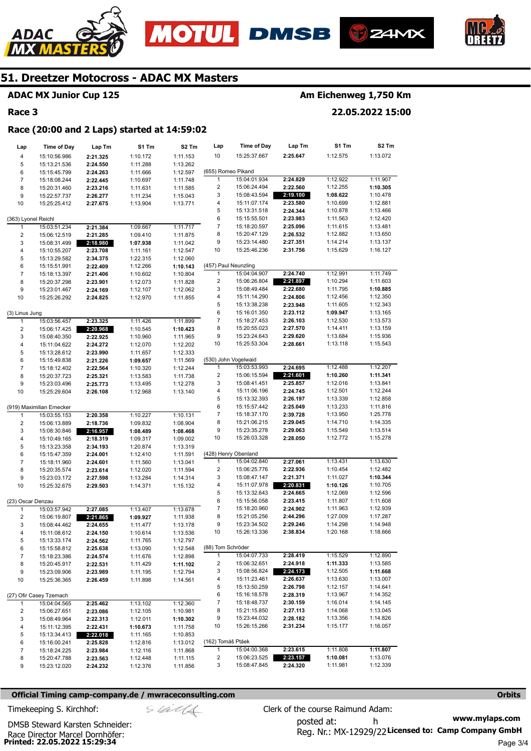# 51. Dreetzer Motocross - ADAC MX Masters

**ADAC MX Junior Cup 125** — **Am Eichenweg 1,750 Km**

**Race 3** — **22.05.2022 15:00**

### Race (20:00 and 2 Laps) started at 14:59:02

| Lap | Time of Day | Lap Tm | S1 Tm | S2 Tm |
|---|---|---|---|---|
| 4 | 15:10:56.986 | 2:21.325 | 1:10.172 | 1:11.153 |
| 5 | 15:13:21.536 | 2:24.550 | 1:11.288 | 1:13.262 |
| 6 | 15:15:45.799 | 2:24.263 | 1:11.666 | 1:12.597 |
| 7 | 15:18:08.244 | 2:22.445 | 1:10.697 | 1:11.748 |
| 8 | 15:20:31.460 | 2:23.216 | 1:11.631 | 1:11.585 |
| 9 | 15:22:57.737 | 2:26.277 | 1:11.234 | 1:15.043 |
| 10 | 15:25:25.412 | 2:27.675 | 1:13.904 | 1:13.771 |

(363) Lyonel Reichl

| Lap | Time of Day | Lap Tm | S1 Tm | S2 Tm |
|---|---|---|---|---|
| 1 | 15:03:51.234 | 2:21.384 | 1:09.667 | 1:11.717 |
| 2 | 15:06:12.519 | 2:21.285 | 1:09.410 | 1:11.875 |
| 3 | 15:08:31.499 | **2:18.980** | **1:07.938** | 1:11.042 |
| 4 | 15:10:55.207 | 2:23.708 | 1:11.161 | 1:12.547 |
| 5 | 15:13:29.582 | 2:34.375 | 1:22.315 | 1:12.060 |
| 6 | 15:15:51.991 | 2:22.409 | 1:12.266 | **1:10.143** |
| 7 | 15:18:13.397 | 2:21.406 | 1:10.602 | 1:10.804 |
| 8 | 15:20:37.298 | 2:23.901 | 1:12.073 | 1:11.828 |
| 9 | 15:23:01.467 | 2:24.169 | 1:12.107 | 1:12.062 |
| 10 | 15:25:26.292 | 2:24.825 | 1:12.970 | 1:11.855 |

(3) Linus Jung

| Lap | Time of Day | Lap Tm | S1 Tm | S2 Tm |
|---|---|---|---|---|
| 1 | 15:03:56.457 | 2:23.325 | 1:11.426 | 1:11.899 |
| 2 | 15:06:17.425 | **2:20.968** | 1:10.545 | **1:10.423** |
| 3 | 15:08:40.350 | 2:22.925 | 1:10.960 | 1:11.965 |
| 4 | 15:11:04.622 | 2:24.272 | 1:12.070 | 1:12.202 |
| 5 | 15:13:28.612 | 2:23.990 | 1:11.657 | 1:12.333 |
| 6 | 15:15:49.838 | 2:21.226 | **1:09.657** | 1:11.569 |
| 7 | 15:18:12.402 | 2:22.564 | 1:10.320 | 1:12.244 |
| 8 | 15:20:37.723 | 2:25.321 | 1:13.583 | 1:11.738 |
| 9 | 15:23:03.496 | 2:25.773 | 1:13.495 | 1:12.278 |
| 10 | 15:25:29.604 | 2:26.108 | 1:12.968 | 1:13.140 |

(919) Maximilian Ernecker

| Lap | Time of Day | Lap Tm | S1 Tm | S2 Tm |
|---|---|---|---|---|
| 1 | 15:03:55.153 | 2:20.358 | 1:10.227 | 1:10.131 |
| 2 | 15:06:13.889 | 2:18.736 | 1:09.832 | 1:08.904 |
| 3 | 15:08:30.846 | **2:16.957** | **1:08.489** | **1:08.468** |
| 4 | 15:10:49.165 | 2:18.319 | 1:09.317 | 1:09.002 |
| 5 | 15:13:23.358 | 2:34.193 | 1:20.874 | 1:13.319 |
| 6 | 15:15:47.359 | 2:24.001 | 1:12.410 | 1:11.591 |
| 7 | 15:18:11.960 | 2:24.601 | 1:11.560 | 1:13.041 |
| 8 | 15:20:35.574 | 2:23.614 | 1:12.020 | 1:11.594 |
| 9 | 15:23:03.172 | 2:27.598 | 1:13.284 | 1:14.314 |
| 10 | 15:25:32.675 | 2:29.503 | 1:14.371 | 1:15.132 |

(23) Oscar Denzau

| Lap | Time of Day | Lap Tm | S1 Tm | S2 Tm |
|---|---|---|---|---|
| 1 | 15:03:57.942 | 2:27.085 | 1:13.407 | 1:13.678 |
| 2 | 15:06:19.807 | **2:21.865** | **1:09.927** | 1:11.938 |
| 3 | 15:08:44.462 | 2:24.655 | 1:11.477 | 1:13.178 |
| 4 | 15:11:08.612 | 2:24.150 | 1:10.614 | 1:13.536 |
| 5 | 15:13:33.174 | 2:24.562 | 1:11.765 | 1:12.797 |
| 6 | 15:15:58.812 | 2:25.638 | 1:13.090 | 1:12.548 |
| 7 | 15:18:23.386 | 2:24.574 | 1:11.676 | 1:12.898 |
| 8 | 15:20:45.917 | 2:22.531 | 1:11.429 | **1:11.102** |
| 9 | 15:23:09.906 | 2:23.989 | 1:11.195 | 1:12.794 |
| 10 | 15:25:36.365 | 2:26.459 | 1:11.898 | 1:14.561 |

(27) Ofir Casey Tzemach

| Lap | Time of Day | Lap Tm | S1 Tm | S2 Tm |
|---|---|---|---|---|
| 1 | 15:04:04.565 | 2:25.462 | 1:13.102 | 1:12.360 |
| 2 | 15:06:27.651 | 2:23.086 | 1:12.105 | 1:10.981 |
| 3 | 15:08:49.964 | 2:22.313 | 1:12.011 | **1:10.302** |
| 4 | 15:11:12.395 | 2:22.431 | **1:10.673** | 1:11.758 |
| 5 | 15:13:34.413 | **2:22.018** | 1:11.165 | 1:10.853 |
| 6 | 15:16:00.241 | 2:25.828 | 1:12.816 | 1:13.012 |
| 7 | 15:18:24.225 | 2:23.984 | 1:12.116 | 1:11.868 |
| 8 | 15:20:47.788 | 2:23.563 | 1:12.448 | 1:11.115 |
| 9 | 15:23:12.020 | 2:24.232 | 1:12.376 | 1:11.856 |
| 10 | 15:25:37.667 | 2:25.647 | 1:12.575 | 1:13.072 |

(655) Romeo Pikand

| Lap | Time of Day | Lap Tm | S1 Tm | S2 Tm |
|---|---|---|---|---|
| 1 | 15:04:01.934 | 2:24.829 | 1:12.922 | 1:11.907 |
| 2 | 15:06:24.494 | 2:22.560 | 1:12.255 | **1:10.305** |
| 3 | 15:08:43.594 | **2:19.100** | **1:08.622** | 1:10.478 |
| 4 | 15:11:07.174 | 2:23.580 | 1:10.699 | 1:12.881 |
| 5 | 15:13:31.518 | 2:24.344 | 1:10.878 | 1:13.466 |
| 6 | 15:15:55.501 | 2:23.983 | 1:11.563 | 1:12.420 |
| 7 | 15:18:20.597 | 2:25.096 | 1:11.615 | 1:13.481 |
| 8 | 15:20:47.129 | 2:26.532 | 1:12.882 | 1:13.650 |
| 9 | 15:23:14.480 | 2:27.351 | 1:14.214 | 1:13.137 |
| 10 | 15:25:46.236 | 2:31.756 | 1:15.629 | 1:16.127 |

(457) Paul Neunzling

| Lap | Time of Day | Lap Tm | S1 Tm | S2 Tm |
|---|---|---|---|---|
| 1 | 15:04:04.907 | 2:24.740 | 1:12.991 | 1:11.749 |
| 2 | 15:06:26.804 | **2:21.897** | 1:10.294 | 1:11.603 |
| 3 | 15:08:49.484 | 2:22.680 | 1:11.795 | **1:10.885** |
| 4 | 15:11:14.290 | 2:24.806 | 1:12.456 | 1:12.350 |
| 5 | 15:13:38.238 | 2:23.948 | 1:11.605 | 1:12.343 |
| 6 | 15:16:01.350 | 2:23.112 | **1:09.947** | 1:13.165 |
| 7 | 15:18:27.453 | 2:26.103 | 1:12.530 | 1:13.573 |
| 8 | 15:20:55.023 | 2:27.570 | 1:14.411 | 1:13.159 |
| 9 | 15:23:24.643 | 2:29.620 | 1:13.684 | 1:15.936 |
| 10 | 15:25:53.304 | 2:28.661 | 1:13.118 | 1:15.543 |

(530) John Vogelwaid

| Lap | Time of Day | Lap Tm | S1 Tm | S2 Tm |
|---|---|---|---|---|
| 1 | 15:03:53.993 | 2:24.695 | 1:12.488 | 1:12.207 |
| 2 | 15:06:15.594 | **2:21.601** | **1:10.260** | **1:11.341** |
| 3 | 15:08:41.451 | 2:25.857 | 1:12.016 | 1:13.841 |
| 4 | 15:11:06.196 | 2:24.745 | 1:12.501 | 1:12.244 |
| 5 | 15:13:32.393 | 2:26.197 | 1:13.339 | 1:12.858 |
| 6 | 15:15:57.442 | 2:25.049 | 1:13.233 | 1:11.816 |
| 7 | 15:18:37.170 | 2:39.728 | 1:13.950 | 1:25.778 |
| 8 | 15:21:06.215 | 2:29.045 | 1:14.710 | 1:14.335 |
| 9 | 15:23:35.278 | 2:29.063 | 1:15.549 | 1:13.514 |
| 10 | 15:26:03.328 | 2:28.050 | 1:12.772 | 1:15.278 |

(428) Henry Obenland

| Lap | Time of Day | Lap Tm | S1 Tm | S2 Tm |
|---|---|---|---|---|
| 1 | 15:04:02.840 | 2:27.061 | 1:13.431 | 1:13.630 |
| 2 | 15:06:25.776 | 2:22.936 | 1:10.454 | 1:12.482 |
| 3 | 15:08:47.147 | 2:21.371 | 1:11.027 | **1:10.344** |
| 4 | 15:11:07.978 | **2:20.831** | **1:10.126** | 1:10.705 |
| 5 | 15:13:32.643 | 2:24.665 | 1:12.069 | 1:12.596 |
| 6 | 15:15:56.058 | 2:23.415 | 1:11.807 | 1:11.608 |
| 7 | 15:18:20.960 | 2:24.902 | 1:11.963 | 1:12.939 |
| 8 | 15:21:05.256 | 2:44.296 | 1:27.009 | 1:17.287 |
| 9 | 15:23:34.502 | 2:29.246 | 1:14.298 | 1:14.948 |
| 10 | 15:26:13.336 | 2:38.834 | 1:20.168 | 1:18.666 |

(88) Tom Schröder

| Lap | Time of Day | Lap Tm | S1 Tm | S2 Tm |
|---|---|---|---|---|
| 1 | 15:04:07.733 | 2:28.419 | 1:15.529 | 1:12.890 |
| 2 | 15:06:32.651 | 2:24.918 | **1:11.333** | 1:13.585 |
| 3 | 15:08:56.824 | **2:24.173** | 1:12.505 | **1:11.668** |
| 4 | 15:11:23.461 | 2:26.637 | 1:13.630 | 1:13.007 |
| 5 | 15:13:50.259 | 2:26.798 | 1:12.157 | 1:14.641 |
| 6 | 15:16:18.578 | 2:28.319 | 1:13.967 | 1:14.352 |
| 7 | 15:18:48.737 | 2:30.159 | 1:16.014 | 1:14.145 |
| 8 | 15:21:15.850 | 2:27.113 | 1:14.068 | 1:13.045 |
| 9 | 15:23:44.032 | 2:28.182 | 1:13.356 | 1:14.826 |
| 10 | 15:26:15.266 | 2:31.234 | 1:15.177 | 1:16.057 |

(162) Tomáš Ptáek

| Lap | Time of Day | Lap Tm | S1 Tm | S2 Tm |
|---|---|---|---|---|
| 1 | 15:04:00.368 | 2:23.615 | 1:11.808 | **1:11.807** |
| 2 | 15:06:23.525 | **2:23.157** | **1:10.081** | 1:13.076 |
| 3 | 15:08:47.845 | 2:24.320 | 1:11.981 | 1:12.339 |

**Official Timing camp-company.de / mwraceconsulting.com** — **Orbits**

Timekeeping S. Kirchhof:

Clerk of the course Raimund Adam:

DMSB Steward Karsten Schneider:

Race Director Marcel Dornhöfer:

posted at: h

Reg. Nr.: MX-12929/22

**www.mylaps.com**

**Licensed to: Camp Company GmbH**

**Printed: 22.05.2022 15:29:34**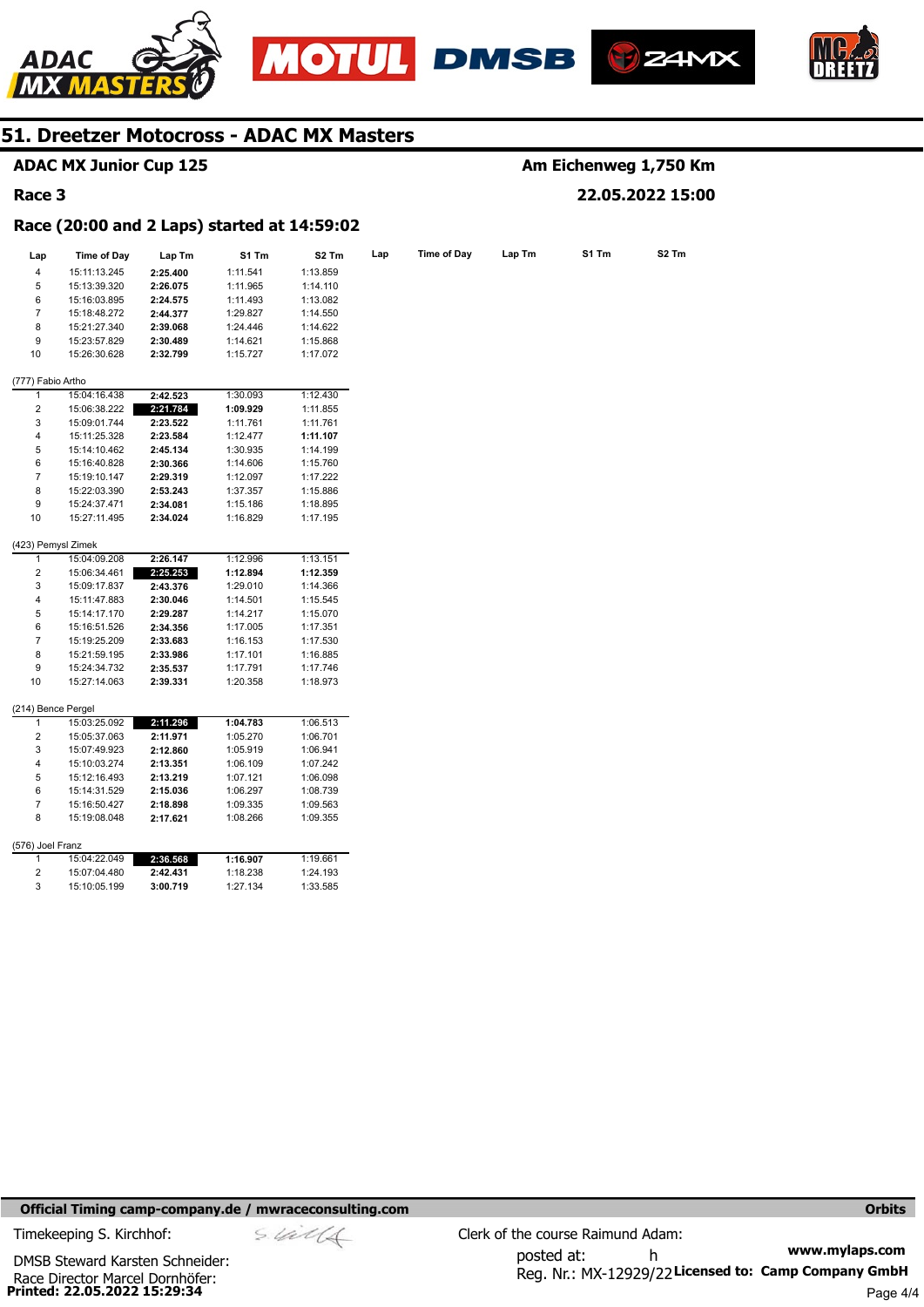## 51. Dreetzer Motocross - ADAC MX Masters

**ADAC MX Junior Cup 125** — Am Eichenweg 1,750 Km

**Race 3** — 22.05.2022 15:00

### Race (20:00 and 2 Laps) started at 14:59:02

| Lap | Time of Day | Lap Tm | S1 Tm | S2 Tm |
|---|---|---|---|---|
| 4 | 15:11:13.245 | **2:25.400** | 1:11.541 | 1:13.859 |
| 5 | 15:13:39.320 | **2:26.075** | 1:11.965 | 1:14.110 |
| 6 | 15:16:03.895 | **2:24.575** | 1:11.493 | 1:13.082 |
| 7 | 15:18:48.272 | **2:44.377** | 1:29.827 | 1:14.550 |
| 8 | 15:21:27.340 | **2:39.068** | 1:24.446 | 1:14.622 |
| 9 | 15:23:57.829 | **2:30.489** | 1:14.621 | 1:15.868 |
| 10 | 15:26:30.628 | **2:32.799** | 1:15.727 | 1:17.072 |

(777) Fabio Artho

| Lap | Time of Day | Lap Tm | S1 Tm | S2 Tm |
|---|---|---|---|---|
| 1 | 15:04:16.438 | **2:42.523** | 1:30.093 | 1:12.430 |
| 2 | 15:06:38.222 | **2:21.784** | **1:09.929** | 1:11.855 |
| 3 | 15:09:01.744 | **2:23.522** | 1:11.761 | 1:11.761 |
| 4 | 15:11:25.328 | **2:23.584** | 1:12.477 | **1:11.107** |
| 5 | 15:14:10.462 | **2:45.134** | 1:30.935 | 1:14.199 |
| 6 | 15:16:40.828 | **2:30.366** | 1:14.606 | 1:15.760 |
| 7 | 15:19:10.147 | **2:29.319** | 1:12.097 | 1:17.222 |
| 8 | 15:22:03.390 | **2:53.243** | 1:37.357 | 1:15.886 |
| 9 | 15:24:37.471 | **2:34.081** | 1:15.186 | 1:18.895 |
| 10 | 15:27:11.495 | **2:34.024** | 1:16.829 | 1:17.195 |

(423) Pemysl Zimek

| Lap | Time of Day | Lap Tm | S1 Tm | S2 Tm |
|---|---|---|---|---|
| 1 | 15:04:09.208 | **2:26.147** | 1:12.996 | 1:13.151 |
| 2 | 15:06:34.461 | **2:25.253** | **1:12.894** | **1:12.359** |
| 3 | 15:09:17.837 | **2:43.376** | 1:29.010 | 1:14.366 |
| 4 | 15:11:47.883 | **2:30.046** | 1:14.501 | 1:15.545 |
| 5 | 15:14:17.170 | **2:29.287** | 1:14.217 | 1:15.070 |
| 6 | 15:16:51.526 | **2:34.356** | 1:17.005 | 1:17.351 |
| 7 | 15:19:25.209 | **2:33.683** | 1:16.153 | 1:17.530 |
| 8 | 15:21:59.195 | **2:33.986** | 1:17.101 | 1:16.885 |
| 9 | 15:24:34.732 | **2:35.537** | 1:17.791 | 1:17.746 |
| 10 | 15:27:14.063 | **2:39.331** | 1:20.358 | 1:18.973 |

(214) Bence Pergel

| Lap | Time of Day | Lap Tm | S1 Tm | S2 Tm |
|---|---|---|---|---|
| 1 | 15:03:25.092 | **2:11.296** | **1:04.783** | 1:06.513 |
| 2 | 15:05:37.063 | **2:11.971** | 1:05.270 | 1:06.701 |
| 3 | 15:07:49.923 | **2:12.860** | 1:05.919 | 1:06.941 |
| 4 | 15:10:03.274 | **2:13.351** | 1:06.109 | 1:07.242 |
| 5 | 15:12:16.493 | **2:13.219** | 1:07.121 | 1:06.098 |
| 6 | 15:14:31.529 | **2:15.036** | 1:06.297 | 1:08.739 |
| 7 | 15:16:50.427 | **2:18.898** | 1:09.335 | 1:09.563 |
| 8 | 15:19:08.048 | **2:17.621** | 1:08.266 | 1:09.355 |

(576) Joel Franz

| Lap | Time of Day | Lap Tm | S1 Tm | S2 Tm |
|---|---|---|---|---|
| 1 | 15:04:22.049 | **2:36.568** | **1:16.907** | 1:19.661 |
| 2 | 15:07:04.480 | **2:42.431** | 1:18.238 | 1:24.193 |
| 3 | 15:10:05.199 | **3:00.719** | 1:27.134 | 1:33.585 |

**Official Timing camp-company.de / mwraceconsulting.com** — **Orbits**

Timekeeping S. Kirchhof:

DMSB Steward Karsten Schneider:

Race Director Marcel Dornhöfer:

Clerk of the course Raimund Adam:

posted at: h

Reg. Nr.: MX-12929/22

**www.mylaps.com**

**Licensed to: Camp Company GmbH**

**Printed: 22.05.2022 15:29:34**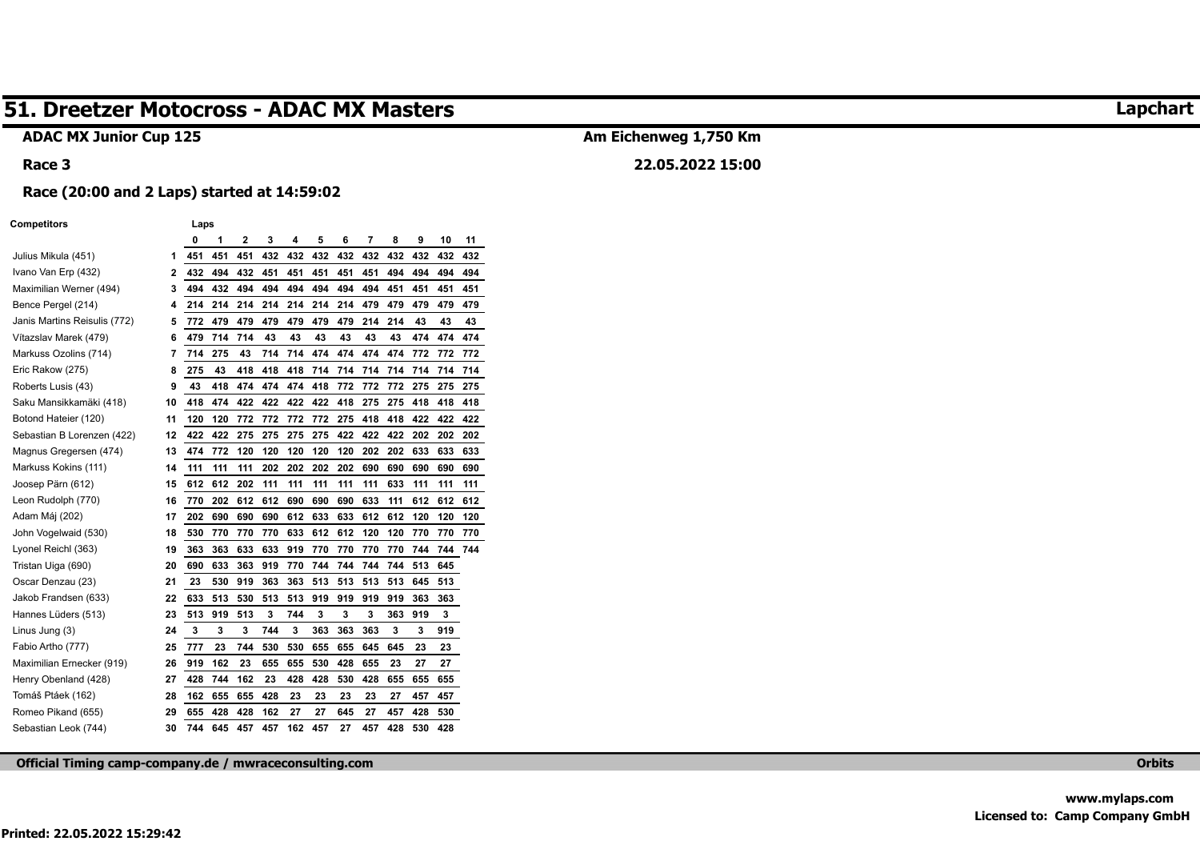# 51. Dreetzer Motocross - ADAC MX Masters

**Lapchart**

**ADAC MX Junior Cup 125**

**Am Eichenweg 1,750 Km**

**Race 3**

**22.05.2022 15:00**

**Race (20:00 and 2 Laps) started at 14:59:02**

| Competitors | | Laps 0 | 1 | 2 | 3 | 4 | 5 | 6 | 7 | 8 | 9 | 10 | 11 |
|---|---|---|---|---|---|---|---|---|---|---|---|---|---|
| Julius Mikula (451) | 1 | 451 | 451 | 451 | 432 | 432 | 432 | 432 | 432 | 432 | 432 | 432 | 432 |
| Ivano Van Erp (432) | 2 | 432 | 494 | 432 | 451 | 451 | 451 | 451 | 451 | 494 | 494 | 494 | 494 |
| Maximilian Werner (494) | 3 | 494 | 432 | 494 | 494 | 494 | 494 | 494 | 494 | 451 | 451 | 451 | 451 |
| Bence Pergel (214) | 4 | 214 | 214 | 214 | 214 | 214 | 214 | 214 | 479 | 479 | 479 | 479 | 479 |
| Janis Martins Reisulis (772) | 5 | 772 | 479 | 479 | 479 | 479 | 479 | 479 | 214 | 214 | 43 | 43 | 43 |
| Vítazslav Marek (479) | 6 | 479 | 714 | 714 | 43 | 43 | 43 | 43 | 43 | 43 | 474 | 474 | 474 |
| Markuss Ozolins (714) | 7 | 714 | 275 | 43 | 714 | 714 | 474 | 474 | 474 | 474 | 772 | 772 | 772 |
| Eric Rakow (275) | 8 | 275 | 43 | 418 | 418 | 418 | 714 | 714 | 714 | 714 | 714 | 714 | 714 |
| Roberts Lusis (43) | 9 | 43 | 418 | 474 | 474 | 474 | 418 | 772 | 772 | 772 | 275 | 275 | 275 |
| Saku Mansikkamäki (418) | 10 | 418 | 474 | 422 | 422 | 422 | 422 | 418 | 275 | 275 | 418 | 418 | 418 |
| Botond Hateier (120) | 11 | 120 | 120 | 772 | 772 | 772 | 772 | 275 | 418 | 418 | 422 | 422 | 422 |
| Sebastian B Lorenzen (422) | 12 | 422 | 422 | 275 | 275 | 275 | 275 | 422 | 422 | 422 | 202 | 202 | 202 |
| Magnus Gregersen (474) | 13 | 474 | 772 | 120 | 120 | 120 | 120 | 120 | 202 | 202 | 633 | 633 | 633 |
| Markuss Kokins (111) | 14 | 111 | 111 | 111 | 202 | 202 | 202 | 202 | 690 | 690 | 690 | 690 | 690 |
| Joosep Pärn (612) | 15 | 612 | 612 | 202 | 111 | 111 | 111 | 111 | 111 | 633 | 111 | 111 | 111 |
| Leon Rudolph (770) | 16 | 770 | 202 | 612 | 612 | 690 | 690 | 690 | 633 | 111 | 612 | 612 | 612 |
| Adam Máj (202) | 17 | 202 | 690 | 690 | 690 | 612 | 633 | 633 | 612 | 612 | 120 | 120 | 120 |
| John Vogelwaid (530) | 18 | 530 | 770 | 770 | 770 | 633 | 612 | 612 | 120 | 120 | 770 | 770 | 770 |
| Lyonel Reichl (363) | 19 | 363 | 363 | 633 | 633 | 919 | 770 | 770 | 770 | 770 | 744 | 744 | 744 |
| Tristan Uiga (690) | 20 | 690 | 633 | 363 | 919 | 770 | 744 | 744 | 744 | 744 | 513 | 645 | |
| Oscar Denzau (23) | 21 | 23 | 530 | 919 | 363 | 363 | 513 | 513 | 513 | 513 | 645 | 513 | |
| Jakob Frandsen (633) | 22 | 633 | 513 | 530 | 513 | 513 | 919 | 919 | 919 | 919 | 363 | 363 | |
| Hannes Lüders (513) | 23 | 513 | 919 | 513 | 3 | 744 | 3 | 3 | 3 | 363 | 919 | 3 | |
| Linus Jung (3) | 24 | 3 | 3 | 3 | 744 | 3 | 363 | 363 | 363 | 3 | 3 | 919 | |
| Fabio Artho (777) | 25 | 777 | 23 | 744 | 530 | 530 | 655 | 655 | 645 | 645 | 23 | 23 | |
| Maximilian Ernecker (919) | 26 | 919 | 162 | 23 | 655 | 655 | 530 | 428 | 655 | 23 | 27 | 27 | |
| Henry Obenland (428) | 27 | 428 | 744 | 162 | 23 | 428 | 428 | 530 | 428 | 655 | 655 | 655 | |
| Tomáš Ptáek (162) | 28 | 162 | 655 | 655 | 428 | 23 | 23 | 23 | 23 | 27 | 457 | 457 | |
| Romeo Pikand (655) | 29 | 655 | 428 | 428 | 162 | 27 | 27 | 645 | 27 | 457 | 428 | 530 | |
| Sebastian Leok (744) | 30 | 744 | 645 | 457 | 457 | 162 | 457 | 27 | 457 | 428 | 530 | 428 | |

**Official Timing camp-company.de / mwraceconsulting.com**

**Orbits**

**www.mylaps.com**

**Licensed to: Camp Company GmbH**

**Printed: 22.05.2022 15:29:42**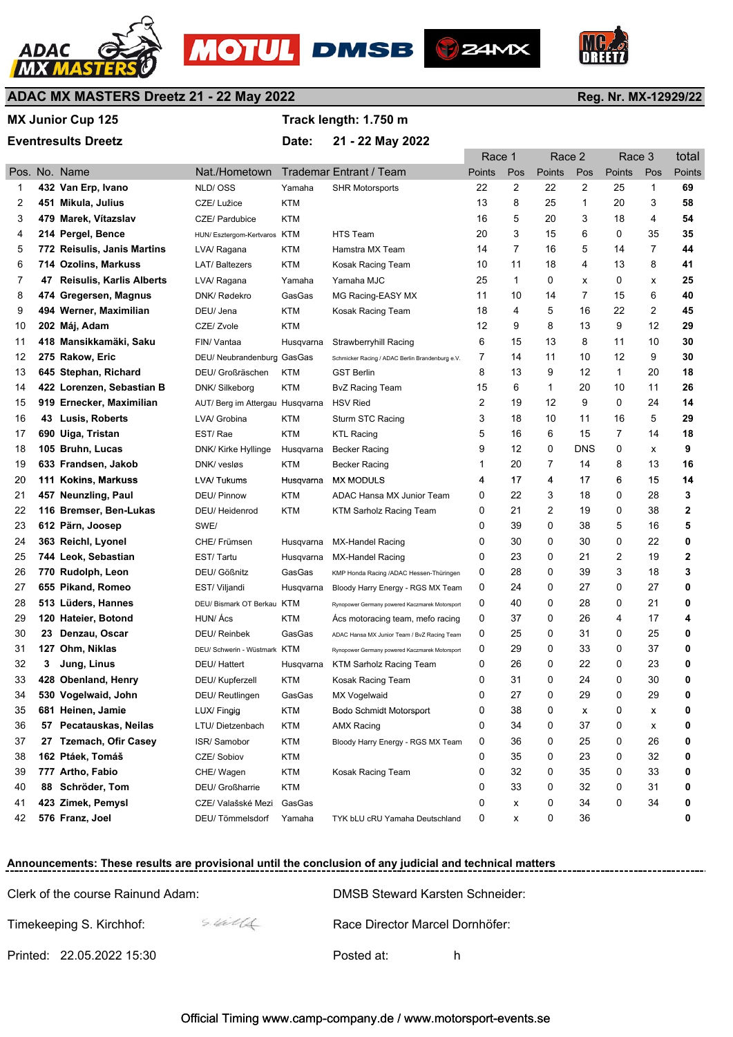## ADAC MX MASTERS Dreetz 21 - 22 May 2022

Reg. Nr. MX-12929/22

**MX Junior Cup 125** — **Track length: 1.750 m**

**Eventresults Dreetz** — **Date: 21 - 22 May 2022**

| Pos. | No. | Name | Nat./Hometown | Trademar | Entrant / Team | Race 1 Points | Race 1 Pos | Race 2 Points | Race 2 Pos | Race 3 Points | Race 3 Pos | total Points |
|---|---|---|---|---|---|---|---|---|---|---|---|---|
| 1 | 432 | Van Erp, Ivano | NLD/ OSS | Yamaha | SHR Motorsports | 22 | 2 | 22 | 2 | 25 | 1 | 69 |
| 2 | 451 | Mikula, Julius | CZE/ Lužice | KTM | | 13 | 8 | 25 | 1 | 20 | 3 | 58 |
| 3 | 479 | Marek, Vítazslav | CZE/ Pardubice | KTM | | 16 | 5 | 20 | 3 | 18 | 4 | 54 |
| 4 | 214 | Pergel, Bence | HUN/ Esztergom-Kertvaros | KTM | HTS Team | 20 | 3 | 15 | 6 | 0 | 35 | 35 |
| 5 | 772 | Reisulis, Janis Martins | LVA/ Ragana | KTM | Hamstra MX Team | 14 | 7 | 16 | 5 | 14 | 7 | 44 |
| 6 | 714 | Ozolins, Markuss | LAT/ Baltezers | KTM | Kosak Racing Team | 10 | 11 | 18 | 4 | 13 | 8 | 41 |
| 7 | 47 | Reisulis, Karlis Alberts | LVA/ Ragana | Yamaha | Yamaha MJC | 25 | 1 | 0 | x | 0 | x | 25 |
| 8 | 474 | Gregersen, Magnus | DNK/ Rødekro | GasGas | MG Racing-EASY MX | 11 | 10 | 14 | 7 | 15 | 6 | 40 |
| 9 | 494 | Werner, Maximilian | DEU/ Jena | KTM | Kosak Racing Team | 18 | 4 | 5 | 16 | 22 | 2 | 45 |
| 10 | 202 | Máj, Adam | CZE/ Zvole | KTM | | 12 | 9 | 8 | 13 | 9 | 12 | 29 |
| 11 | 418 | Mansikkamäki, Saku | FIN/ Vantaa | Husqvarna | Strawberryhill Racing | 6 | 15 | 13 | 8 | 11 | 10 | 30 |
| 12 | 275 | Rakow, Eric | DEU/ Neubrandenburg | GasGas | Schmicker Racing / ADAC Berlin Brandenburg e.V. | 7 | 14 | 11 | 10 | 12 | 9 | 30 |
| 13 | 645 | Stephan, Richard | DEU/ Großräschen | KTM | GST Berlin | 8 | 13 | 9 | 12 | 1 | 20 | 18 |
| 14 | 422 | Lorenzen, Sebastian B | DNK/ Silkeborg | KTM | BvZ Racing Team | 15 | 6 | 1 | 20 | 10 | 11 | 26 |
| 15 | 919 | Ernecker, Maximilian | AUT/ Berg im Attergau | Husqvarna | HSV Ried | 2 | 19 | 12 | 9 | 0 | 24 | 14 |
| 16 | 43 | Lusis, Roberts | LVA/ Grobina | KTM | Sturm STC Racing | 3 | 18 | 10 | 11 | 16 | 5 | 29 |
| 17 | 690 | Uiga, Tristan | EST/ Rae | KTM | KTL Racing | 5 | 16 | 6 | 15 | 7 | 14 | 18 |
| 18 | 105 | Bruhn, Lucas | DNK/ Kirke Hyllinge | Husqvarna | Becker Racing | 9 | 12 | 0 | DNS | 0 | x | 9 |
| 19 | 633 | Frandsen, Jakob | DNK/ vesløs | KTM | Becker Racing | 1 | 20 | 7 | 14 | 8 | 13 | 16 |
| 20 | 111 | Kokins, Markuss | LVA/ Tukums | Husqvarna | MX MODULS | 4 | 17 | 4 | 17 | 6 | 15 | 14 |
| 21 | 457 | Neunzling, Paul | DEU/ Pinnow | KTM | ADAC Hansa MX Junior Team | 0 | 22 | 3 | 18 | 0 | 28 | 3 |
| 22 | 116 | Bremser, Ben-Lukas | DEU/ Heidenrod | KTM | KTM Sarholz Racing Team | 0 | 21 | 2 | 19 | 0 | 38 | 2 |
| 23 | 612 | Pärn, Joosep | SWE/ | | | 0 | 39 | 0 | 38 | 5 | 16 | 5 |
| 24 | 363 | Reichl, Lyonel | CHE/ Frümsen | Husqvarna | MX-Handel Racing | 0 | 30 | 0 | 30 | 0 | 22 | 0 |
| 25 | 744 | Leok, Sebastian | EST/ Tartu | Husqvarna | MX-Handel Racing | 0 | 23 | 0 | 21 | 2 | 19 | 2 |
| 26 | 770 | Rudolph, Leon | DEU/ Gößnitz | GasGas | KMP Honda Racing /ADAC Hessen-Thüringen | 0 | 28 | 0 | 39 | 3 | 18 | 3 |
| 27 | 655 | Pikand, Romeo | EST/ Viljandi | Husqvarna | Bloody Harry Energy - RGS MX Team | 0 | 24 | 0 | 27 | 0 | 27 | 0 |
| 28 | 513 | Lüders, Hannes | DEU/ Bismark OT Berkau | KTM | Rynopower Germany powered Kaczmarek Motorsport | 0 | 40 | 0 | 28 | 0 | 21 | 0 |
| 29 | 120 | Hateier, Botond | HUN/ Ács | KTM | Ács motoracing team, mefo racing | 0 | 37 | 0 | 26 | 4 | 17 | 4 |
| 30 | 23 | Denzau, Oscar | DEU/ Reinbek | GasGas | ADAC Hansa MX Junior Team / BvZ Racing Team | 0 | 25 | 0 | 31 | 0 | 25 | 0 |
| 31 | 127 | Ohm, Niklas | DEU/ Schwerin - Wüstmark | KTM | Rynopower Germany powered Kaczmarek Motorsport | 0 | 29 | 0 | 33 | 0 | 37 | 0 |
| 32 | 3 | Jung, Linus | DEU/ Hattert | Husqvarna | KTM Sarholz Racing Team | 0 | 26 | 0 | 22 | 0 | 23 | 0 |
| 33 | 428 | Obenland, Henry | DEU/ Kupferzell | KTM | Kosak Racing Team | 0 | 31 | 0 | 24 | 0 | 30 | 0 |
| 34 | 530 | Vogelwaid, John | DEU/ Reutlingen | GasGas | MX Vogelwaid | 0 | 27 | 0 | 29 | 0 | 29 | 0 |
| 35 | 681 | Heinen, Jamie | LUX/ Fingig | KTM | Bodo Schmidt Motorsport | 0 | 38 | 0 | x | 0 | x | 0 |
| 36 | 57 | Pecatauskas, Neilas | LTU/ Dietzenbach | KTM | AMX Racing | 0 | 34 | 0 | 37 | 0 | x | 0 |
| 37 | 27 | Tzemach, Ofir Casey | ISR/ Samobor | KTM | Bloody Harry Energy - RGS MX Team | 0 | 36 | 0 | 25 | 0 | 26 | 0 |
| 38 | 162 | Ptáek, Tomáš | CZE/ Sobiov | KTM | | 0 | 35 | 0 | 23 | 0 | 32 | 0 |
| 39 | 777 | Artho, Fabio | CHE/ Wagen | KTM | Kosak Racing Team | 0 | 32 | 0 | 35 | 0 | 33 | 0 |
| 40 | 88 | Schröder, Tom | DEU/ Großharrie | KTM | | 0 | 33 | 0 | 32 | 0 | 31 | 0 |
| 41 | 423 | Zimek, Pemysl | CZE/ Valašské Mezi | GasGas | | 0 | x | 0 | 34 | 0 | 34 | 0 |
| 42 | 576 | Franz, Joel | DEU/ Tömmelsdorf | Yamaha | TYK bLU cRU Yamaha Deutschland | 0 | x | 0 | 36 | | | 0 |

**Announcements: These results are provisional until the conclusion of any judicial and technical matters**

Clerk of the course Rainund Adam:

DMSB Steward Karsten Schneider:

Timekeeping S. Kirchhof:

Race Director Marcel Dornhöfer:

Printed: 22.05.2022 15:30

Posted at: h

Official Timing www.camp-company.de / www.motorsport-events.se